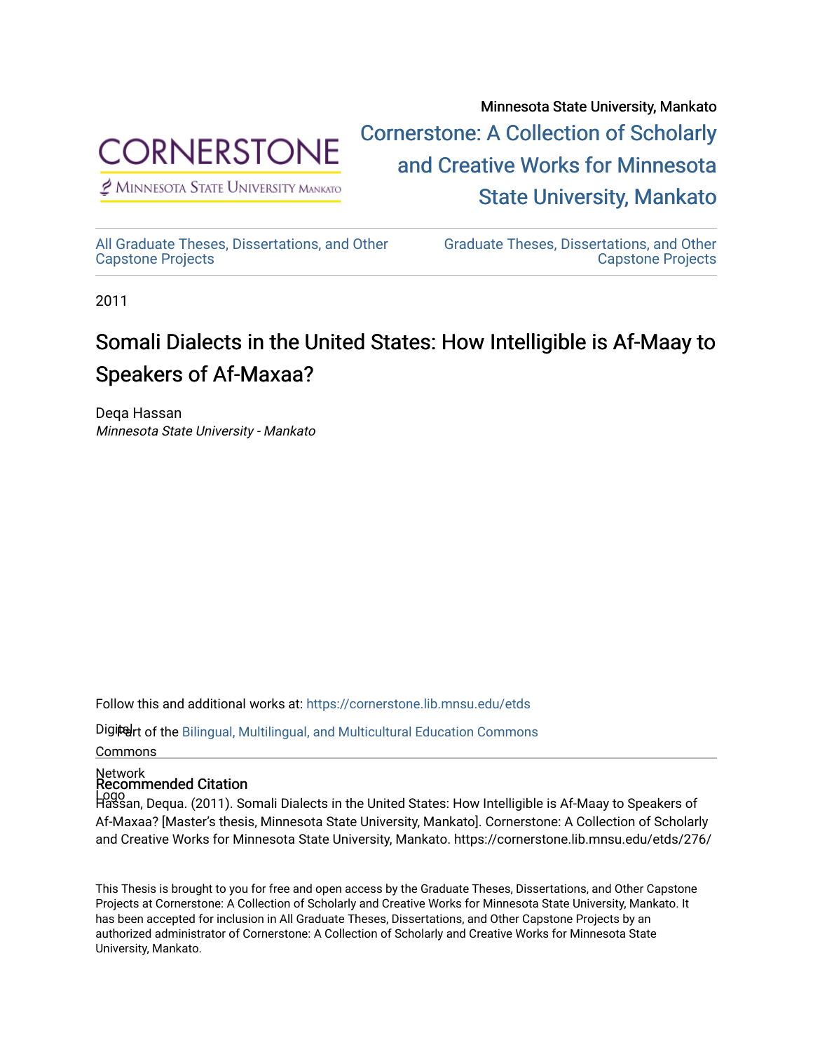Minnesota State University, Mankato

Cornerstone: A Collection of Scholarly and Creative Works for Minnesota State University, Mankato

All Graduate Theses, Dissertations, and Other Capstone Projects

Graduate Theses, Dissertations, and Other Capstone Projects

2011

# Somali Dialects in the United States: How Intelligible is Af-Maay to Speakers of Af-Maxaa?

Deqa Hassan
*Minnesota State University - Mankato*

Follow this and additional works at: https://cornerstone.lib.mnsu.edu/etds

Part of the Bilingual, Multilingual, and Multicultural Education Commons

## Recommended Citation

Hassan, Dequa. (2011). Somali Dialects in the United States: How Intelligible is Af-Maay to Speakers of Af-Maxaa? [Master's thesis, Minnesota State University, Mankato]. Cornerstone: A Collection of Scholarly and Creative Works for Minnesota State University, Mankato. https://cornerstone.lib.mnsu.edu/etds/276/

This Thesis is brought to you for free and open access by the Graduate Theses, Dissertations, and Other Capstone Projects at Cornerstone: A Collection of Scholarly and Creative Works for Minnesota State University, Mankato. It has been accepted for inclusion in All Graduate Theses, Dissertations, and Other Capstone Projects by an authorized administrator of Cornerstone: A Collection of Scholarly and Creative Works for Minnesota State University, Mankato.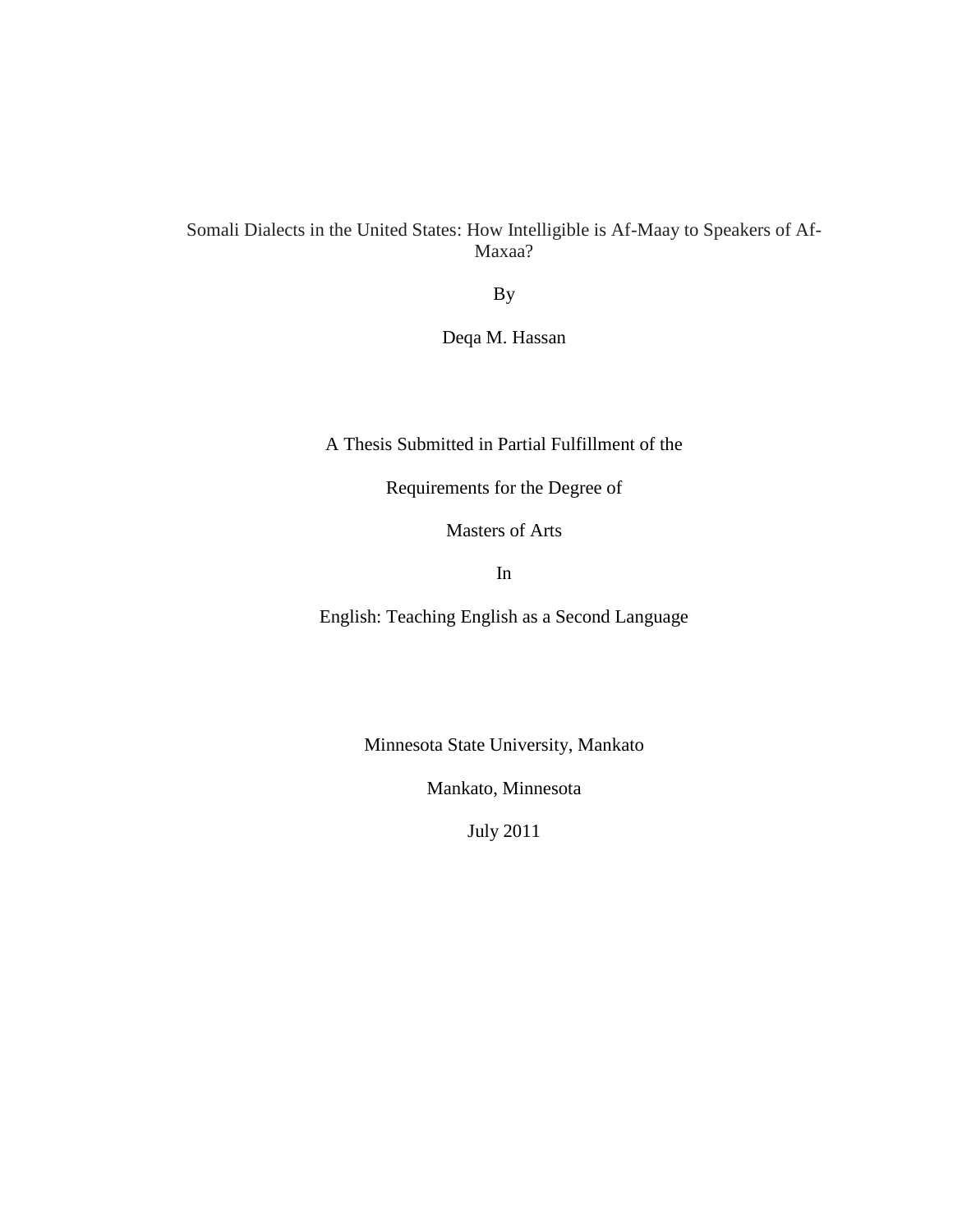# Somali Dialects in the United States: How Intelligible is Af-Maay to Speakers of Af-Maxaa?

By

Deqa M. Hassan

A Thesis Submitted in Partial Fulfillment of the

Requirements for the Degree of

Masters of Arts

In

English: Teaching English as a Second Language

Minnesota State University, Mankato

Mankato, Minnesota

July 2011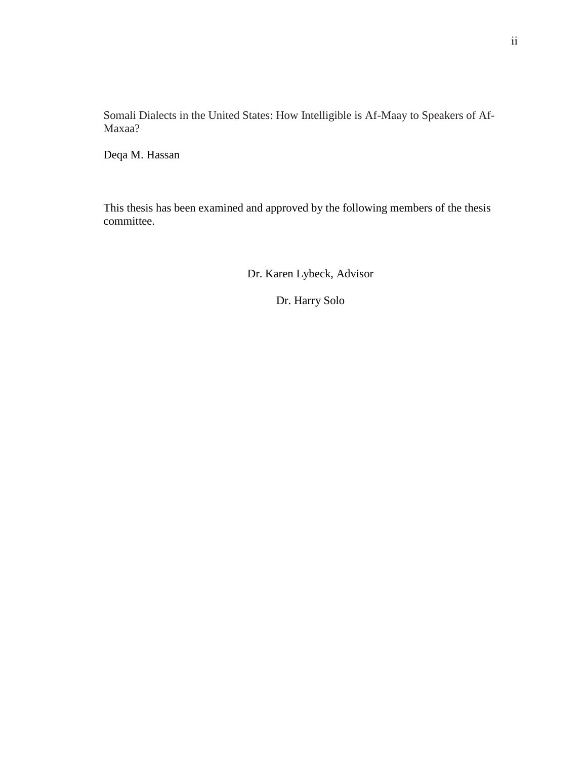Somali Dialects in the United States: How Intelligible is Af-Maay to Speakers of Af-Maxaa?

Deqa M. Hassan

This thesis has been examined and approved by the following members of the thesis committee.

Dr. Karen Lybeck, Advisor

Dr. Harry Solo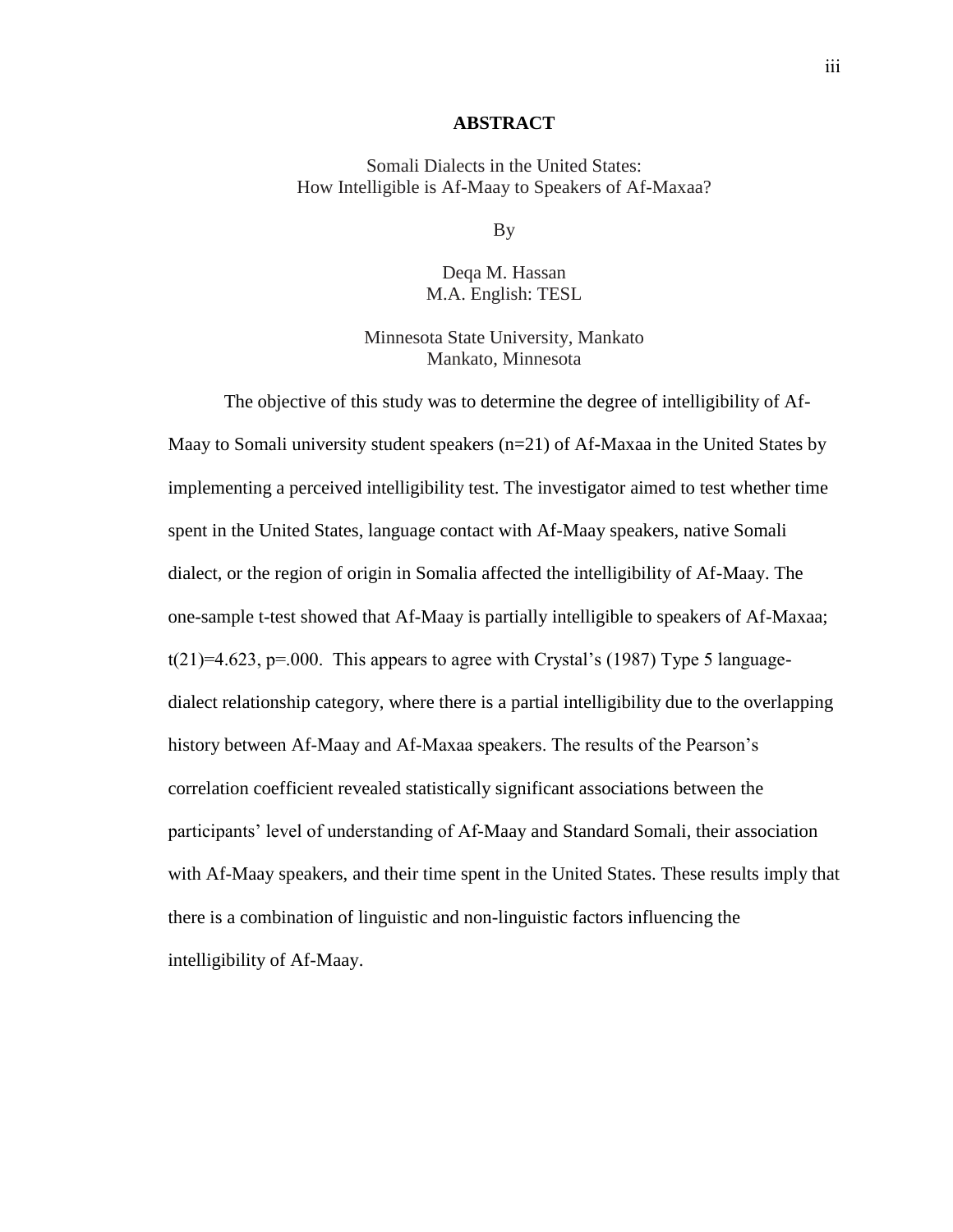# ABSTRACT

Somali Dialects in the United States:
How Intelligible is Af-Maay to Speakers of Af-Maxaa?

By

Deqa M. Hassan
M.A. English: TESL

Minnesota State University, Mankato
Mankato, Minnesota

The objective of this study was to determine the degree of intelligibility of Af-Maay to Somali university student speakers ($n=21$) of Af-Maxaa in the United States by implementing a perceived intelligibility test. The investigator aimed to test whether time spent in the United States, language contact with Af-Maay speakers, native Somali dialect, or the region of origin in Somalia affected the intelligibility of Af-Maay. The one-sample t-test showed that Af-Maay is partially intelligible to speakers of Af-Maxaa; $t(21)=4.623$, $p=.000$. This appears to agree with Crystal's (1987) Type 5 language-dialect relationship category, where there is a partial intelligibility due to the overlapping history between Af-Maay and Af-Maxaa speakers. The results of the Pearson's correlation coefficient revealed statistically significant associations between the participants' level of understanding of Af-Maay and Standard Somali, their association with Af-Maay speakers, and their time spent in the United States. These results imply that there is a combination of linguistic and non-linguistic factors influencing the intelligibility of Af-Maay.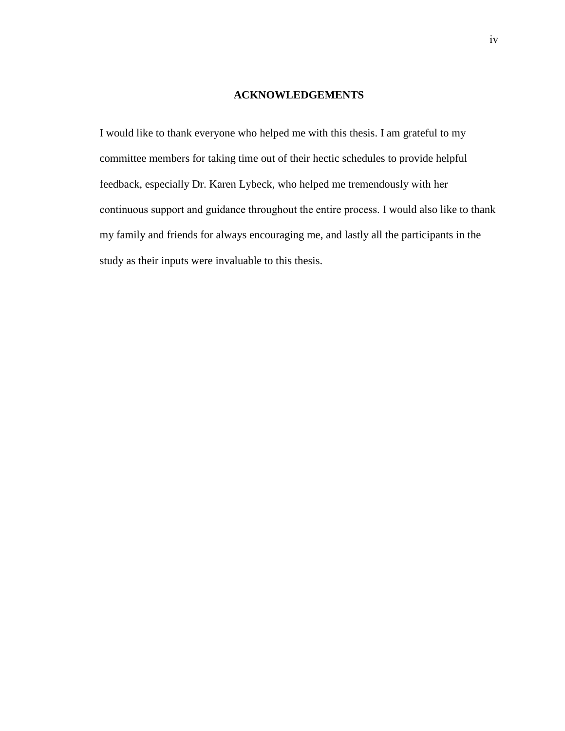# ACKNOWLEDGEMENTS

I would like to thank everyone who helped me with this thesis. I am grateful to my committee members for taking time out of their hectic schedules to provide helpful feedback, especially Dr. Karen Lybeck, who helped me tremendously with her continuous support and guidance throughout the entire process. I would also like to thank my family and friends for always encouraging me, and lastly all the participants in the study as their inputs were invaluable to this thesis.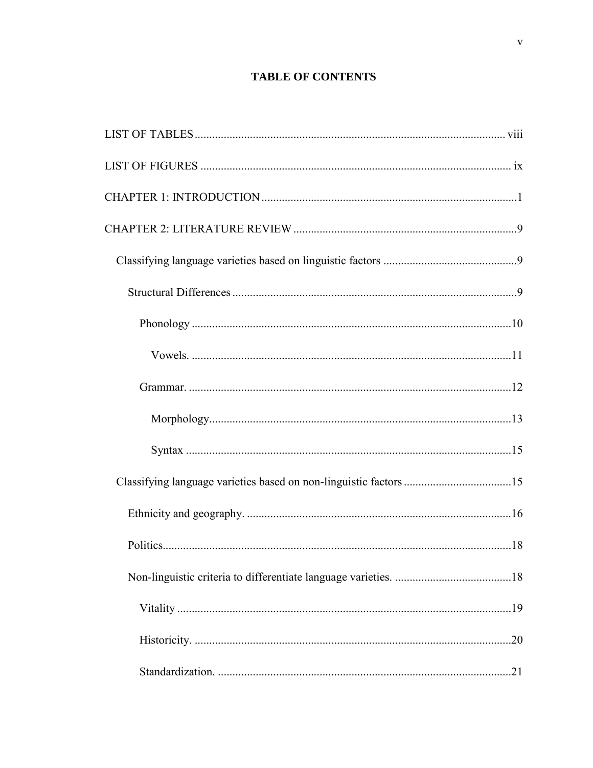# TABLE OF CONTENTS

LIST OF TABLES ........................................................................................................ viii

LIST OF FIGURES ........................................................................................................ ix

CHAPTER 1: INTRODUCTION ........................................................................................1

CHAPTER 2: LITERATURE REVIEW ..............................................................................9

- Classifying language varieties based on linguistic factors ..............................................9
  - Structural Differences ..................................................................................9
    - Phonology ..................................................................................10
      - Vowels. ..................................................................................11
    - Grammar. ..................................................................................12
      - Morphology..................................................................................13
      - Syntax ..................................................................................15
- Classifying language varieties based on non-linguistic factors ......................................15
  - Ethnicity and geography. ..................................................................................16
  - Politics..................................................................................18
  - Non-linguistic criteria to differentiate language varieties. ..........................................18
    - Vitality ..................................................................................19
    - Historicity. ..................................................................................20
    - Standardization. ..................................................................................21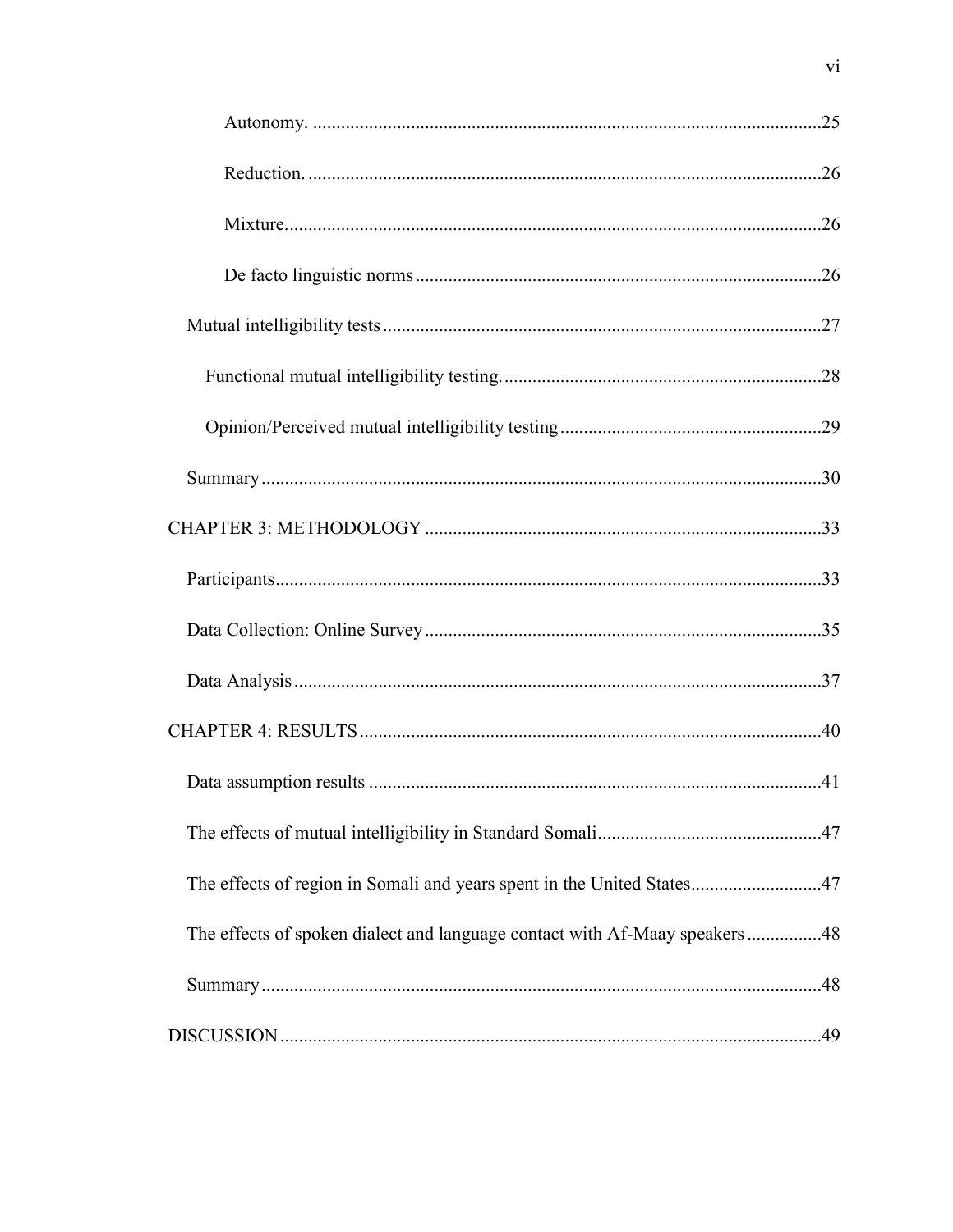Autonomy. ............................................................................................................25

Reduction. ............................................................................................................26

Mixture.................................................................................................................26

De facto linguistic norms ......................................................................................26

Mutual intelligibility tests ............................................................................................27

Functional mutual intelligibility testing. ...................................................................28

Opinion/Perceived mutual intelligibility testing .......................................................29

Summary .......................................................................................................................30

CHAPTER 3: METHODOLOGY ....................................................................................33

Participants....................................................................................................................33

Data Collection: Online Survey ....................................................................................35

Data Analysis ................................................................................................................37

CHAPTER 4: RESULTS ..................................................................................................40

Data assumption results ................................................................................................41

The effects of mutual intelligibility in Standard Somali...............................................47

The effects of region in Somali and years spent in the United States...........................47

The effects of spoken dialect and language contact with Af-Maay speakers ................48

Summary .......................................................................................................................48

DISCUSSION ...................................................................................................................49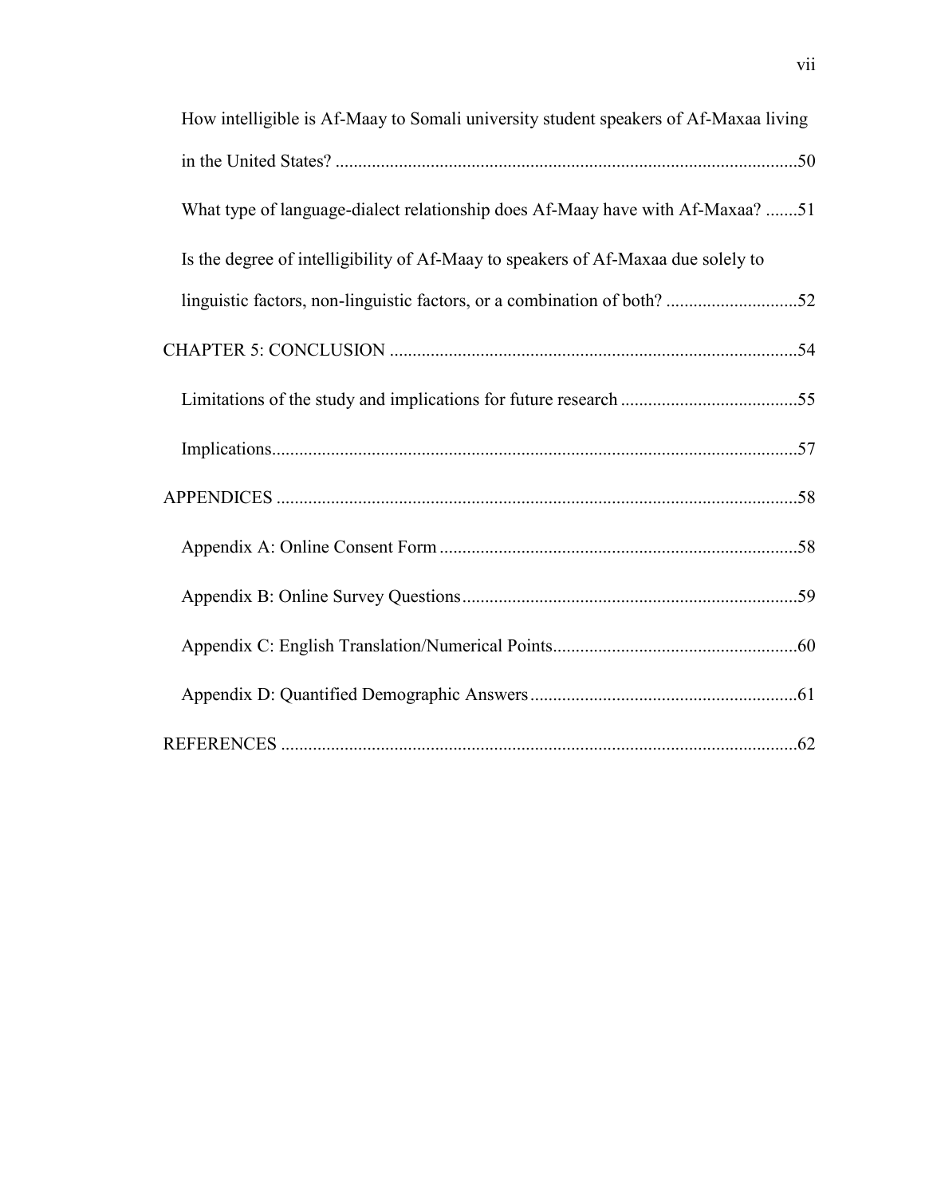How intelligible is Af-Maay to Somali university student speakers of Af-Maxaa living in the United States? .....................................................................................................50

What type of language-dialect relationship does Af-Maay have with Af-Maxaa? .......51

Is the degree of intelligibility of Af-Maay to speakers of Af-Maxaa due solely to linguistic factors, non-linguistic factors, or a combination of both? .............................52

CHAPTER 5: CONCLUSION ..........................................................................................54

Limitations of the study and implications for future research .......................................55

Implications....................................................................................................................57

APPENDICES ...................................................................................................................58

Appendix A: Online Consent Form ...............................................................................58

Appendix B: Online Survey Questions..........................................................................59

Appendix C: English Translation/Numerical Points......................................................60

Appendix D: Quantified Demographic Answers ...........................................................61

REFERENCES ..................................................................................................................62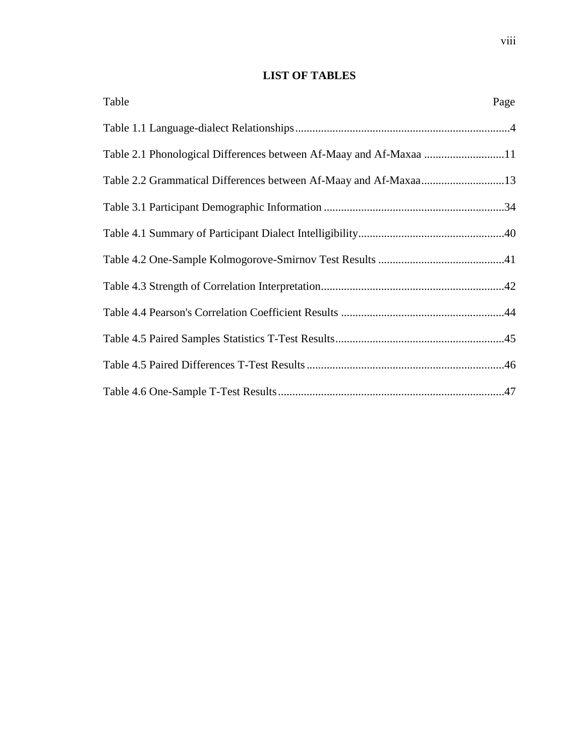# LIST OF TABLES

| Table | Page |
|---|---|
| Table 1.1 Language-dialect Relationships | 4 |
| Table 2.1 Phonological Differences between Af-Maay and Af-Maxaa | 11 |
| Table 2.2 Grammatical Differences between Af-Maay and Af-Maxaa | 13 |
| Table 3.1 Participant Demographic Information | 34 |
| Table 4.1 Summary of Participant Dialect Intelligibility | 40 |
| Table 4.2 One-Sample Kolmogorove-Smirnov Test Results | 41 |
| Table 4.3 Strength of Correlation Interpretation | 42 |
| Table 4.4 Pearson's Correlation Coefficient Results | 44 |
| Table 4.5 Paired Samples Statistics T-Test Results | 45 |
| Table 4.5 Paired Differences T-Test Results | 46 |
| Table 4.6 One-Sample T-Test Results | 47 |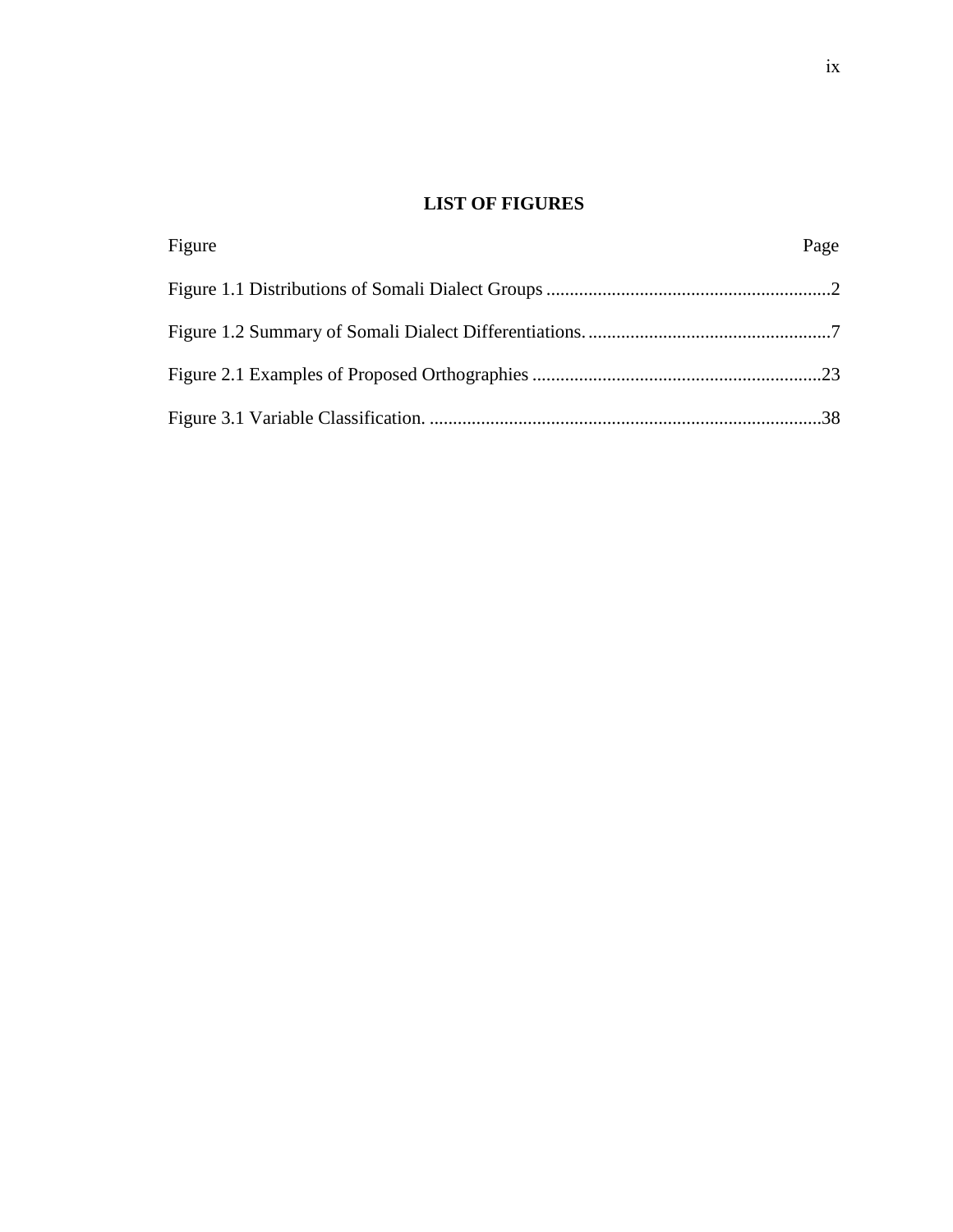# LIST OF FIGURES

| Figure | Page |
| --- | --- |
| Figure 1.1 Distributions of Somali Dialect Groups | 2 |
| Figure 1.2 Summary of Somali Dialect Differentiations. | 7 |
| Figure 2.1 Examples of Proposed Orthographies | 23 |
| Figure 3.1 Variable Classification. | 38 |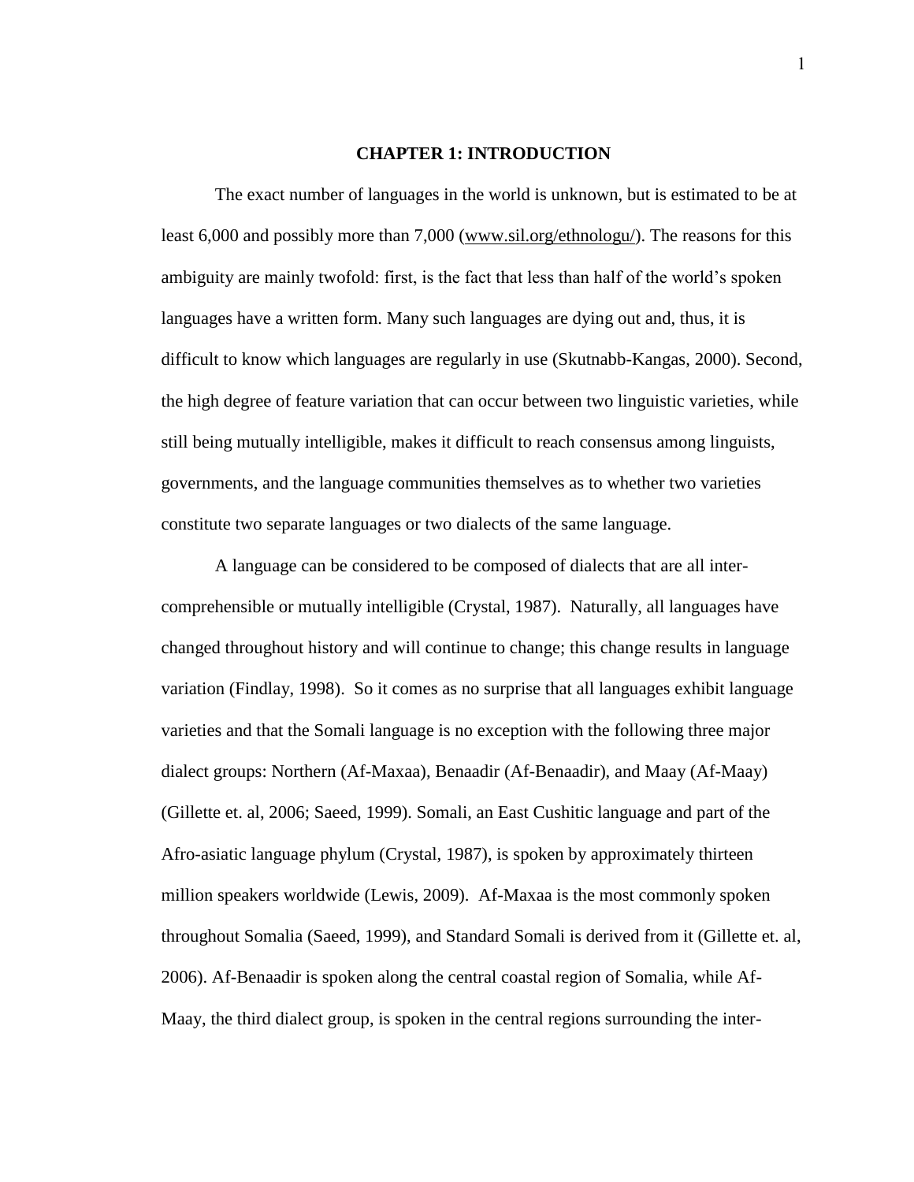# CHAPTER 1: INTRODUCTION

The exact number of languages in the world is unknown, but is estimated to be at least 6,000 and possibly more than 7,000 (www.sil.org/ethnologu/). The reasons for this ambiguity are mainly twofold: first, is the fact that less than half of the world's spoken languages have a written form. Many such languages are dying out and, thus, it is difficult to know which languages are regularly in use (Skutnabb-Kangas, 2000). Second, the high degree of feature variation that can occur between two linguistic varieties, while still being mutually intelligible, makes it difficult to reach consensus among linguists, governments, and the language communities themselves as to whether two varieties constitute two separate languages or two dialects of the same language.

A language can be considered to be composed of dialects that are all inter-comprehensible or mutually intelligible (Crystal, 1987). Naturally, all languages have changed throughout history and will continue to change; this change results in language variation (Findlay, 1998). So it comes as no surprise that all languages exhibit language varieties and that the Somali language is no exception with the following three major dialect groups: Northern (Af-Maxaa), Benaadir (Af-Benaadir), and Maay (Af-Maay) (Gillette et. al, 2006; Saeed, 1999). Somali, an East Cushitic language and part of the Afro-asiatic language phylum (Crystal, 1987), is spoken by approximately thirteen million speakers worldwide (Lewis, 2009). Af-Maxaa is the most commonly spoken throughout Somalia (Saeed, 1999), and Standard Somali is derived from it (Gillette et. al, 2006). Af-Benaadir is spoken along the central coastal region of Somalia, while Af-Maay, the third dialect group, is spoken in the central regions surrounding the inter-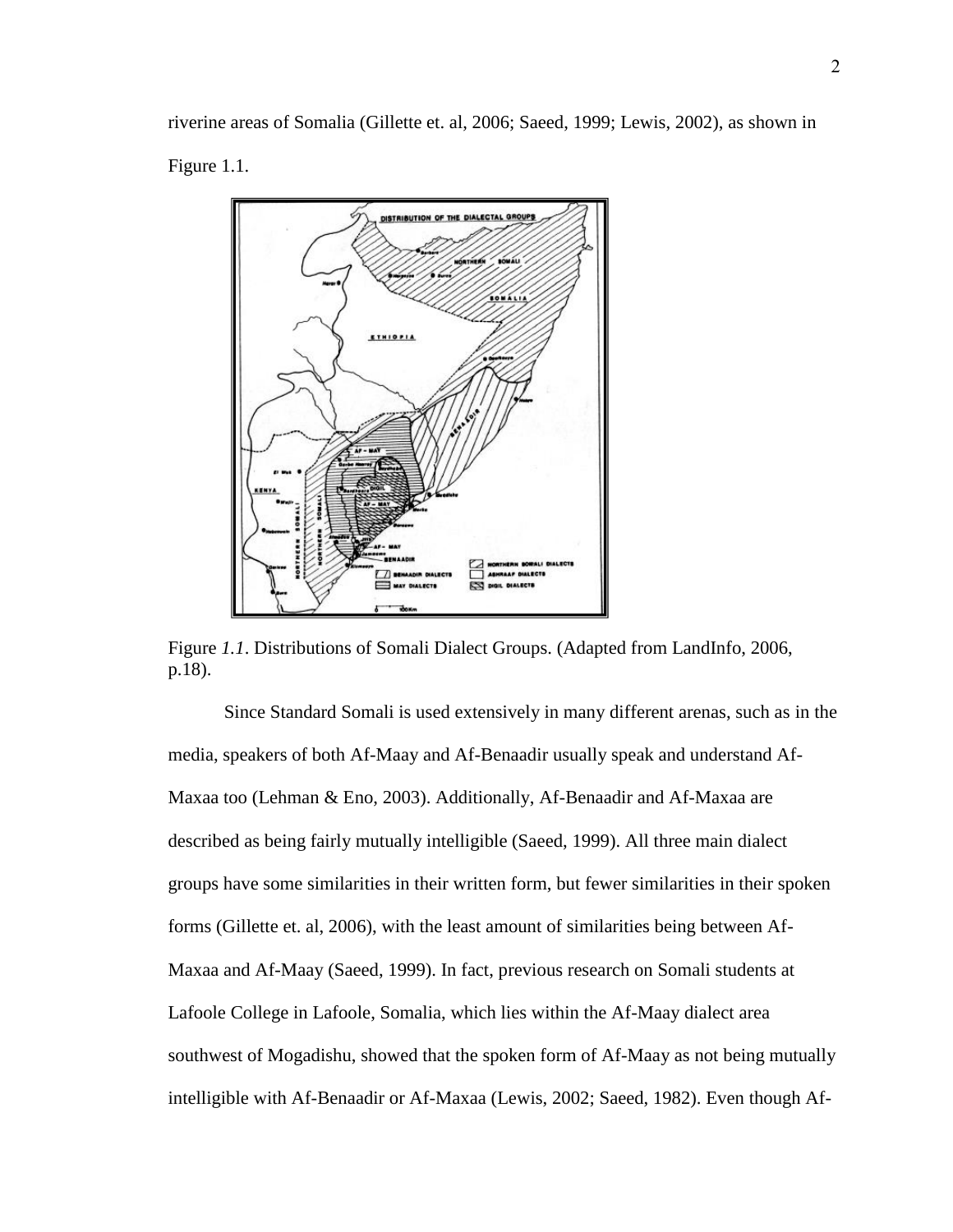riverine areas of Somalia (Gillette et. al, 2006; Saeed, 1999; Lewis, 2002), as shown in Figure 1.1.

Figure *1.1*. Distributions of Somali Dialect Groups. (Adapted from LandInfo, 2006, p.18).

Since Standard Somali is used extensively in many different arenas, such as in the media, speakers of both Af-Maay and Af-Benaadir usually speak and understand Af-Maxaa too (Lehman & Eno, 2003). Additionally, Af-Benaadir and Af-Maxaa are described as being fairly mutually intelligible (Saeed, 1999). All three main dialect groups have some similarities in their written form, but fewer similarities in their spoken forms (Gillette et. al, 2006), with the least amount of similarities being between Af-Maxaa and Af-Maay (Saeed, 1999). In fact, previous research on Somali students at Lafoole College in Lafoole, Somalia, which lies within the Af-Maay dialect area southwest of Mogadishu, showed that the spoken form of Af-Maay as not being mutually intelligible with Af-Benaadir or Af-Maxaa (Lewis, 2002; Saeed, 1982). Even though Af-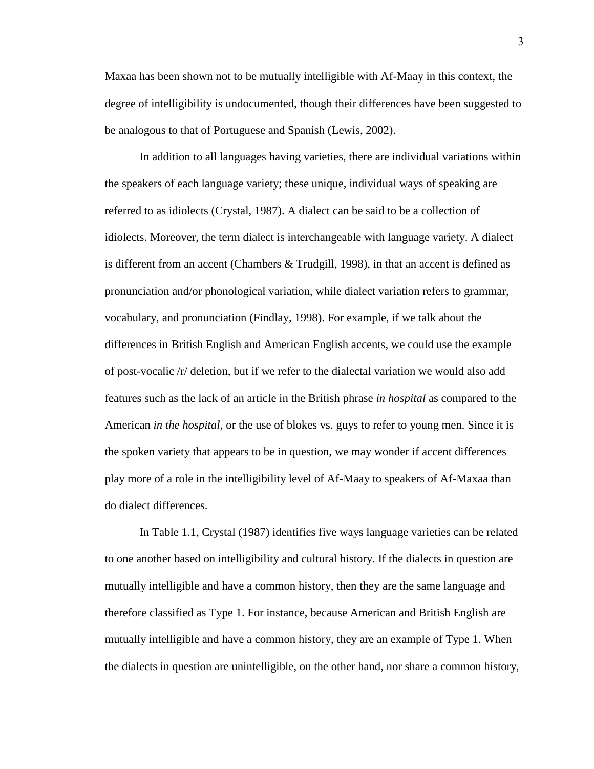Maxaa has been shown not to be mutually intelligible with Af-Maay in this context, the degree of intelligibility is undocumented, though their differences have been suggested to be analogous to that of Portuguese and Spanish (Lewis, 2002).

In addition to all languages having varieties, there are individual variations within the speakers of each language variety; these unique, individual ways of speaking are referred to as idiolects (Crystal, 1987). A dialect can be said to be a collection of idiolects. Moreover, the term dialect is interchangeable with language variety. A dialect is different from an accent (Chambers & Trudgill, 1998), in that an accent is defined as pronunciation and/or phonological variation, while dialect variation refers to grammar, vocabulary, and pronunciation (Findlay, 1998). For example, if we talk about the differences in British English and American English accents, we could use the example of post-vocalic /r/ deletion, but if we refer to the dialectal variation we would also add features such as the lack of an article in the British phrase *in hospital* as compared to the American *in the hospital*, or the use of blokes vs. guys to refer to young men. Since it is the spoken variety that appears to be in question, we may wonder if accent differences play more of a role in the intelligibility level of Af-Maay to speakers of Af-Maxaa than do dialect differences.

In Table 1.1, Crystal (1987) identifies five ways language varieties can be related to one another based on intelligibility and cultural history. If the dialects in question are mutually intelligible and have a common history, then they are the same language and therefore classified as Type 1. For instance, because American and British English are mutually intelligible and have a common history, they are an example of Type 1. When the dialects in question are unintelligible, on the other hand, nor share a common history,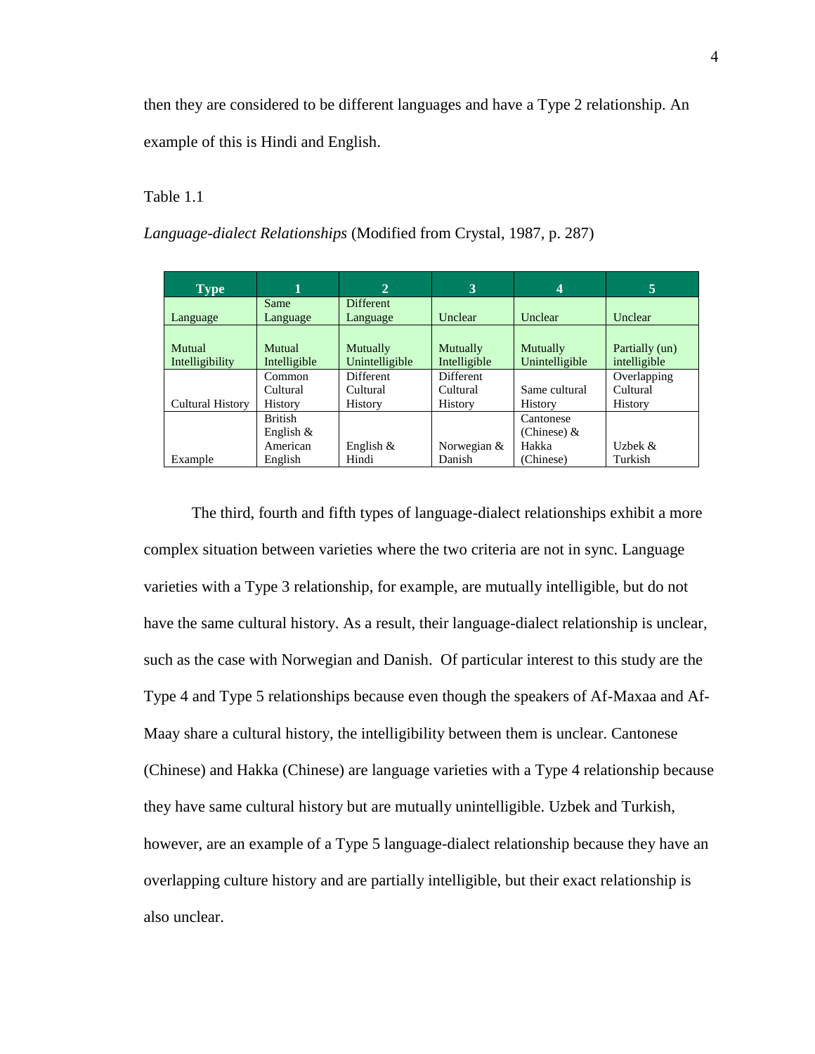then they are considered to be different languages and have a Type 2 relationship. An example of this is Hindi and English.

Table 1.1

*Language-dialect Relationships* (Modified from Crystal, 1987, p. 287)

| Type | 1 | 2 | 3 | 4 | 5 |
|---|---|---|---|---|---|
| Language | Same Language | Different Language | Unclear | Unclear | Unclear |
| Mutual Intelligibility | Mutual Intelligible | Mutually Unintelligible | Mutually Intelligible | Mutually Unintelligible | Partially (un) intelligible |
| Cultural History | Common Cultural History | Different Cultural History | Different Cultural History | Same cultural History | Overlapping Cultural History |
| Example | British English & American English | English & Hindi | Norwegian & Danish | Cantonese (Chinese) & Hakka (Chinese) | Uzbek & Turkish |

The third, fourth and fifth types of language-dialect relationships exhibit a more complex situation between varieties where the two criteria are not in sync. Language varieties with a Type 3 relationship, for example, are mutually intelligible, but do not have the same cultural history. As a result, their language-dialect relationship is unclear, such as the case with Norwegian and Danish. Of particular interest to this study are the Type 4 and Type 5 relationships because even though the speakers of Af-Maxaa and Af-Maay share a cultural history, the intelligibility between them is unclear. Cantonese (Chinese) and Hakka (Chinese) are language varieties with a Type 4 relationship because they have same cultural history but are mutually unintelligible. Uzbek and Turkish, however, are an example of a Type 5 language-dialect relationship because they have an overlapping culture history and are partially intelligible, but their exact relationship is also unclear.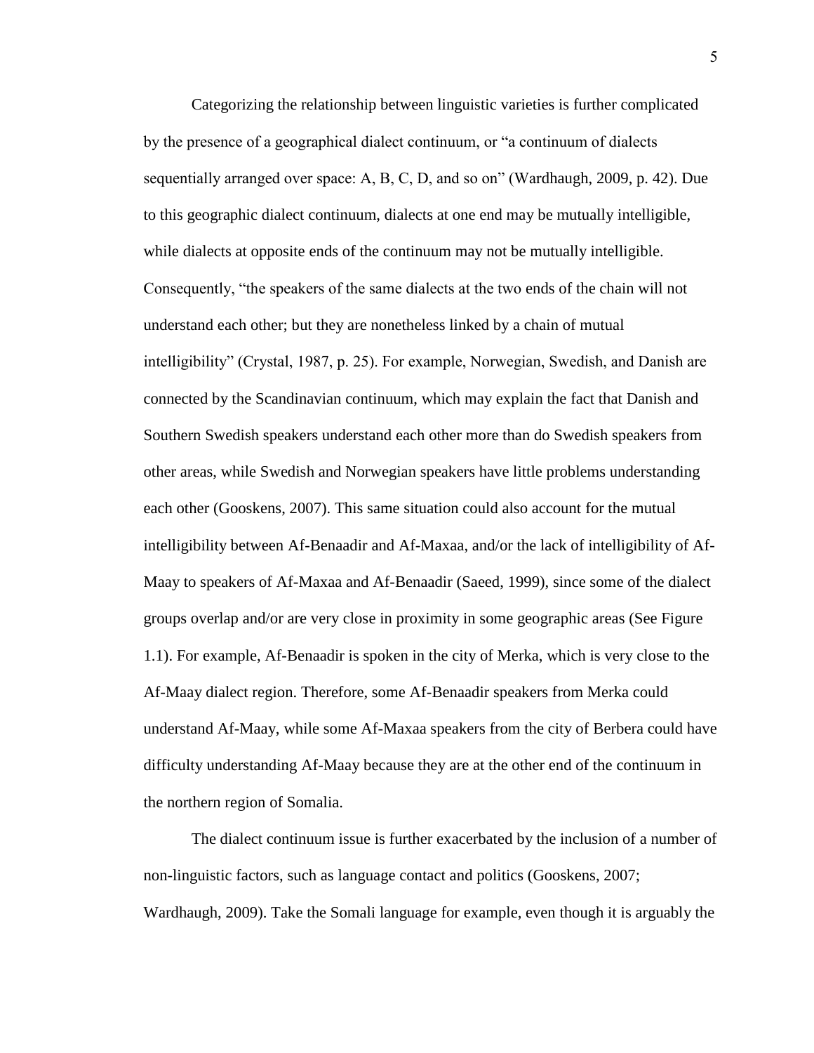Categorizing the relationship between linguistic varieties is further complicated by the presence of a geographical dialect continuum, or "a continuum of dialects sequentially arranged over space: A, B, C, D, and so on" (Wardhaugh, 2009, p. 42). Due to this geographic dialect continuum, dialects at one end may be mutually intelligible, while dialects at opposite ends of the continuum may not be mutually intelligible. Consequently, "the speakers of the same dialects at the two ends of the chain will not understand each other; but they are nonetheless linked by a chain of mutual intelligibility" (Crystal, 1987, p. 25). For example, Norwegian, Swedish, and Danish are connected by the Scandinavian continuum, which may explain the fact that Danish and Southern Swedish speakers understand each other more than do Swedish speakers from other areas, while Swedish and Norwegian speakers have little problems understanding each other (Gooskens, 2007). This same situation could also account for the mutual intelligibility between Af-Benaadir and Af-Maxaa, and/or the lack of intelligibility of Af-Maay to speakers of Af-Maxaa and Af-Benaadir (Saeed, 1999), since some of the dialect groups overlap and/or are very close in proximity in some geographic areas (See Figure 1.1). For example, Af-Benaadir is spoken in the city of Merka, which is very close to the Af-Maay dialect region. Therefore, some Af-Benaadir speakers from Merka could understand Af-Maay, while some Af-Maxaa speakers from the city of Berbera could have difficulty understanding Af-Maay because they are at the other end of the continuum in the northern region of Somalia.

The dialect continuum issue is further exacerbated by the inclusion of a number of non-linguistic factors, such as language contact and politics (Gooskens, 2007; Wardhaugh, 2009). Take the Somali language for example, even though it is arguably the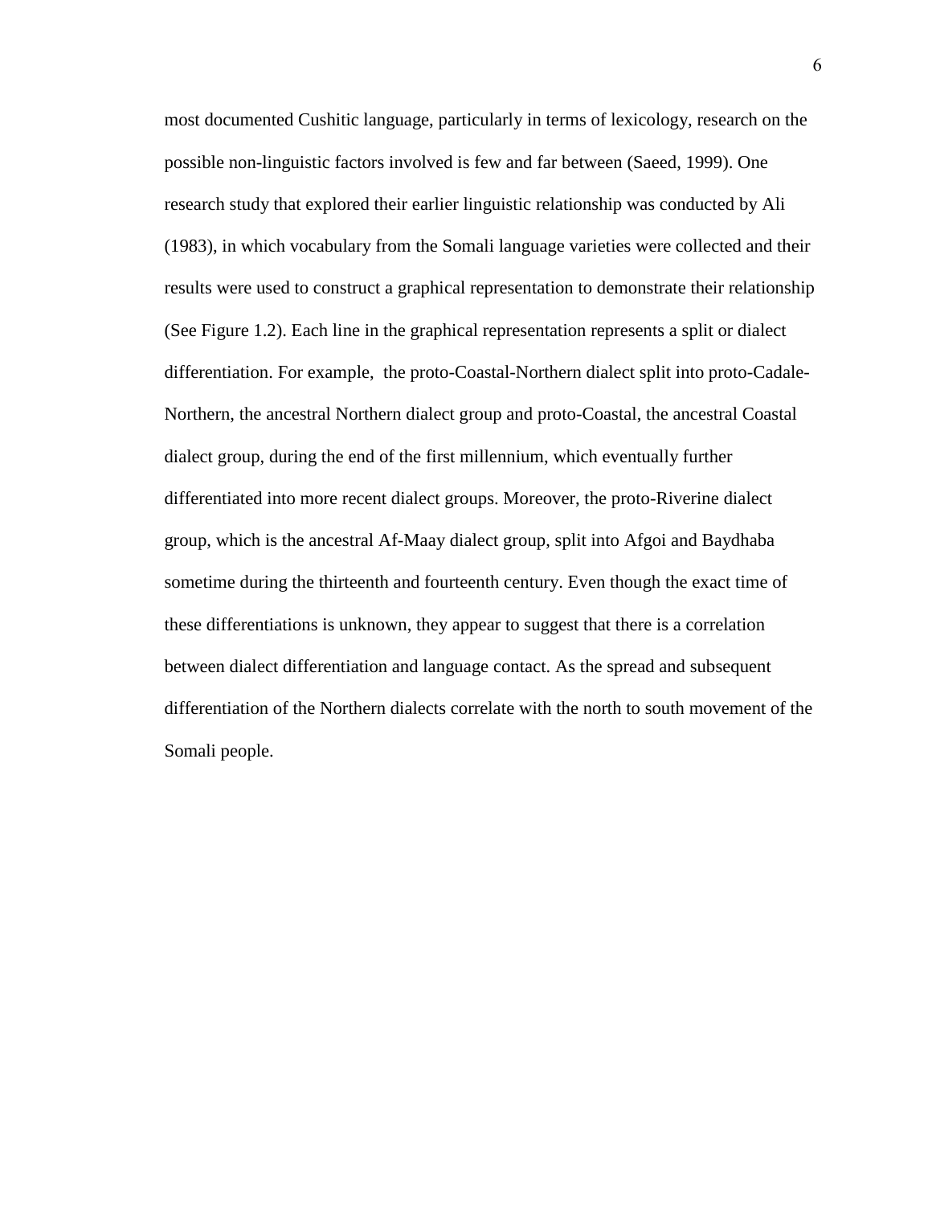most documented Cushitic language, particularly in terms of lexicology, research on the possible non-linguistic factors involved is few and far between (Saeed, 1999). One research study that explored their earlier linguistic relationship was conducted by Ali (1983), in which vocabulary from the Somali language varieties were collected and their results were used to construct a graphical representation to demonstrate their relationship (See Figure 1.2). Each line in the graphical representation represents a split or dialect differentiation. For example,  the proto-Coastal-Northern dialect split into proto-Cadale-Northern, the ancestral Northern dialect group and proto-Coastal, the ancestral Coastal dialect group, during the end of the first millennium, which eventually further differentiated into more recent dialect groups. Moreover, the proto-Riverine dialect group, which is the ancestral Af-Maay dialect group, split into Afgoi and Baydhaba sometime during the thirteenth and fourteenth century. Even though the exact time of these differentiations is unknown, they appear to suggest that there is a correlation between dialect differentiation and language contact. As the spread and subsequent differentiation of the Northern dialects correlate with the north to south movement of the Somali people.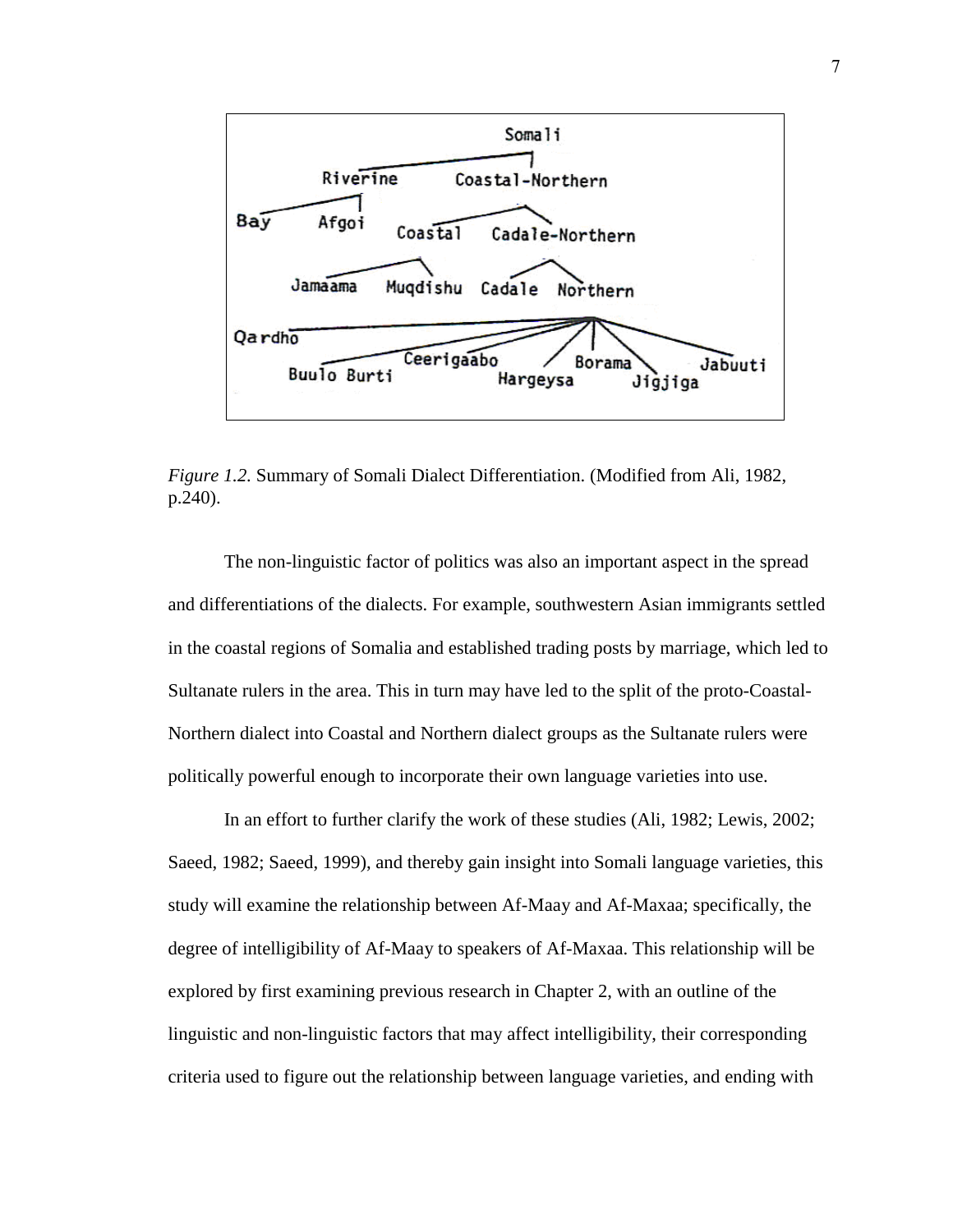*Figure 1.2.* Summary of Somali Dialect Differentiation. (Modified from Ali, 1982, p.240).

The non-linguistic factor of politics was also an important aspect in the spread and differentiations of the dialects. For example, southwestern Asian immigrants settled in the coastal regions of Somalia and established trading posts by marriage, which led to Sultanate rulers in the area. This in turn may have led to the split of the proto-Coastal-Northern dialect into Coastal and Northern dialect groups as the Sultanate rulers were politically powerful enough to incorporate their own language varieties into use.

In an effort to further clarify the work of these studies (Ali, 1982; Lewis, 2002; Saeed, 1982; Saeed, 1999), and thereby gain insight into Somali language varieties, this study will examine the relationship between Af-Maay and Af-Maxaa; specifically, the degree of intelligibility of Af-Maay to speakers of Af-Maxaa. This relationship will be explored by first examining previous research in Chapter 2, with an outline of the linguistic and non-linguistic factors that may affect intelligibility, their corresponding criteria used to figure out the relationship between language varieties, and ending with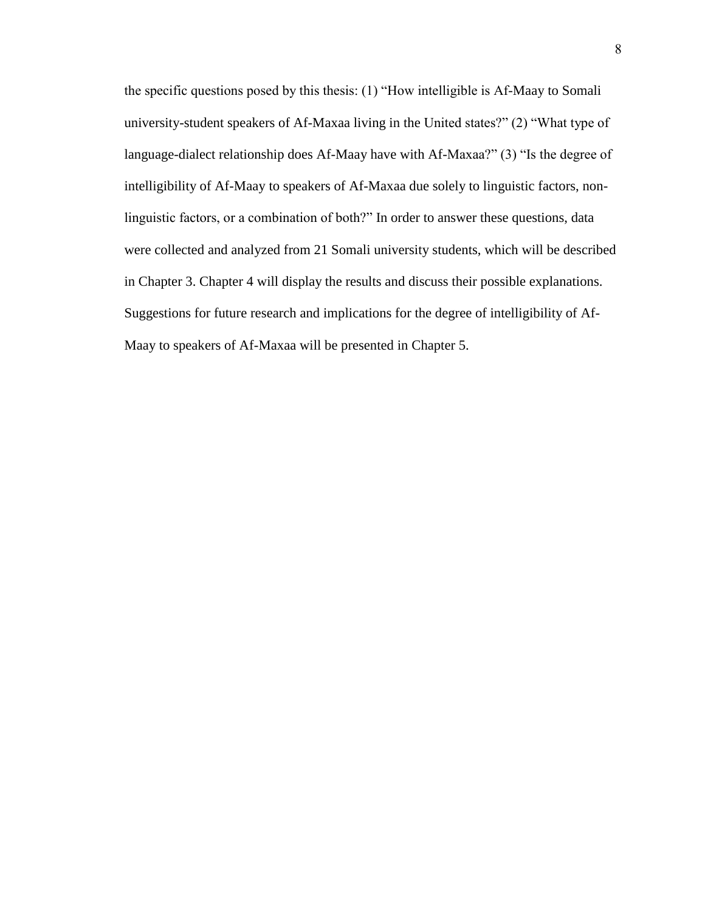the specific questions posed by this thesis: (1) "How intelligible is Af-Maay to Somali university-student speakers of Af-Maxaa living in the United states?" (2) "What type of language-dialect relationship does Af-Maay have with Af-Maxaa?" (3) "Is the degree of intelligibility of Af-Maay to speakers of Af-Maxaa due solely to linguistic factors, non-linguistic factors, or a combination of both?" In order to answer these questions, data were collected and analyzed from 21 Somali university students, which will be described in Chapter 3. Chapter 4 will display the results and discuss their possible explanations. Suggestions for future research and implications for the degree of intelligibility of Af-Maay to speakers of Af-Maxaa will be presented in Chapter 5.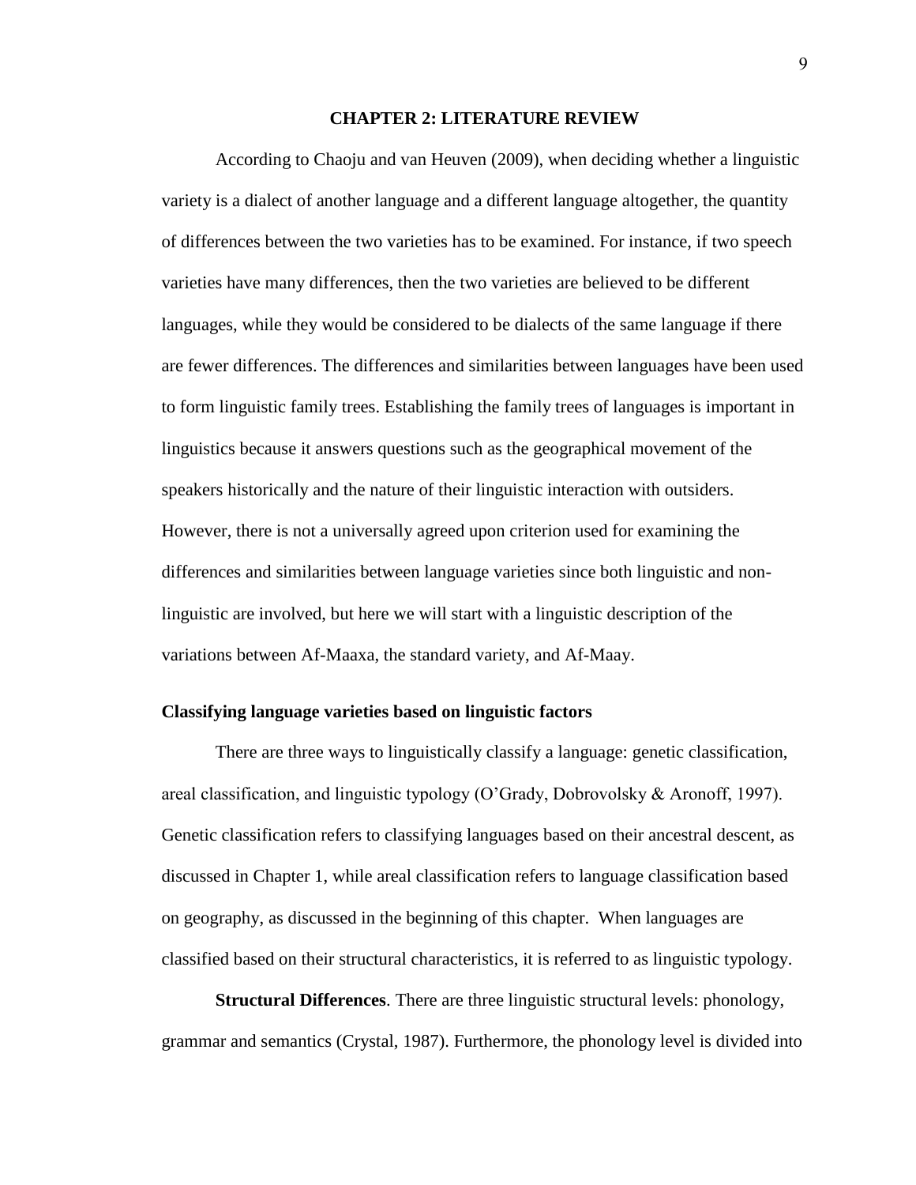# CHAPTER 2: LITERATURE REVIEW

According to Chaoju and van Heuven (2009), when deciding whether a linguistic variety is a dialect of another language and a different language altogether, the quantity of differences between the two varieties has to be examined. For instance, if two speech varieties have many differences, then the two varieties are believed to be different languages, while they would be considered to be dialects of the same language if there are fewer differences. The differences and similarities between languages have been used to form linguistic family trees. Establishing the family trees of languages is important in linguistics because it answers questions such as the geographical movement of the speakers historically and the nature of their linguistic interaction with outsiders. However, there is not a universally agreed upon criterion used for examining the differences and similarities between language varieties since both linguistic and non-linguistic are involved, but here we will start with a linguistic description of the variations between Af-Maaxa, the standard variety, and Af-Maay.

### Classifying language varieties based on linguistic factors

There are three ways to linguistically classify a language: genetic classification, areal classification, and linguistic typology (O'Grady, Dobrovolsky & Aronoff, 1997). Genetic classification refers to classifying languages based on their ancestral descent, as discussed in Chapter 1, while areal classification refers to language classification based on geography, as discussed in the beginning of this chapter. When languages are classified based on their structural characteristics, it is referred to as linguistic typology.

**Structural Differences**. There are three linguistic structural levels: phonology, grammar and semantics (Crystal, 1987). Furthermore, the phonology level is divided into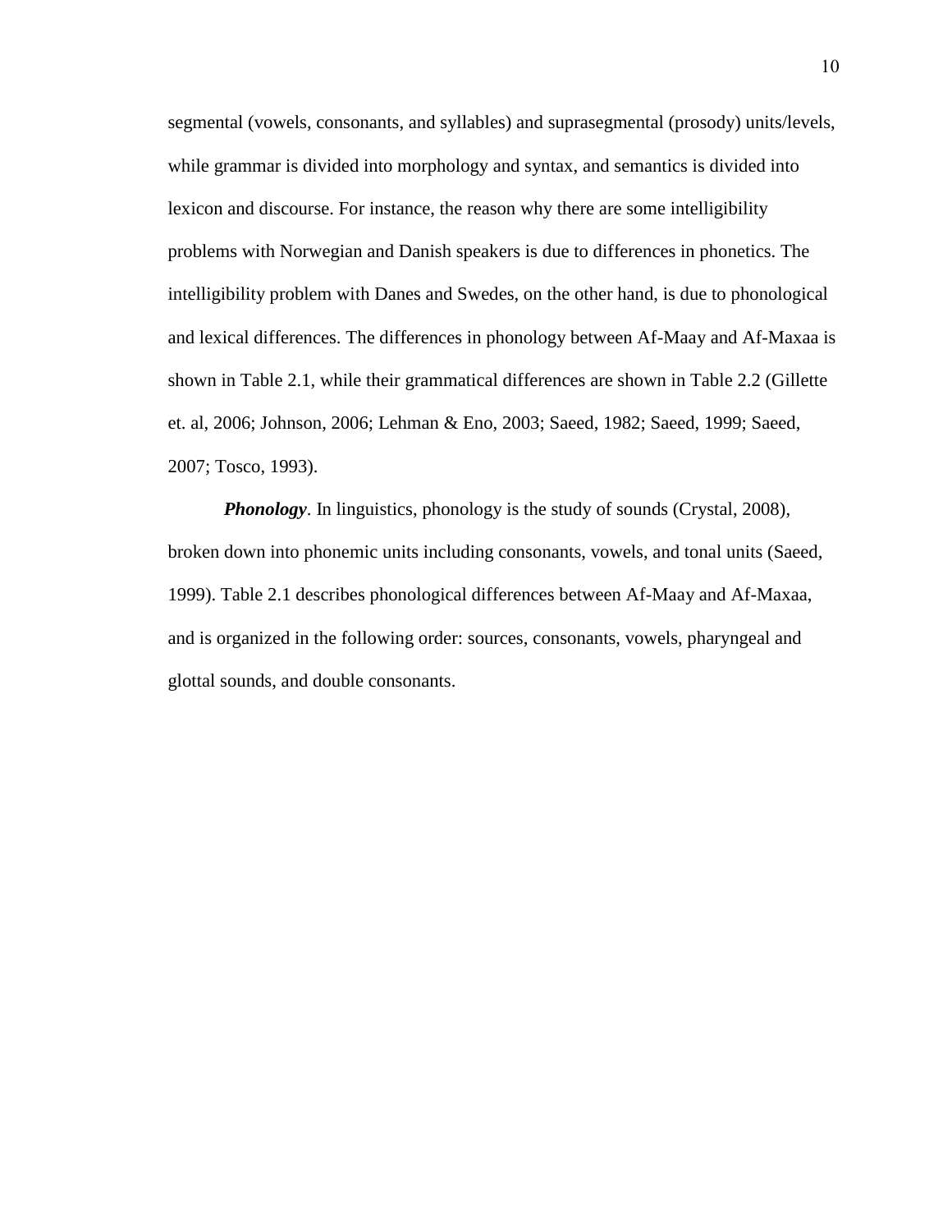segmental (vowels, consonants, and syllables) and suprasegmental (prosody) units/levels, while grammar is divided into morphology and syntax, and semantics is divided into lexicon and discourse. For instance, the reason why there are some intelligibility problems with Norwegian and Danish speakers is due to differences in phonetics. The intelligibility problem with Danes and Swedes, on the other hand, is due to phonological and lexical differences. The differences in phonology between Af-Maay and Af-Maxaa is shown in Table 2.1, while their grammatical differences are shown in Table 2.2 (Gillette et. al, 2006; Johnson, 2006; Lehman & Eno, 2003; Saeed, 1982; Saeed, 1999; Saeed, 2007; Tosco, 1993).

***Phonology***. In linguistics, phonology is the study of sounds (Crystal, 2008), broken down into phonemic units including consonants, vowels, and tonal units (Saeed, 1999). Table 2.1 describes phonological differences between Af-Maay and Af-Maxaa, and is organized in the following order: sources, consonants, vowels, pharyngeal and glottal sounds, and double consonants.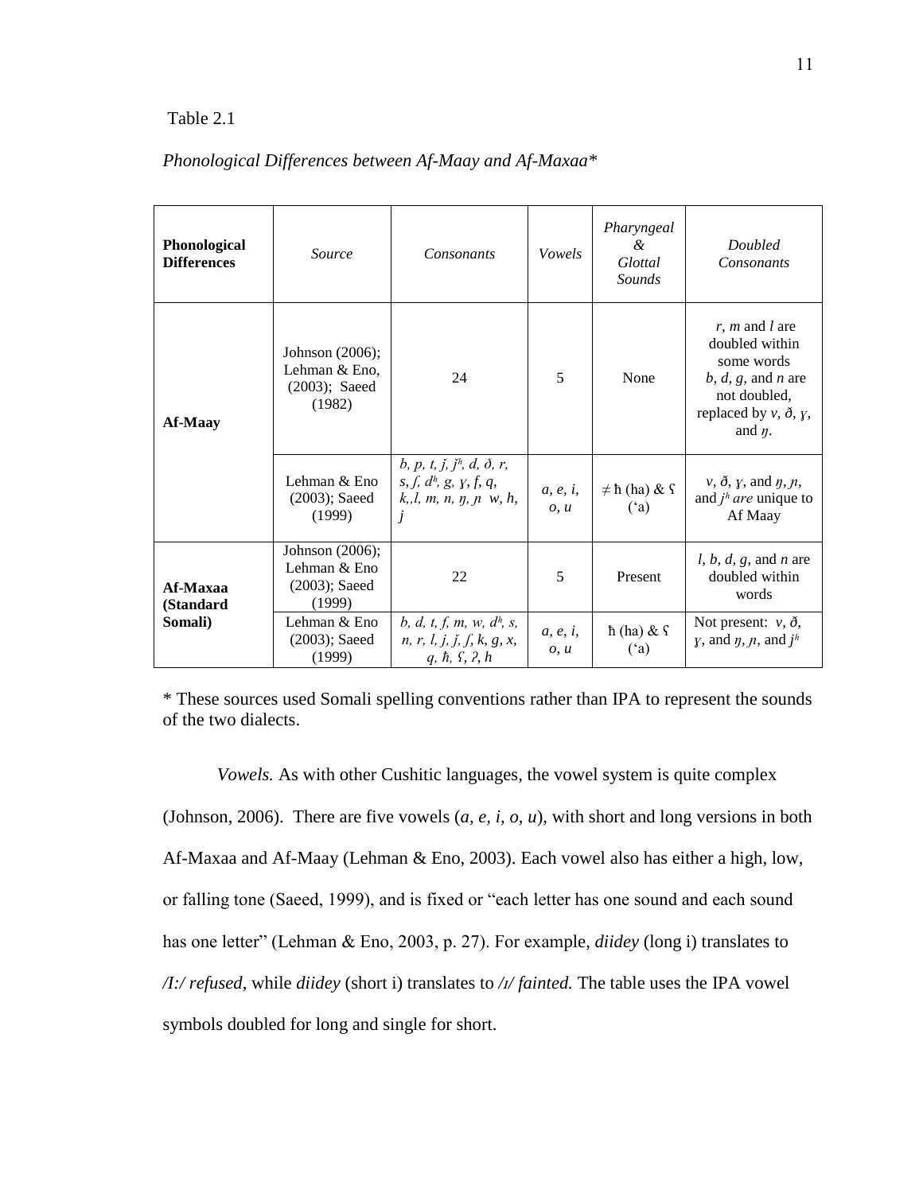Table 2.1

*Phonological Differences between Af-Maay and Af-Maxaa\**

| **Phonological Differences** | *Source* | *Consonants* | *Vowels* | *Pharyngeal & Glottal Sounds* | *Doubled Consonants* |
|---|---|---|---|---|---|
| **Af-Maay** | Johnson (2006); Lehman & Eno, (2003); Saeed (1982) | 24 | 5 | None | *r*, *m* and *l* are doubled within some words *b, d, g*, and *n* are not doubled, replaced by *v*, *ð*, *ɣ*, and *ŋ*. |
| | Lehman & Eno (2003); Saeed (1999) | *b, p, t, ɟ, jʰ, d, ð, r, s, ʃ, dʰ, g, ɣ, f, q, k,,l, m, n, ŋ, ɲ w, h, j* | *a, e, i, o, u* | ≠ ħ (ha) & ʕ (ʻa) | *v*, *ð*, *ɣ*, and *ŋ*, *ɲ*, and *jʰ are* unique to Af Maay |
| **Af-Maxaa (Standard Somali)** | Johnson (2006); Lehman & Eno (2003); Saeed (1999) | 22 | 5 | Present | *l, b, d, g*, and *n* are doubled within words |
| | Lehman & Eno (2003); Saeed (1999) | *b, d, t, f, m, w, dʰ, s, n, r, l, j, ɟ, ʃ, k, g, x, q, ħ, ʕ, ʔ, h* | *a, e, i, o, u* | ħ (ha) & ʕ (ʻa) | Not present: *v*, *ð*, *ɣ*, and *ŋ*, *ɲ*, and *jʰ* |

\* These sources used Somali spelling conventions rather than IPA to represent the sounds of the two dialects.

*Vowels.* As with other Cushitic languages, the vowel system is quite complex (Johnson, 2006). There are five vowels (*a*, *e*, *i*, *o*, *u*), with short and long versions in both Af-Maxaa and Af-Maay (Lehman & Eno, 2003). Each vowel also has either a high, low, or falling tone (Saeed, 1999), and is fixed or "each letter has one sound and each sound has one letter" (Lehman & Eno, 2003, p. 27). For example, *diidey* (long i) translates to */I:/ refused,* while *diidey* (short i) translates to */ɪ/ fainted.* The table uses the IPA vowel symbols doubled for long and single for short.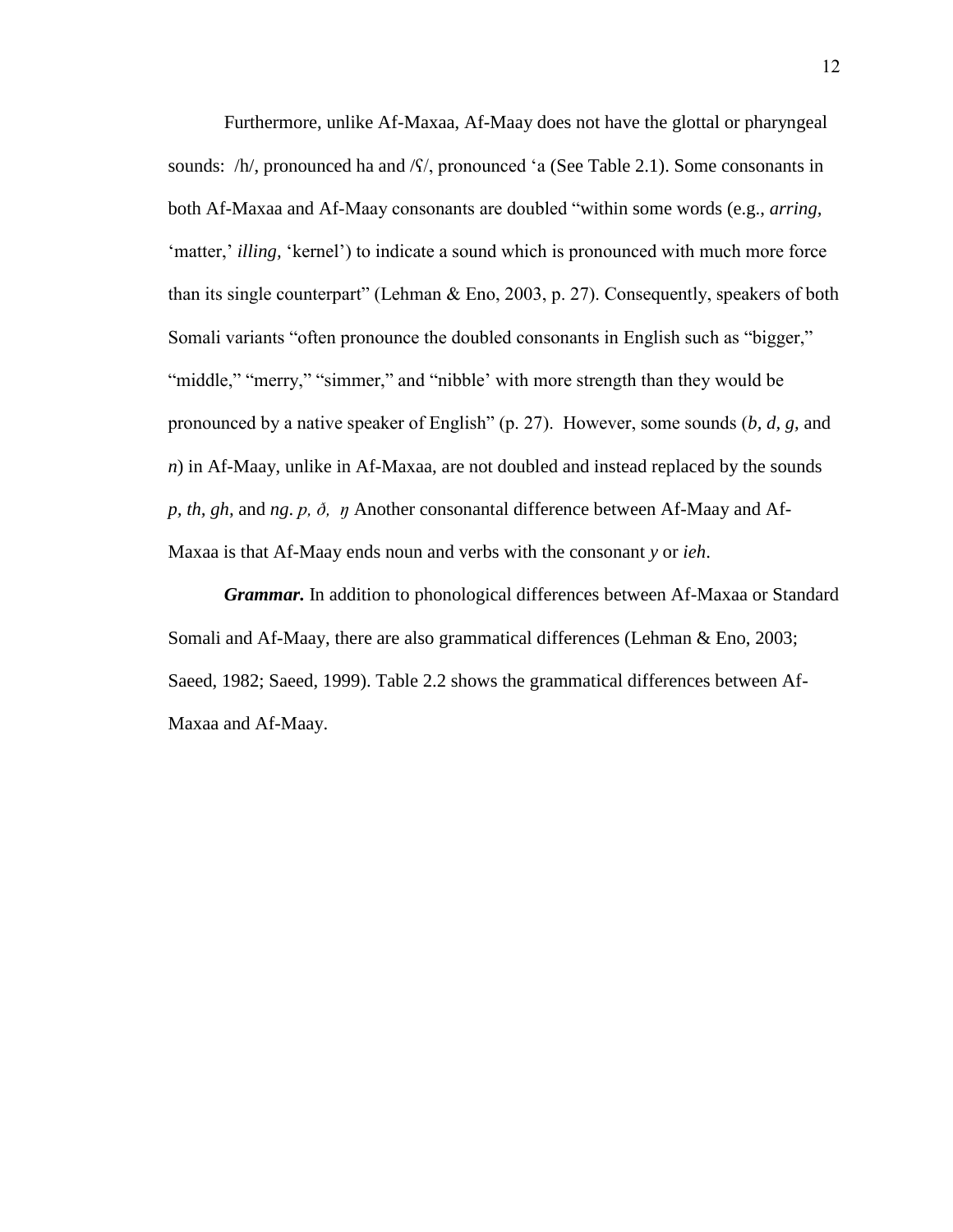Furthermore, unlike Af-Maxaa, Af-Maay does not have the glottal or pharyngeal sounds: /h/, pronounced ha and /ʕ/, pronounced ʻa (See Table 2.1). Some consonants in both Af-Maxaa and Af-Maay consonants are doubled "within some words (e.g., *arring,* 'matter,' *illing,* 'kernel') to indicate a sound which is pronounced with much more force than its single counterpart" (Lehman & Eno, 2003, p. 27). Consequently, speakers of both Somali variants "often pronounce the doubled consonants in English such as "bigger," "middle," "merry," "simmer," and "nibble' with more strength than they would be pronounced by a native speaker of English" (p. 27). However, some sounds (*b, d, g,* and *n*) in Af-Maay, unlike in Af-Maxaa, are not doubled and instead replaced by the sounds *p, th, gh,* and *ng*. *p, ð, ŋ* Another consonantal difference between Af-Maay and Af-Maxaa is that Af-Maay ends noun and verbs with the consonant *y* or *ieh*.

***Grammar.*** In addition to phonological differences between Af-Maxaa or Standard Somali and Af-Maay, there are also grammatical differences (Lehman & Eno, 2003; Saeed, 1982; Saeed, 1999). Table 2.2 shows the grammatical differences between Af-Maxaa and Af-Maay.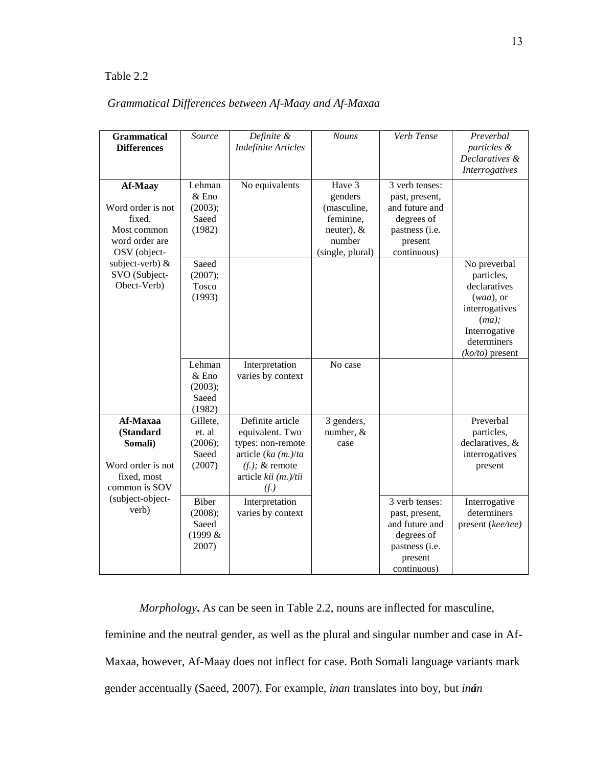Table 2.2

*Grammatical Differences between Af-Maay and Af-Maxaa*

| **Grammatical Differences** | *Source* | *Definite & Indefinite Articles* | *Nouns* | *Verb Tense* | *Preverbal particles & Declaratives & Interrogatives* |
|---|---|---|---|---|---|
| **Af-Maay**<br><br>Word order is not fixed. Most common word order are OSV (object-subject-verb) & SVO (Subject-Obect-Verb) | Lehman & Eno (2003); Saeed (1982) | No equivalents | Have 3 genders (masculine, feminine, neuter), & number (single, plural) | 3 verb tenses: past, present, and future and degrees of pastness (i.e. present continuous) | |
| | Saeed (2007); Tosco (1993) | | | | No preverbal particles, declaratives (*waa*), or interrogatives (*ma);* Interrogative determiners *(ko/to)* present |
| | Lehman & Eno (2003); Saeed (1982) | Interpretation varies by context | No case | | |
| **Af-Maxaa (Standard Somali)**<br><br>Word order is not fixed, most common is SOV (subject-object-verb) | Gillete, et. al (2006); Saeed (2007) | Definite article equivalent. Two types: non-remote article (*ka (m.)*/*ta (f.);* & remote article *kii (m.)/tii (f.)* | 3 genders, number, & case | | Preverbal particles, declaratives, & interrogatives present |
| | Biber (2008); Saeed (1999 & 2007) | Interpretation varies by context | | 3 verb tenses: past, present, and future and degrees of pastness (i.e. present continuous) | Interrogative determiners present (*kee/tee)* |

*Morphology***.** As can be seen in Table 2.2, nouns are inflected for masculine, feminine and the neutral gender, as well as the plural and singular number and case in Af-Maxaa, however, Af-Maay does not inflect for case. Both Somali language variants mark gender accentually (Saeed, 2007). For example, *ínan* translates into boy, but *inán*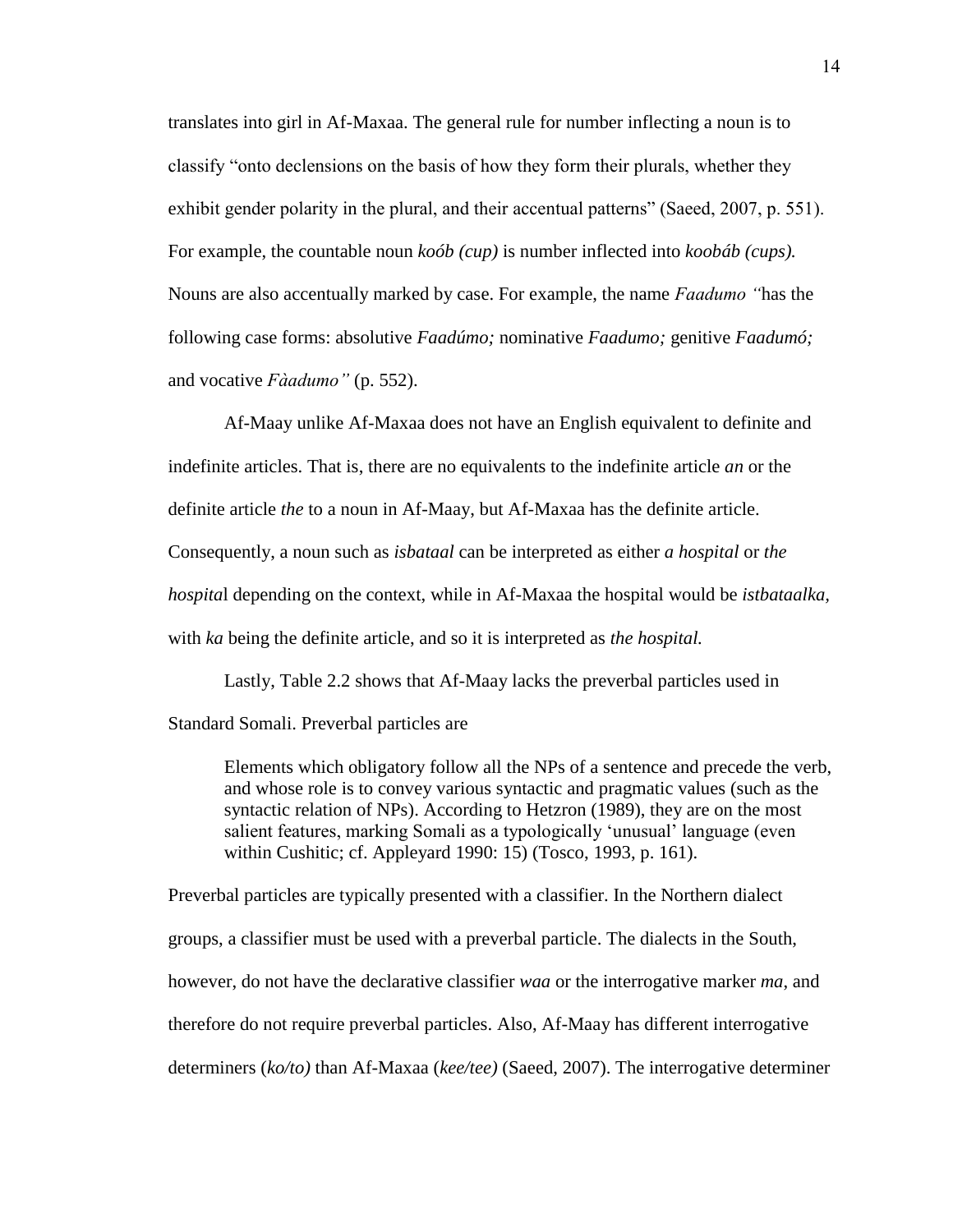translates into girl in Af-Maxaa. The general rule for number inflecting a noun is to classify "onto declensions on the basis of how they form their plurals, whether they exhibit gender polarity in the plural, and their accentual patterns" (Saeed, 2007, p. 551). For example, the countable noun *koób (cup)* is number inflected into *koobáb (cups).* Nouns are also accentually marked by case. For example, the name *Faadumo "*has the following case forms: absolutive *Faadúmo;* nominative *Faadumo;* genitive *Faadumó;* and vocative *Fàadumo"* (p. 552).

Af-Maay unlike Af-Maxaa does not have an English equivalent to definite and indefinite articles. That is, there are no equivalents to the indefinite article *an* or the definite article *the* to a noun in Af-Maay, but Af-Maxaa has the definite article. Consequently, a noun such as *isbataal* can be interpreted as either *a hospital* or *the hospita*l depending on the context, while in Af-Maxaa the hospital would be *istbataalka,* with *ka* being the definite article, and so it is interpreted as *the hospital.*

Lastly, Table 2.2 shows that Af-Maay lacks the preverbal particles used in Standard Somali. Preverbal particles are

> Elements which obligatory follow all the NPs of a sentence and precede the verb, and whose role is to convey various syntactic and pragmatic values (such as the syntactic relation of NPs). According to Hetzron (1989), they are on the most salient features, marking Somali as a typologically 'unusual' language (even within Cushitic; cf. Appleyard 1990: 15) (Tosco, 1993, p. 161).

Preverbal particles are typically presented with a classifier. In the Northern dialect groups, a classifier must be used with a preverbal particle. The dialects in the South, however, do not have the declarative classifier *waa* or the interrogative marker *ma*, and therefore do not require preverbal particles. Also, Af-Maay has different interrogative determiners (*ko/to)* than Af-Maxaa (*kee/tee)* (Saeed, 2007). The interrogative determiner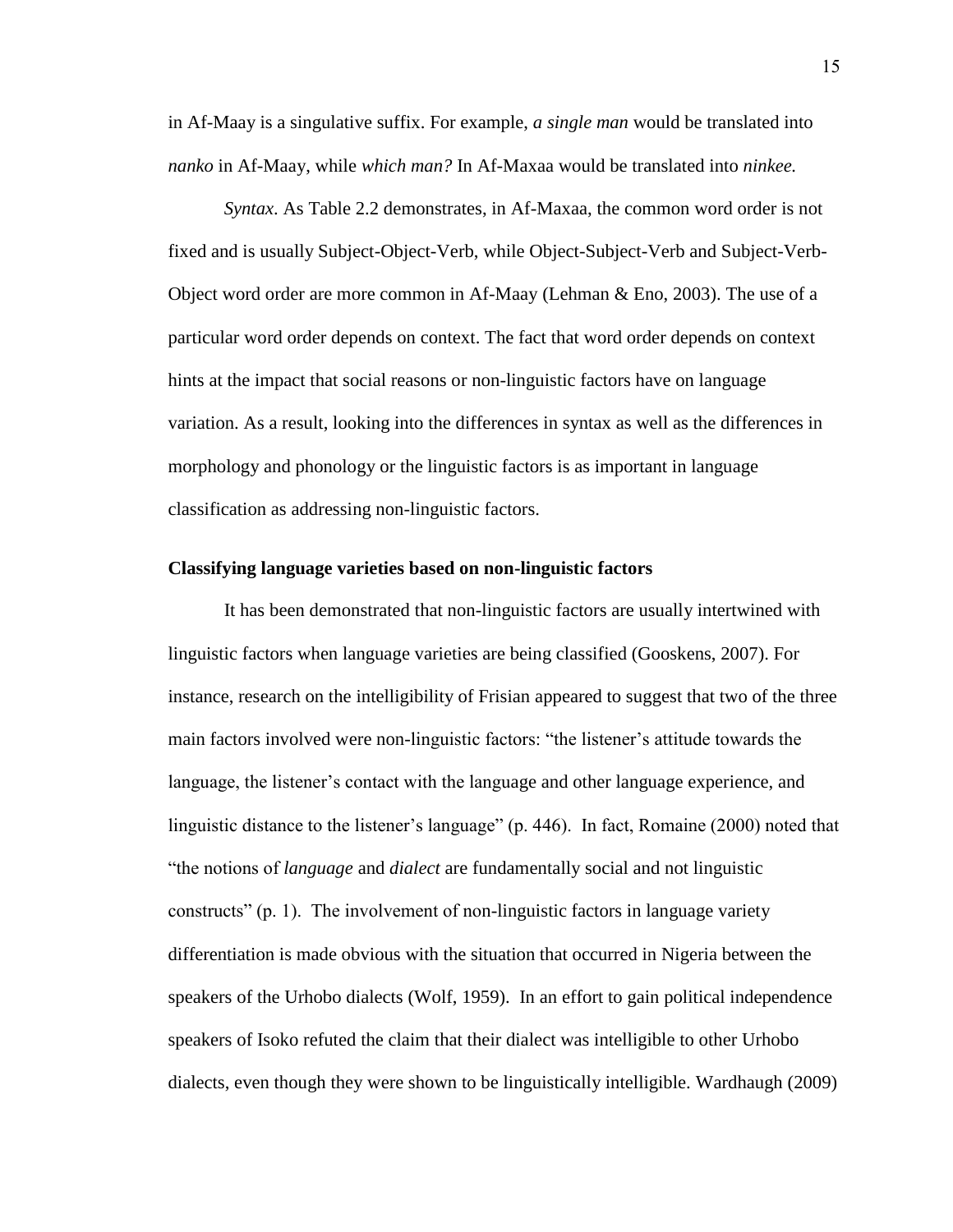in Af-Maay is a singulative suffix. For example, *a single man* would be translated into *nanko* in Af-Maay, while *which man?* In Af-Maxaa would be translated into *ninkee.*

*Syntax*. As Table 2.2 demonstrates, in Af-Maxaa, the common word order is not fixed and is usually Subject-Object-Verb, while Object-Subject-Verb and Subject-Verb-Object word order are more common in Af-Maay (Lehman & Eno, 2003). The use of a particular word order depends on context. The fact that word order depends on context hints at the impact that social reasons or non-linguistic factors have on language variation. As a result, looking into the differences in syntax as well as the differences in morphology and phonology or the linguistic factors is as important in language classification as addressing non-linguistic factors.

### Classifying language varieties based on non-linguistic factors

It has been demonstrated that non-linguistic factors are usually intertwined with linguistic factors when language varieties are being classified (Gooskens, 2007). For instance, research on the intelligibility of Frisian appeared to suggest that two of the three main factors involved were non-linguistic factors: "the listener's attitude towards the language, the listener's contact with the language and other language experience, and linguistic distance to the listener's language" (p. 446). In fact, Romaine (2000) noted that "the notions of *language* and *dialect* are fundamentally social and not linguistic constructs" (p. 1). The involvement of non-linguistic factors in language variety differentiation is made obvious with the situation that occurred in Nigeria between the speakers of the Urhobo dialects (Wolf, 1959). In an effort to gain political independence speakers of Isoko refuted the claim that their dialect was intelligible to other Urhobo dialects, even though they were shown to be linguistically intelligible. Wardhaugh (2009)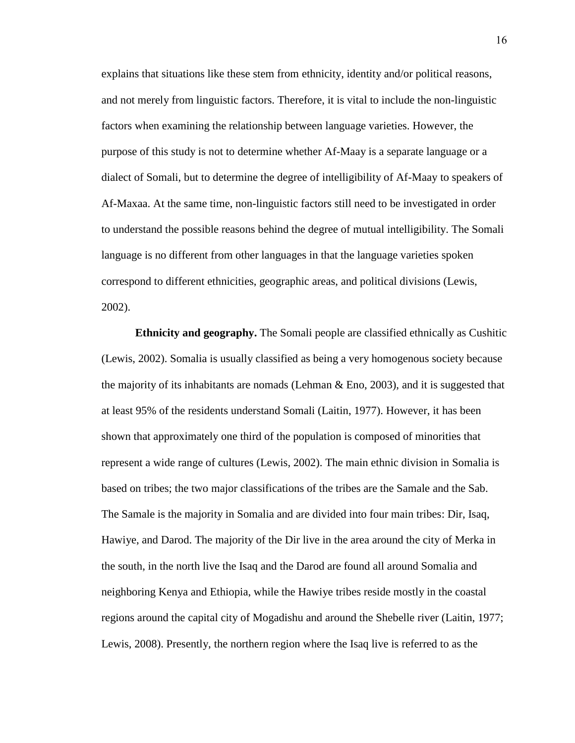explains that situations like these stem from ethnicity, identity and/or political reasons, and not merely from linguistic factors. Therefore, it is vital to include the non-linguistic factors when examining the relationship between language varieties. However, the purpose of this study is not to determine whether Af-Maay is a separate language or a dialect of Somali, but to determine the degree of intelligibility of Af-Maay to speakers of Af-Maxaa. At the same time, non-linguistic factors still need to be investigated in order to understand the possible reasons behind the degree of mutual intelligibility. The Somali language is no different from other languages in that the language varieties spoken correspond to different ethnicities, geographic areas, and political divisions (Lewis, 2002).

**Ethnicity and geography.** The Somali people are classified ethnically as Cushitic (Lewis, 2002). Somalia is usually classified as being a very homogenous society because the majority of its inhabitants are nomads (Lehman & Eno, 2003), and it is suggested that at least 95% of the residents understand Somali (Laitin, 1977). However, it has been shown that approximately one third of the population is composed of minorities that represent a wide range of cultures (Lewis, 2002). The main ethnic division in Somalia is based on tribes; the two major classifications of the tribes are the Samale and the Sab. The Samale is the majority in Somalia and are divided into four main tribes: Dir, Isaq, Hawiye, and Darod. The majority of the Dir live in the area around the city of Merka in the south, in the north live the Isaq and the Darod are found all around Somalia and neighboring Kenya and Ethiopia, while the Hawiye tribes reside mostly in the coastal regions around the capital city of Mogadishu and around the Shebelle river (Laitin, 1977; Lewis, 2008). Presently, the northern region where the Isaq live is referred to as the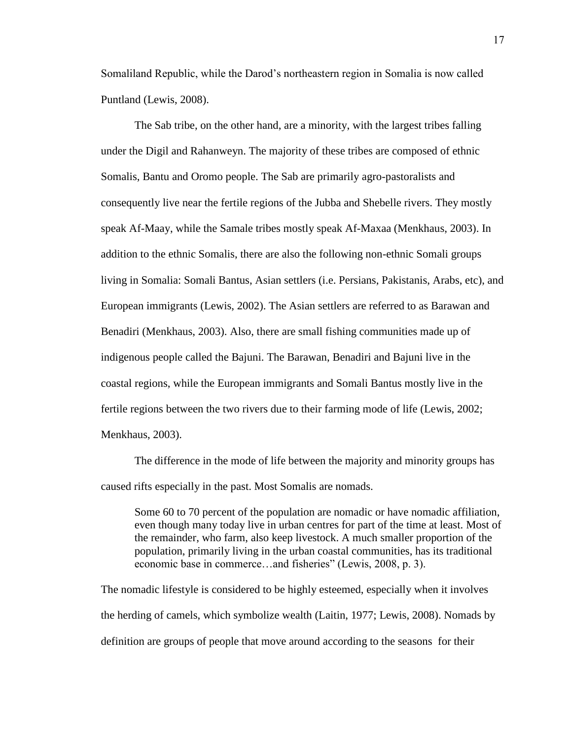Somaliland Republic, while the Darod's northeastern region in Somalia is now called Puntland (Lewis, 2008).

The Sab tribe, on the other hand, are a minority, with the largest tribes falling under the Digil and Rahanweyn. The majority of these tribes are composed of ethnic Somalis, Bantu and Oromo people. The Sab are primarily agro-pastoralists and consequently live near the fertile regions of the Jubba and Shebelle rivers. They mostly speak Af-Maay, while the Samale tribes mostly speak Af-Maxaa (Menkhaus, 2003). In addition to the ethnic Somalis, there are also the following non-ethnic Somali groups living in Somalia: Somali Bantus, Asian settlers (i.e. Persians, Pakistanis, Arabs, etc), and European immigrants (Lewis, 2002). The Asian settlers are referred to as Barawan and Benadiri (Menkhaus, 2003). Also, there are small fishing communities made up of indigenous people called the Bajuni. The Barawan, Benadiri and Bajuni live in the coastal regions, while the European immigrants and Somali Bantus mostly live in the fertile regions between the two rivers due to their farming mode of life (Lewis, 2002; Menkhaus, 2003).

The difference in the mode of life between the majority and minority groups has caused rifts especially in the past. Most Somalis are nomads.

> Some 60 to 70 percent of the population are nomadic or have nomadic affiliation, even though many today live in urban centres for part of the time at least. Most of the remainder, who farm, also keep livestock. A much smaller proportion of the population, primarily living in the urban coastal communities, has its traditional economic base in commerce…and fisheries" (Lewis, 2008, p. 3).

The nomadic lifestyle is considered to be highly esteemed, especially when it involves the herding of camels, which symbolize wealth (Laitin, 1977; Lewis, 2008). Nomads by definition are groups of people that move around according to the seasons for their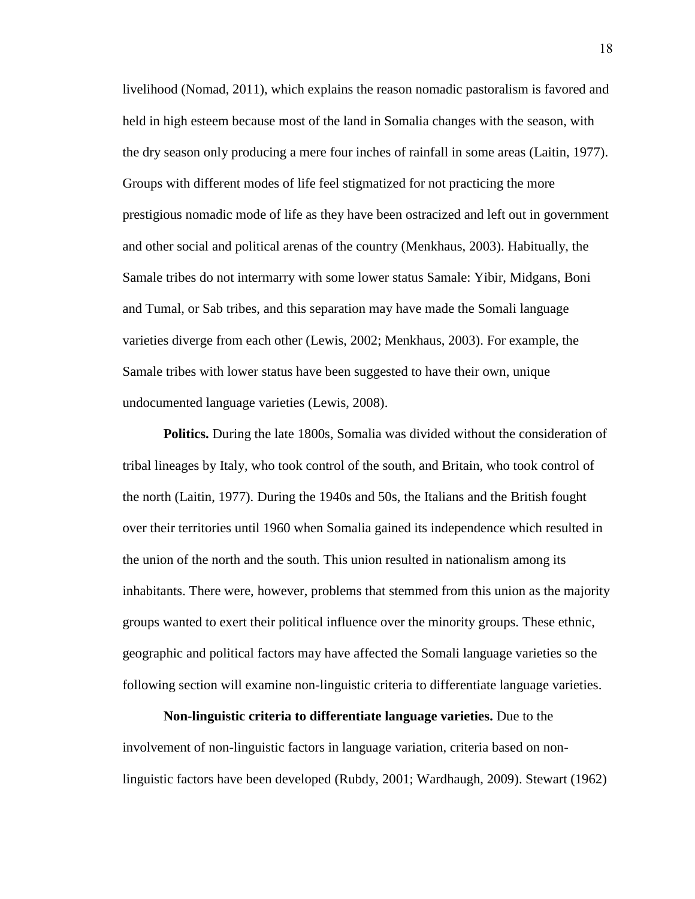livelihood (Nomad, 2011), which explains the reason nomadic pastoralism is favored and held in high esteem because most of the land in Somalia changes with the season, with the dry season only producing a mere four inches of rainfall in some areas (Laitin, 1977). Groups with different modes of life feel stigmatized for not practicing the more prestigious nomadic mode of life as they have been ostracized and left out in government and other social and political arenas of the country (Menkhaus, 2003). Habitually, the Samale tribes do not intermarry with some lower status Samale: Yibir, Midgans, Boni and Tumal, or Sab tribes, and this separation may have made the Somali language varieties diverge from each other (Lewis, 2002; Menkhaus, 2003). For example, the Samale tribes with lower status have been suggested to have their own, unique undocumented language varieties (Lewis, 2008).

**Politics.** During the late 1800s, Somalia was divided without the consideration of tribal lineages by Italy, who took control of the south, and Britain, who took control of the north (Laitin, 1977). During the 1940s and 50s, the Italians and the British fought over their territories until 1960 when Somalia gained its independence which resulted in the union of the north and the south. This union resulted in nationalism among its inhabitants. There were, however, problems that stemmed from this union as the majority groups wanted to exert their political influence over the minority groups. These ethnic, geographic and political factors may have affected the Somali language varieties so the following section will examine non-linguistic criteria to differentiate language varieties.

**Non-linguistic criteria to differentiate language varieties.** Due to the involvement of non-linguistic factors in language variation, criteria based on non-linguistic factors have been developed (Rubdy, 2001; Wardhaugh, 2009). Stewart (1962)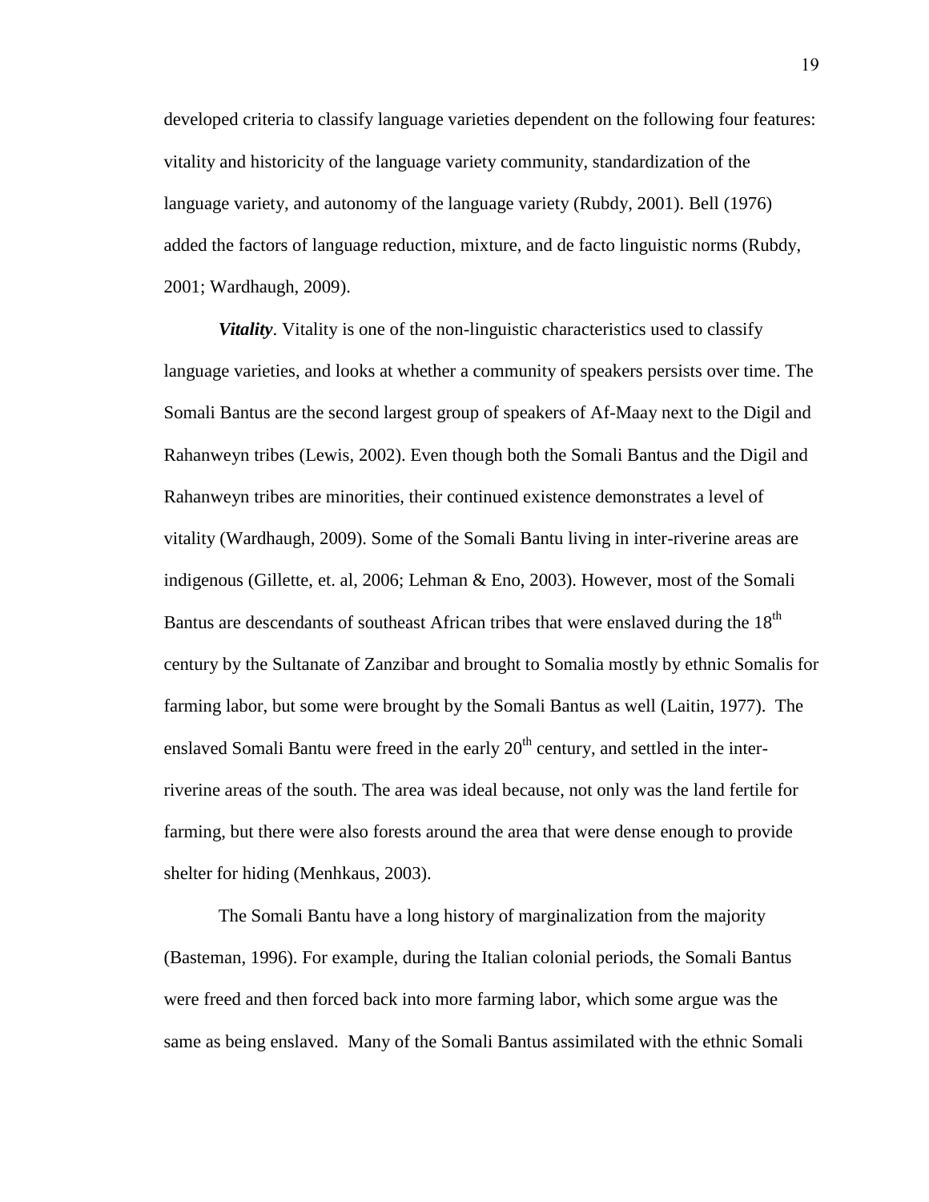developed criteria to classify language varieties dependent on the following four features: vitality and historicity of the language variety community, standardization of the language variety, and autonomy of the language variety (Rubdy, 2001). Bell (1976) added the factors of language reduction, mixture, and de facto linguistic norms (Rubdy, 2001; Wardhaugh, 2009).

***Vitality***. Vitality is one of the non-linguistic characteristics used to classify language varieties, and looks at whether a community of speakers persists over time. The Somali Bantus are the second largest group of speakers of Af-Maay next to the Digil and Rahanweyn tribes (Lewis, 2002). Even though both the Somali Bantus and the Digil and Rahanweyn tribes are minorities, their continued existence demonstrates a level of vitality (Wardhaugh, 2009). Some of the Somali Bantu living in inter-riverine areas are indigenous (Gillette, et. al, 2006; Lehman & Eno, 2003). However, most of the Somali Bantus are descendants of southeast African tribes that were enslaved during the 18th century by the Sultanate of Zanzibar and brought to Somalia mostly by ethnic Somalis for farming labor, but some were brought by the Somali Bantus as well (Laitin, 1977). The enslaved Somali Bantu were freed in the early 20th century, and settled in the inter-riverine areas of the south. The area was ideal because, not only was the land fertile for farming, but there were also forests around the area that were dense enough to provide shelter for hiding (Menhkaus, 2003).

The Somali Bantu have a long history of marginalization from the majority (Basteman, 1996). For example, during the Italian colonial periods, the Somali Bantus were freed and then forced back into more farming labor, which some argue was the same as being enslaved. Many of the Somali Bantus assimilated with the ethnic Somali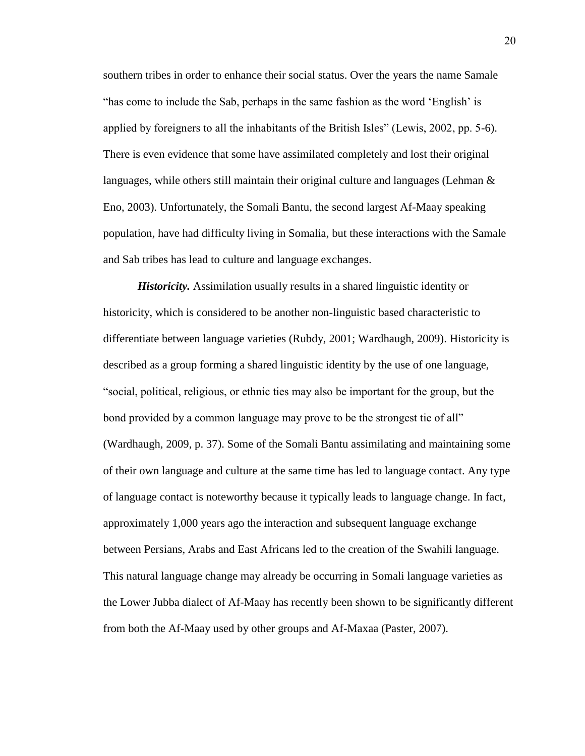southern tribes in order to enhance their social status. Over the years the name Samale "has come to include the Sab, perhaps in the same fashion as the word 'English' is applied by foreigners to all the inhabitants of the British Isles" (Lewis, 2002, pp. 5-6). There is even evidence that some have assimilated completely and lost their original languages, while others still maintain their original culture and languages (Lehman & Eno, 2003). Unfortunately, the Somali Bantu, the second largest Af-Maay speaking population, have had difficulty living in Somalia, but these interactions with the Samale and Sab tribes has lead to culture and language exchanges.

***Historicity.*** Assimilation usually results in a shared linguistic identity or historicity, which is considered to be another non-linguistic based characteristic to differentiate between language varieties (Rubdy, 2001; Wardhaugh, 2009). Historicity is described as a group forming a shared linguistic identity by the use of one language, "social, political, religious, or ethnic ties may also be important for the group, but the bond provided by a common language may prove to be the strongest tie of all" (Wardhaugh, 2009, p. 37). Some of the Somali Bantu assimilating and maintaining some of their own language and culture at the same time has led to language contact. Any type of language contact is noteworthy because it typically leads to language change. In fact, approximately 1,000 years ago the interaction and subsequent language exchange between Persians, Arabs and East Africans led to the creation of the Swahili language. This natural language change may already be occurring in Somali language varieties as the Lower Jubba dialect of Af-Maay has recently been shown to be significantly different from both the Af-Maay used by other groups and Af-Maxaa (Paster, 2007).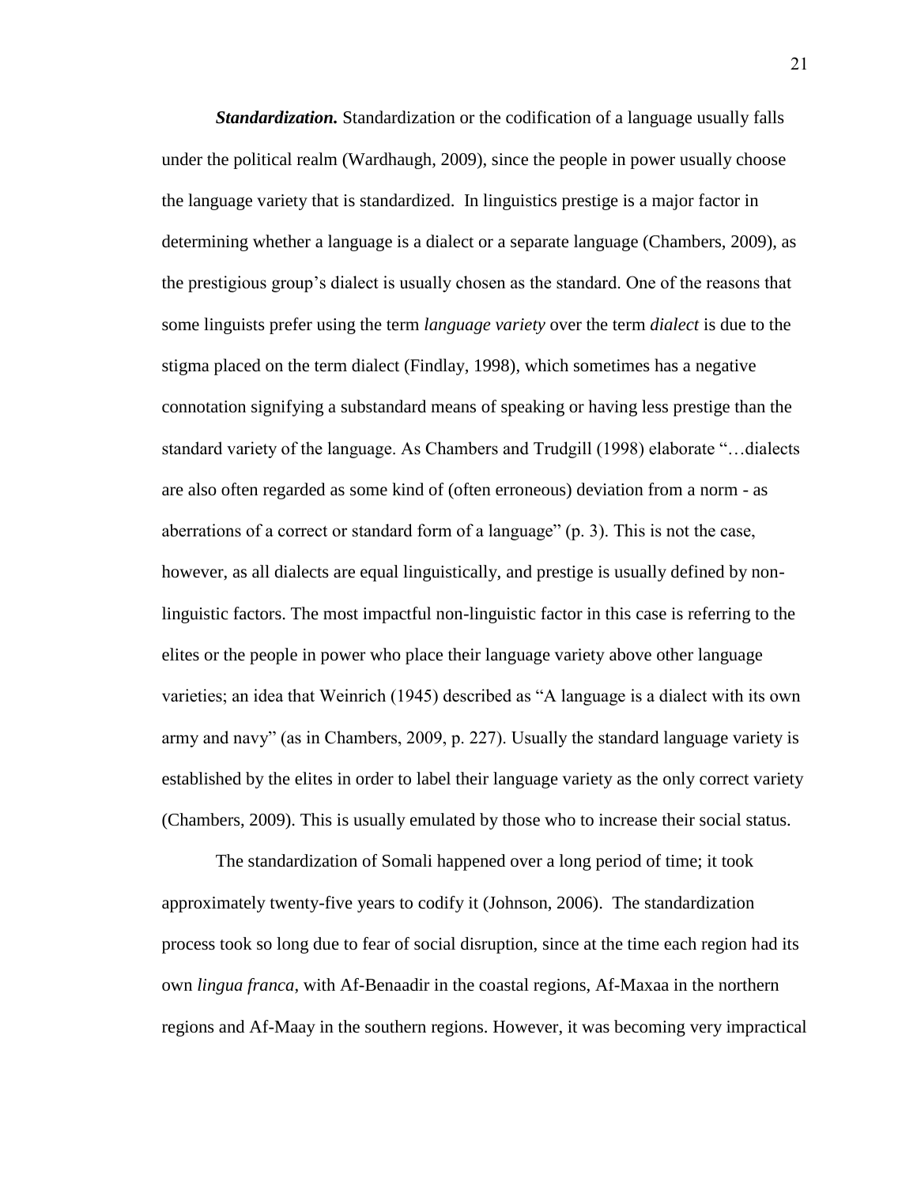***Standardization.*** Standardization or the codification of a language usually falls under the political realm (Wardhaugh, 2009), since the people in power usually choose the language variety that is standardized. In linguistics prestige is a major factor in determining whether a language is a dialect or a separate language (Chambers, 2009), as the prestigious group's dialect is usually chosen as the standard. One of the reasons that some linguists prefer using the term *language variety* over the term *dialect* is due to the stigma placed on the term dialect (Findlay, 1998), which sometimes has a negative connotation signifying a substandard means of speaking or having less prestige than the standard variety of the language. As Chambers and Trudgill (1998) elaborate "…dialects are also often regarded as some kind of (often erroneous) deviation from a norm - as aberrations of a correct or standard form of a language" (p. 3). This is not the case, however, as all dialects are equal linguistically, and prestige is usually defined by non-linguistic factors. The most impactful non-linguistic factor in this case is referring to the elites or the people in power who place their language variety above other language varieties; an idea that Weinrich (1945) described as "A language is a dialect with its own army and navy" (as in Chambers, 2009, p. 227). Usually the standard language variety is established by the elites in order to label their language variety as the only correct variety (Chambers, 2009). This is usually emulated by those who to increase their social status.

The standardization of Somali happened over a long period of time; it took approximately twenty-five years to codify it (Johnson, 2006). The standardization process took so long due to fear of social disruption, since at the time each region had its own *lingua franca*, with Af-Benaadir in the coastal regions, Af-Maxaa in the northern regions and Af-Maay in the southern regions. However, it was becoming very impractical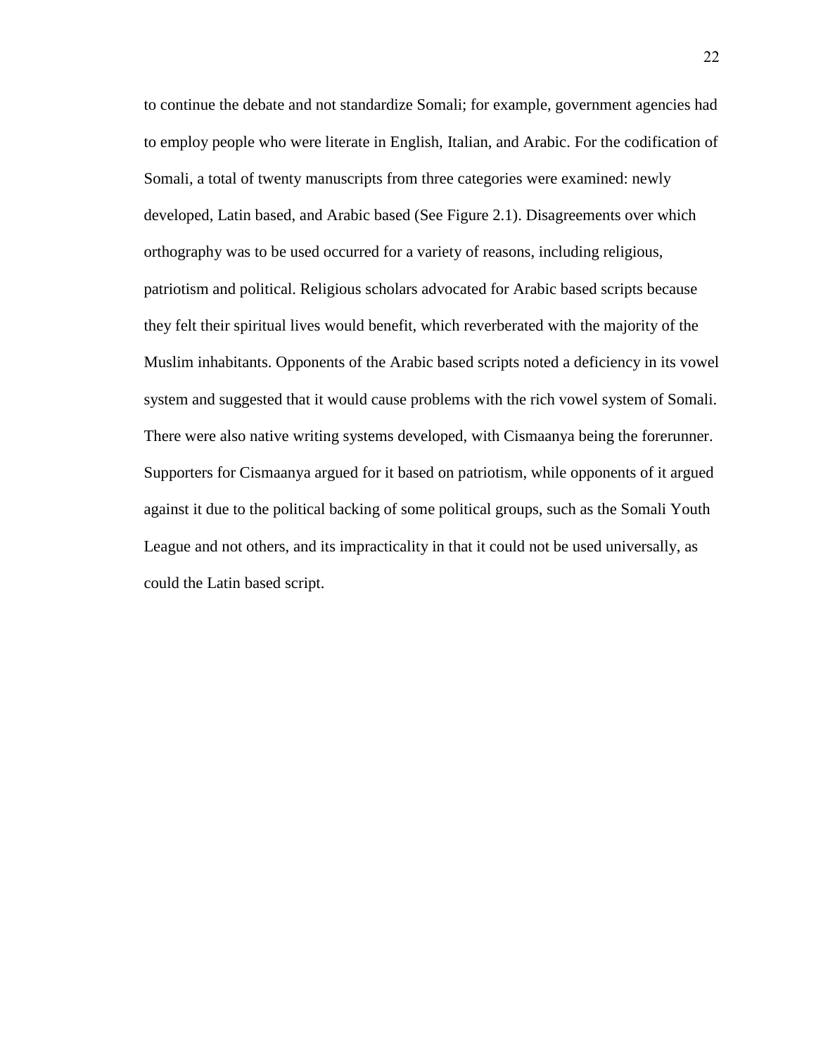to continue the debate and not standardize Somali; for example, government agencies had to employ people who were literate in English, Italian, and Arabic. For the codification of Somali, a total of twenty manuscripts from three categories were examined: newly developed, Latin based, and Arabic based (See Figure 2.1). Disagreements over which orthography was to be used occurred for a variety of reasons, including religious, patriotism and political. Religious scholars advocated for Arabic based scripts because they felt their spiritual lives would benefit, which reverberated with the majority of the Muslim inhabitants. Opponents of the Arabic based scripts noted a deficiency in its vowel system and suggested that it would cause problems with the rich vowel system of Somali. There were also native writing systems developed, with Cismaanya being the forerunner. Supporters for Cismaanya argued for it based on patriotism, while opponents of it argued against it due to the political backing of some political groups, such as the Somali Youth League and not others, and its impracticality in that it could not be used universally, as could the Latin based script.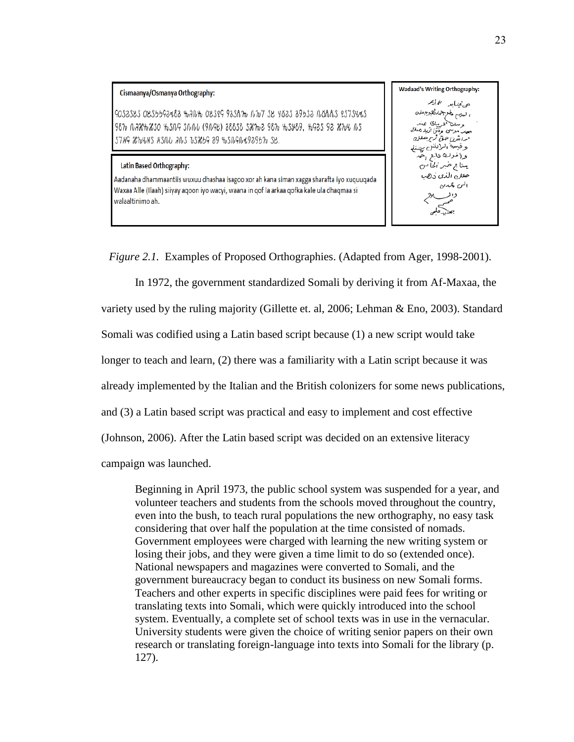**Cismaanya/Osmanya Orthography:**

**Latin Based Orthography:**

Aadanaha dhammaantiis wuxuu dhashaa isagoo xor ah kana siman xagga sharafta iyo xuquuqada Waxaa Alle (Ilaah) siiyay aqoon iyo wacyi, waana in qof la arkaa qofka kale ula dhaqmaa si walaaltinimo ah.

**Wadaad's Writing Orthography:**

*Figure 2.1.* Examples of Proposed Orthographies. (Adapted from Ager, 1998-2001).

In 1972, the government standardized Somali by deriving it from Af-Maxaa, the variety used by the ruling majority (Gillette et. al, 2006; Lehman & Eno, 2003). Standard Somali was codified using a Latin based script because (1) a new script would take longer to teach and learn, (2) there was a familiarity with a Latin script because it was already implemented by the Italian and the British colonizers for some news publications, and (3) a Latin based script was practical and easy to implement and cost effective (Johnson, 2006). After the Latin based script was decided on an extensive literacy campaign was launched.

> Beginning in April 1973, the public school system was suspended for a year, and volunteer teachers and students from the schools moved throughout the country, even into the bush, to teach rural populations the new orthography, no easy task considering that over half the population at the time consisted of nomads. Government employees were charged with learning the new writing system or losing their jobs, and they were given a time limit to do so (extended once). National newspapers and magazines were converted to Somali, and the government bureaucracy began to conduct its business on new Somali forms. Teachers and other experts in specific disciplines were paid fees for writing or translating texts into Somali, which were quickly introduced into the school system. Eventually, a complete set of school texts was in use in the vernacular. University students were given the choice of writing senior papers on their own research or translating foreign-language into texts into Somali for the library (p. 127).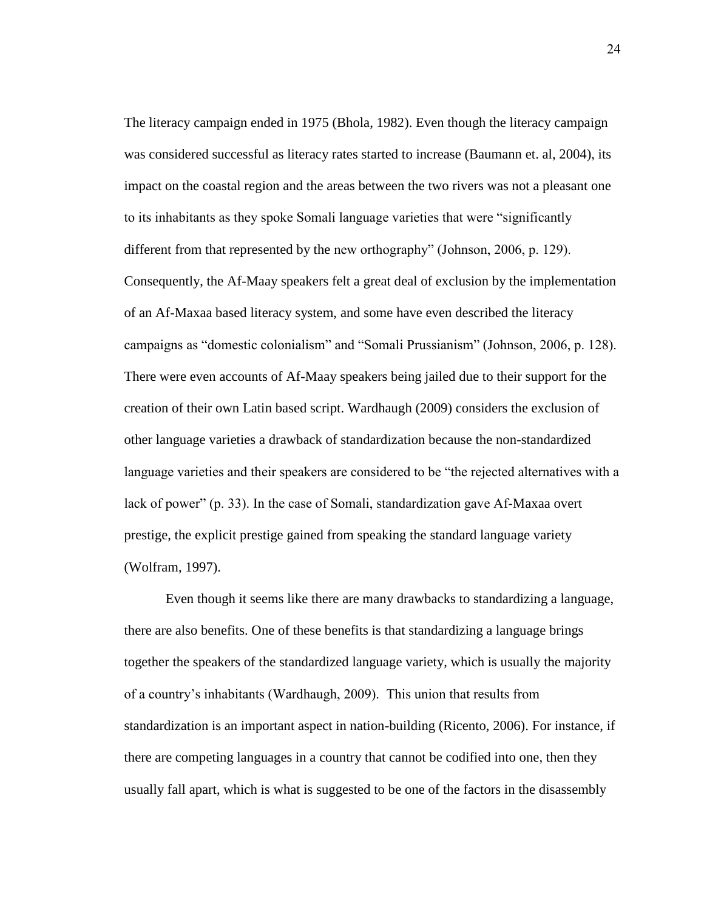The literacy campaign ended in 1975 (Bhola, 1982). Even though the literacy campaign was considered successful as literacy rates started to increase (Baumann et. al, 2004), its impact on the coastal region and the areas between the two rivers was not a pleasant one to its inhabitants as they spoke Somali language varieties that were "significantly different from that represented by the new orthography" (Johnson, 2006, p. 129). Consequently, the Af-Maay speakers felt a great deal of exclusion by the implementation of an Af-Maxaa based literacy system, and some have even described the literacy campaigns as "domestic colonialism" and "Somali Prussianism" (Johnson, 2006, p. 128). There were even accounts of Af-Maay speakers being jailed due to their support for the creation of their own Latin based script. Wardhaugh (2009) considers the exclusion of other language varieties a drawback of standardization because the non-standardized language varieties and their speakers are considered to be "the rejected alternatives with a lack of power" (p. 33). In the case of Somali, standardization gave Af-Maxaa overt prestige, the explicit prestige gained from speaking the standard language variety (Wolfram, 1997).

Even though it seems like there are many drawbacks to standardizing a language, there are also benefits. One of these benefits is that standardizing a language brings together the speakers of the standardized language variety, which is usually the majority of a country's inhabitants (Wardhaugh, 2009). This union that results from standardization is an important aspect in nation-building (Ricento, 2006). For instance, if there are competing languages in a country that cannot be codified into one, then they usually fall apart, which is what is suggested to be one of the factors in the disassembly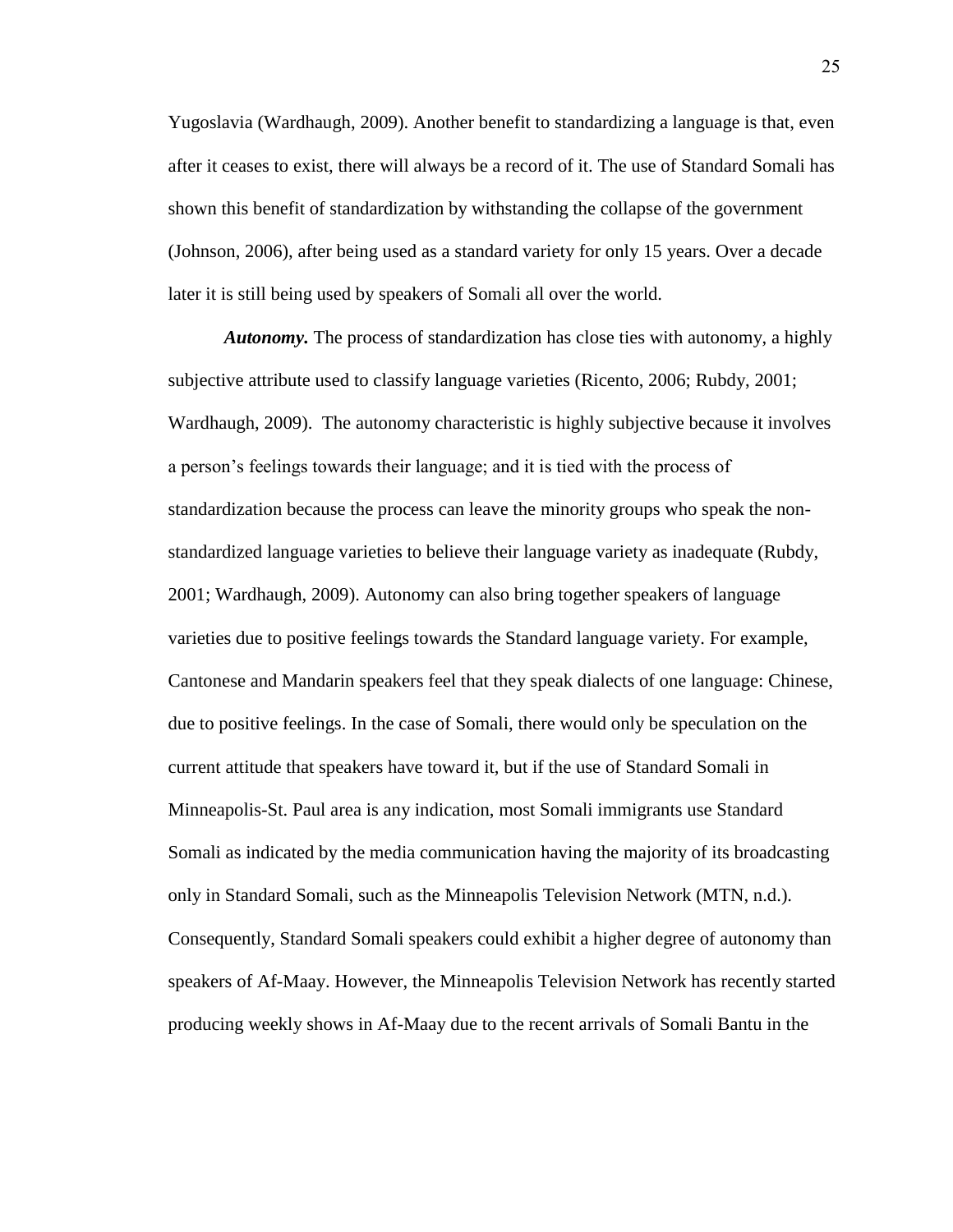Yugoslavia (Wardhaugh, 2009). Another benefit to standardizing a language is that, even after it ceases to exist, there will always be a record of it. The use of Standard Somali has shown this benefit of standardization by withstanding the collapse of the government (Johnson, 2006), after being used as a standard variety for only 15 years. Over a decade later it is still being used by speakers of Somali all over the world.

***Autonomy.*** The process of standardization has close ties with autonomy, a highly subjective attribute used to classify language varieties (Ricento, 2006; Rubdy, 2001; Wardhaugh, 2009). The autonomy characteristic is highly subjective because it involves a person's feelings towards their language; and it is tied with the process of standardization because the process can leave the minority groups who speak the non-standardized language varieties to believe their language variety as inadequate (Rubdy, 2001; Wardhaugh, 2009). Autonomy can also bring together speakers of language varieties due to positive feelings towards the Standard language variety. For example, Cantonese and Mandarin speakers feel that they speak dialects of one language: Chinese, due to positive feelings. In the case of Somali, there would only be speculation on the current attitude that speakers have toward it, but if the use of Standard Somali in Minneapolis-St. Paul area is any indication, most Somali immigrants use Standard Somali as indicated by the media communication having the majority of its broadcasting only in Standard Somali, such as the Minneapolis Television Network (MTN, n.d.). Consequently, Standard Somali speakers could exhibit a higher degree of autonomy than speakers of Af-Maay. However, the Minneapolis Television Network has recently started producing weekly shows in Af-Maay due to the recent arrivals of Somali Bantu in the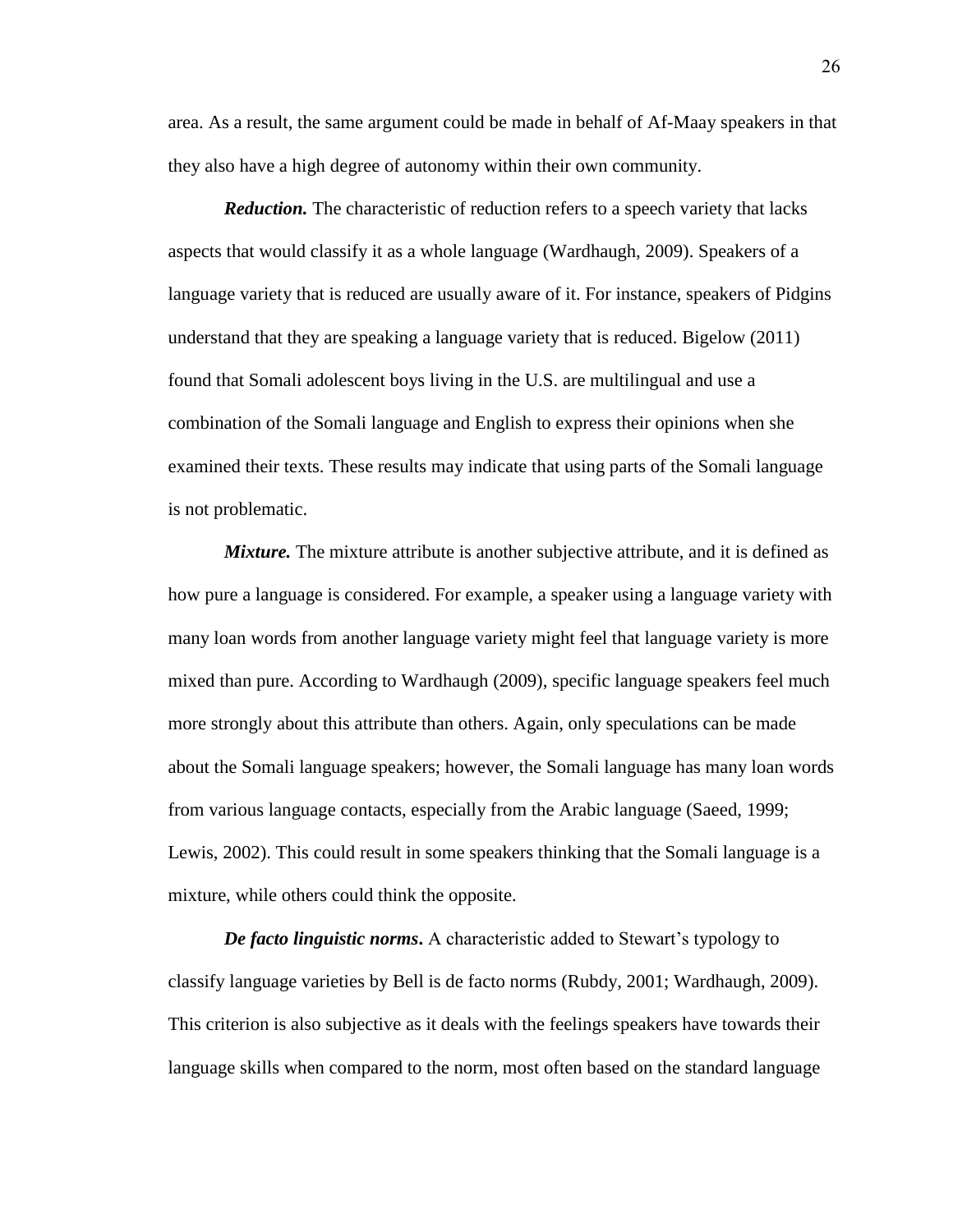area. As a result, the same argument could be made in behalf of Af-Maay speakers in that they also have a high degree of autonomy within their own community.

***Reduction.*** The characteristic of reduction refers to a speech variety that lacks aspects that would classify it as a whole language (Wardhaugh, 2009). Speakers of a language variety that is reduced are usually aware of it. For instance, speakers of Pidgins understand that they are speaking a language variety that is reduced. Bigelow (2011) found that Somali adolescent boys living in the U.S. are multilingual and use a combination of the Somali language and English to express their opinions when she examined their texts. These results may indicate that using parts of the Somali language is not problematic.

***Mixture.*** The mixture attribute is another subjective attribute, and it is defined as how pure a language is considered. For example, a speaker using a language variety with many loan words from another language variety might feel that language variety is more mixed than pure. According to Wardhaugh (2009), specific language speakers feel much more strongly about this attribute than others. Again, only speculations can be made about the Somali language speakers; however, the Somali language has many loan words from various language contacts, especially from the Arabic language (Saeed, 1999; Lewis, 2002). This could result in some speakers thinking that the Somali language is a mixture, while others could think the opposite.

***De facto linguistic norms*.** A characteristic added to Stewart's typology to classify language varieties by Bell is de facto norms (Rubdy, 2001; Wardhaugh, 2009). This criterion is also subjective as it deals with the feelings speakers have towards their language skills when compared to the norm, most often based on the standard language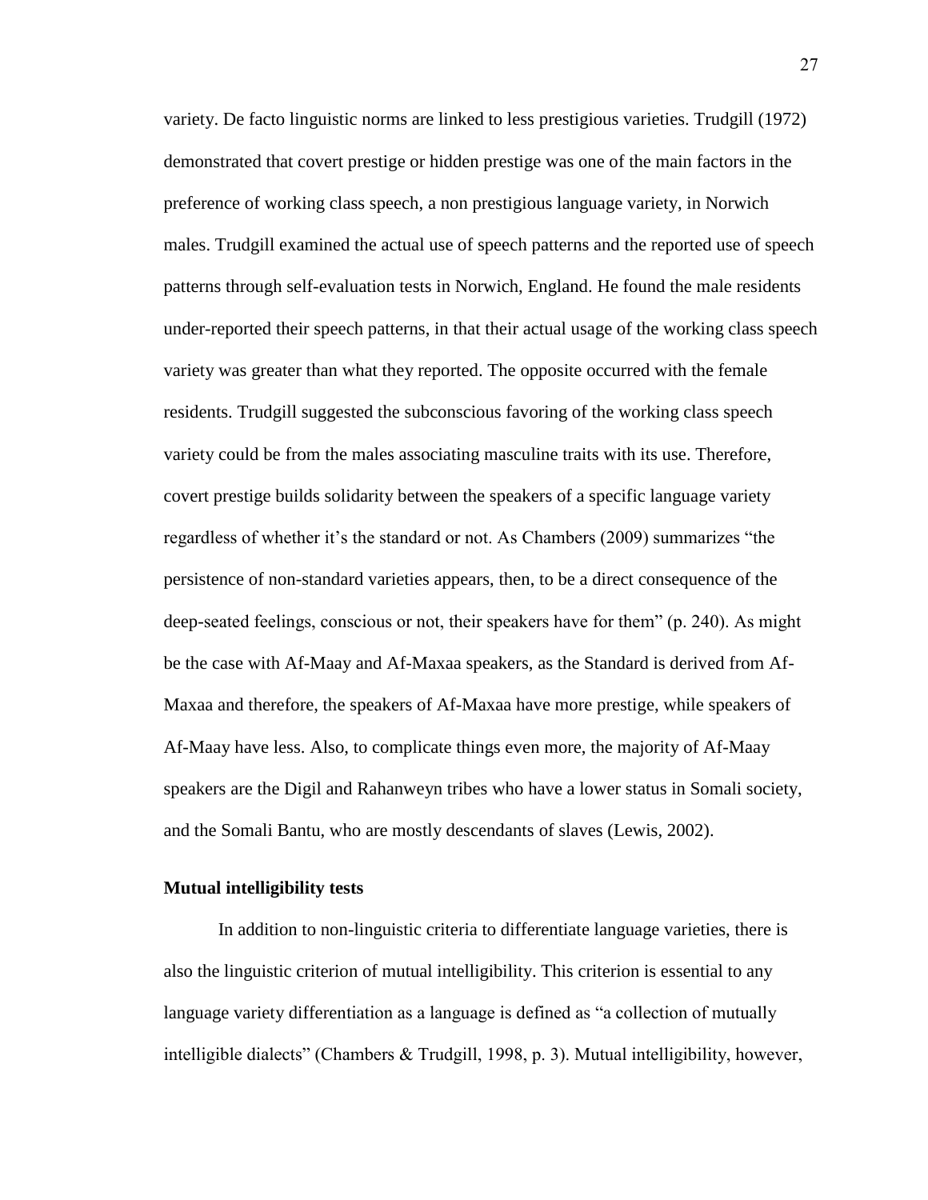variety. De facto linguistic norms are linked to less prestigious varieties. Trudgill (1972) demonstrated that covert prestige or hidden prestige was one of the main factors in the preference of working class speech, a non prestigious language variety, in Norwich males. Trudgill examined the actual use of speech patterns and the reported use of speech patterns through self-evaluation tests in Norwich, England. He found the male residents under-reported their speech patterns, in that their actual usage of the working class speech variety was greater than what they reported. The opposite occurred with the female residents. Trudgill suggested the subconscious favoring of the working class speech variety could be from the males associating masculine traits with its use. Therefore, covert prestige builds solidarity between the speakers of a specific language variety regardless of whether it's the standard or not. As Chambers (2009) summarizes "the persistence of non-standard varieties appears, then, to be a direct consequence of the deep-seated feelings, conscious or not, their speakers have for them" (p. 240). As might be the case with Af-Maay and Af-Maxaa speakers, as the Standard is derived from Af-Maxaa and therefore, the speakers of Af-Maxaa have more prestige, while speakers of Af-Maay have less. Also, to complicate things even more, the majority of Af-Maay speakers are the Digil and Rahanweyn tribes who have a lower status in Somali society, and the Somali Bantu, who are mostly descendants of slaves (Lewis, 2002).

### Mutual intelligibility tests

In addition to non-linguistic criteria to differentiate language varieties, there is also the linguistic criterion of mutual intelligibility. This criterion is essential to any language variety differentiation as a language is defined as "a collection of mutually intelligible dialects" (Chambers & Trudgill, 1998, p. 3). Mutual intelligibility, however,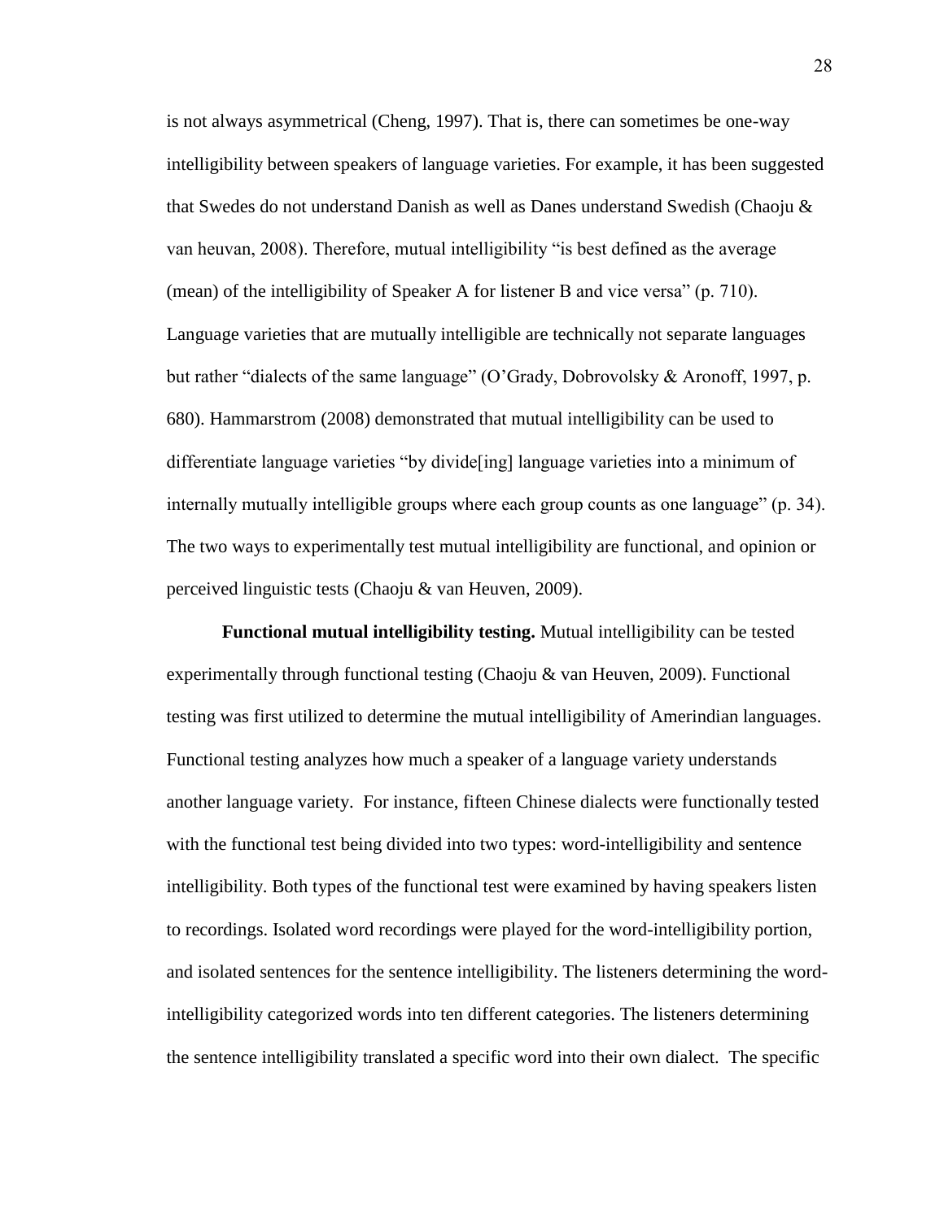is not always asymmetrical (Cheng, 1997). That is, there can sometimes be one-way intelligibility between speakers of language varieties. For example, it has been suggested that Swedes do not understand Danish as well as Danes understand Swedish (Chaoju & van heuvan, 2008). Therefore, mutual intelligibility "is best defined as the average (mean) of the intelligibility of Speaker A for listener B and vice versa" (p. 710). Language varieties that are mutually intelligible are technically not separate languages but rather "dialects of the same language" (O'Grady, Dobrovolsky & Aronoff, 1997, p. 680). Hammarstrom (2008) demonstrated that mutual intelligibility can be used to differentiate language varieties "by divide[ing] language varieties into a minimum of internally mutually intelligible groups where each group counts as one language" (p. 34). The two ways to experimentally test mutual intelligibility are functional, and opinion or perceived linguistic tests (Chaoju & van Heuven, 2009).

**Functional mutual intelligibility testing.** Mutual intelligibility can be tested experimentally through functional testing (Chaoju & van Heuven, 2009). Functional testing was first utilized to determine the mutual intelligibility of Amerindian languages. Functional testing analyzes how much a speaker of a language variety understands another language variety. For instance, fifteen Chinese dialects were functionally tested with the functional test being divided into two types: word-intelligibility and sentence intelligibility. Both types of the functional test were examined by having speakers listen to recordings. Isolated word recordings were played for the word-intelligibility portion, and isolated sentences for the sentence intelligibility. The listeners determining the word-intelligibility categorized words into ten different categories. The listeners determining the sentence intelligibility translated a specific word into their own dialect. The specific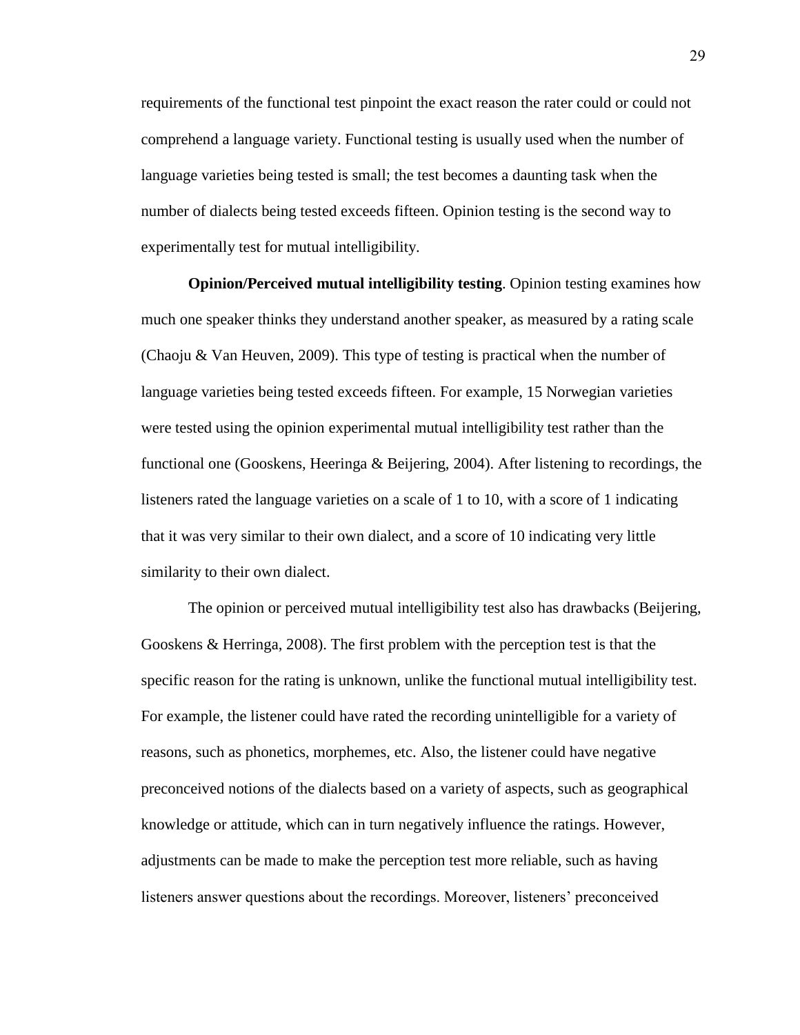requirements of the functional test pinpoint the exact reason the rater could or could not comprehend a language variety. Functional testing is usually used when the number of language varieties being tested is small; the test becomes a daunting task when the number of dialects being tested exceeds fifteen. Opinion testing is the second way to experimentally test for mutual intelligibility.

**Opinion/Perceived mutual intelligibility testing**. Opinion testing examines how much one speaker thinks they understand another speaker, as measured by a rating scale (Chaoju & Van Heuven, 2009). This type of testing is practical when the number of language varieties being tested exceeds fifteen. For example, 15 Norwegian varieties were tested using the opinion experimental mutual intelligibility test rather than the functional one (Gooskens, Heeringa & Beijering, 2004). After listening to recordings, the listeners rated the language varieties on a scale of 1 to 10, with a score of 1 indicating that it was very similar to their own dialect, and a score of 10 indicating very little similarity to their own dialect.

The opinion or perceived mutual intelligibility test also has drawbacks (Beijering, Gooskens & Herringa, 2008). The first problem with the perception test is that the specific reason for the rating is unknown, unlike the functional mutual intelligibility test. For example, the listener could have rated the recording unintelligible for a variety of reasons, such as phonetics, morphemes, etc. Also, the listener could have negative preconceived notions of the dialects based on a variety of aspects, such as geographical knowledge or attitude, which can in turn negatively influence the ratings. However, adjustments can be made to make the perception test more reliable, such as having listeners answer questions about the recordings. Moreover, listeners' preconceived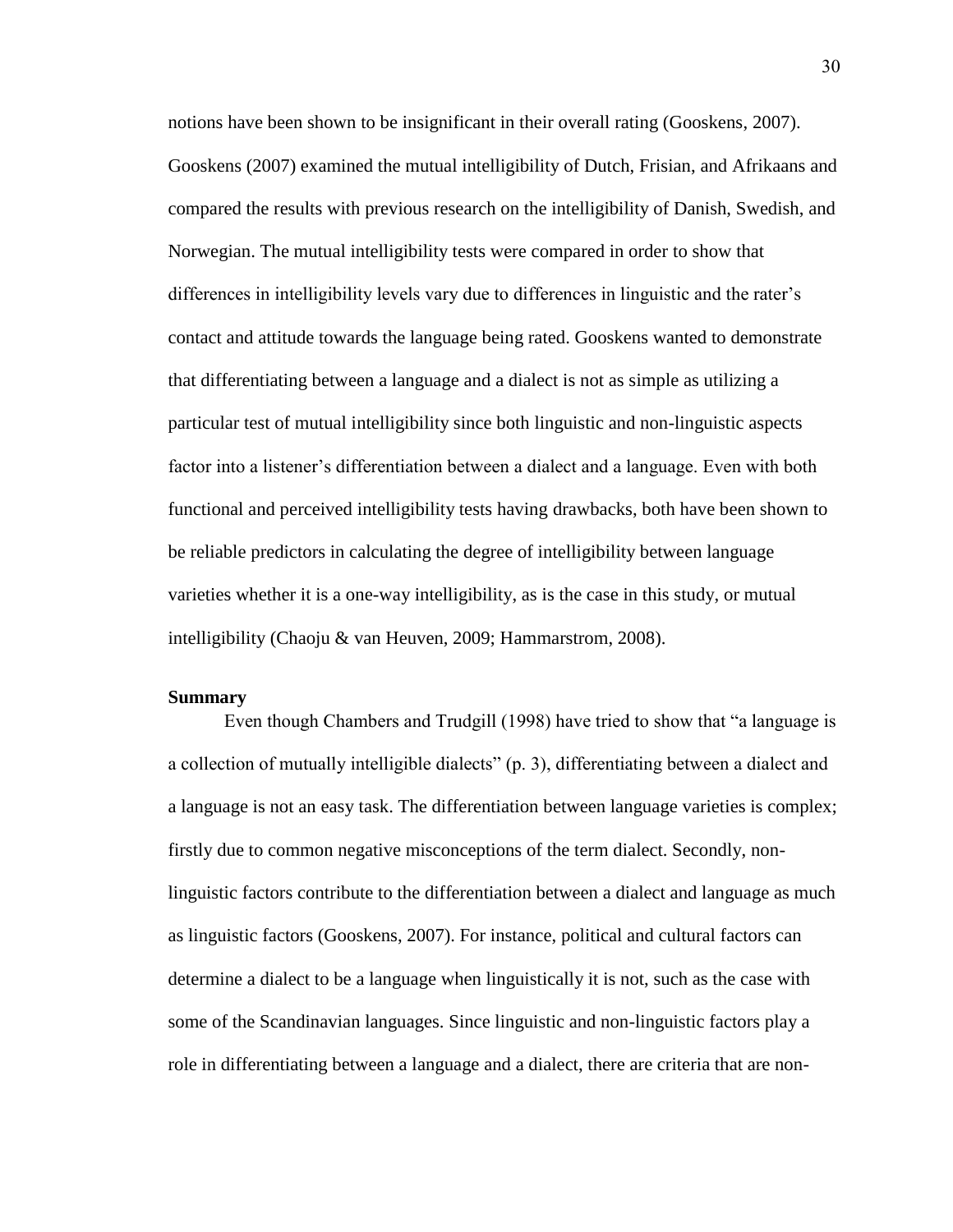notions have been shown to be insignificant in their overall rating (Gooskens, 2007). Gooskens (2007) examined the mutual intelligibility of Dutch, Frisian, and Afrikaans and compared the results with previous research on the intelligibility of Danish, Swedish, and Norwegian. The mutual intelligibility tests were compared in order to show that differences in intelligibility levels vary due to differences in linguistic and the rater's contact and attitude towards the language being rated. Gooskens wanted to demonstrate that differentiating between a language and a dialect is not as simple as utilizing a particular test of mutual intelligibility since both linguistic and non-linguistic aspects factor into a listener's differentiation between a dialect and a language. Even with both functional and perceived intelligibility tests having drawbacks, both have been shown to be reliable predictors in calculating the degree of intelligibility between language varieties whether it is a one-way intelligibility, as is the case in this study, or mutual intelligibility (Chaoju & van Heuven, 2009; Hammarstrom, 2008).

**Summary**

Even though Chambers and Trudgill (1998) have tried to show that "a language is a collection of mutually intelligible dialects" (p. 3), differentiating between a dialect and a language is not an easy task. The differentiation between language varieties is complex; firstly due to common negative misconceptions of the term dialect. Secondly, non-linguistic factors contribute to the differentiation between a dialect and language as much as linguistic factors (Gooskens, 2007). For instance, political and cultural factors can determine a dialect to be a language when linguistically it is not, such as the case with some of the Scandinavian languages. Since linguistic and non-linguistic factors play a role in differentiating between a language and a dialect, there are criteria that are non-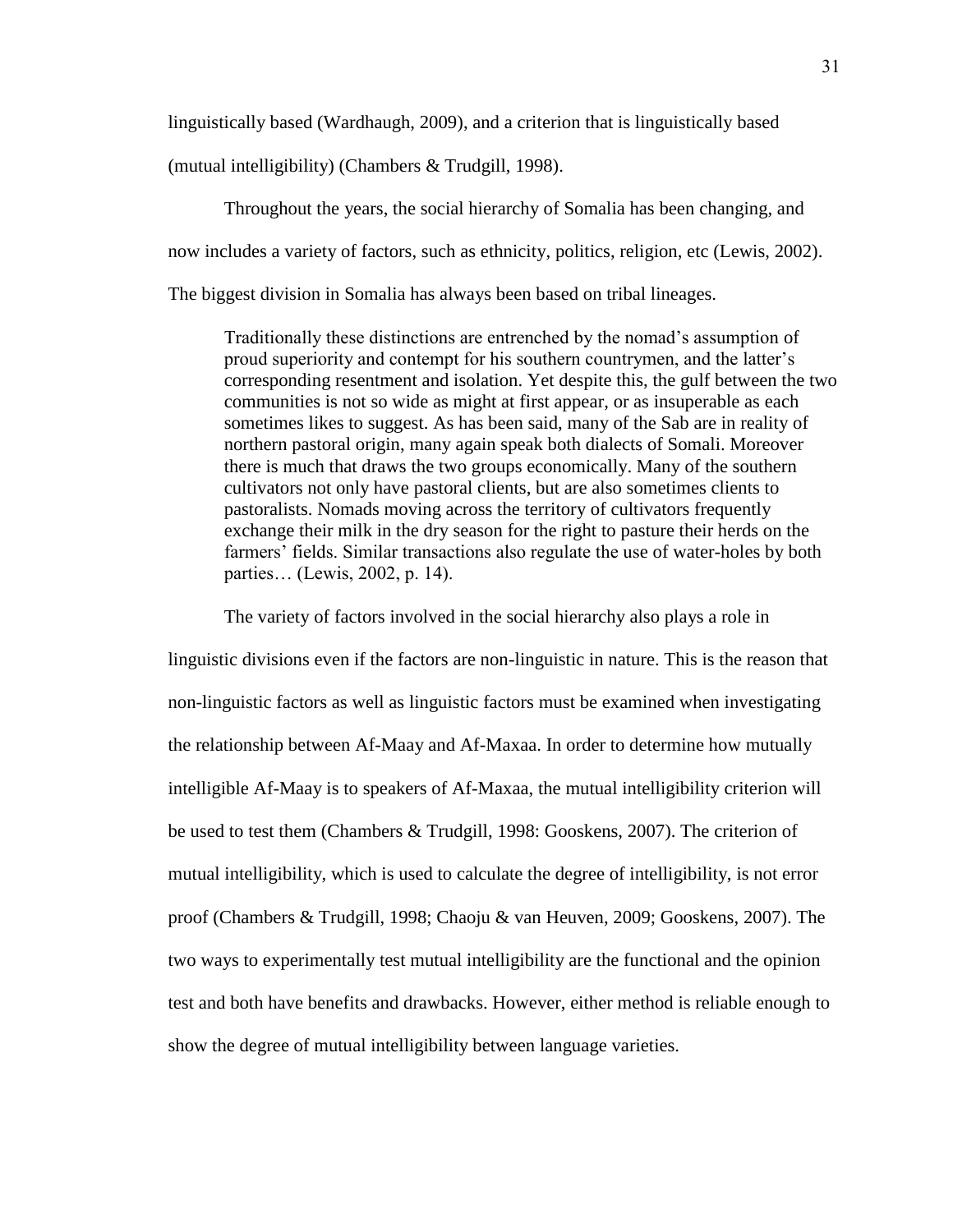linguistically based (Wardhaugh, 2009), and a criterion that is linguistically based (mutual intelligibility) (Chambers & Trudgill, 1998).

Throughout the years, the social hierarchy of Somalia has been changing, and now includes a variety of factors, such as ethnicity, politics, religion, etc (Lewis, 2002). The biggest division in Somalia has always been based on tribal lineages.

> Traditionally these distinctions are entrenched by the nomad's assumption of proud superiority and contempt for his southern countrymen, and the latter's corresponding resentment and isolation. Yet despite this, the gulf between the two communities is not so wide as might at first appear, or as insuperable as each sometimes likes to suggest. As has been said, many of the Sab are in reality of northern pastoral origin, many again speak both dialects of Somali. Moreover there is much that draws the two groups economically. Many of the southern cultivators not only have pastoral clients, but are also sometimes clients to pastoralists. Nomads moving across the territory of cultivators frequently exchange their milk in the dry season for the right to pasture their herds on the farmers' fields. Similar transactions also regulate the use of water-holes by both parties… (Lewis, 2002, p. 14).

The variety of factors involved in the social hierarchy also plays a role in linguistic divisions even if the factors are non-linguistic in nature. This is the reason that non-linguistic factors as well as linguistic factors must be examined when investigating the relationship between Af-Maay and Af-Maxaa. In order to determine how mutually intelligible Af-Maay is to speakers of Af-Maxaa, the mutual intelligibility criterion will be used to test them (Chambers & Trudgill, 1998: Gooskens, 2007). The criterion of mutual intelligibility, which is used to calculate the degree of intelligibility, is not error proof (Chambers & Trudgill, 1998; Chaoju & van Heuven, 2009; Gooskens, 2007). The two ways to experimentally test mutual intelligibility are the functional and the opinion test and both have benefits and drawbacks. However, either method is reliable enough to show the degree of mutual intelligibility between language varieties.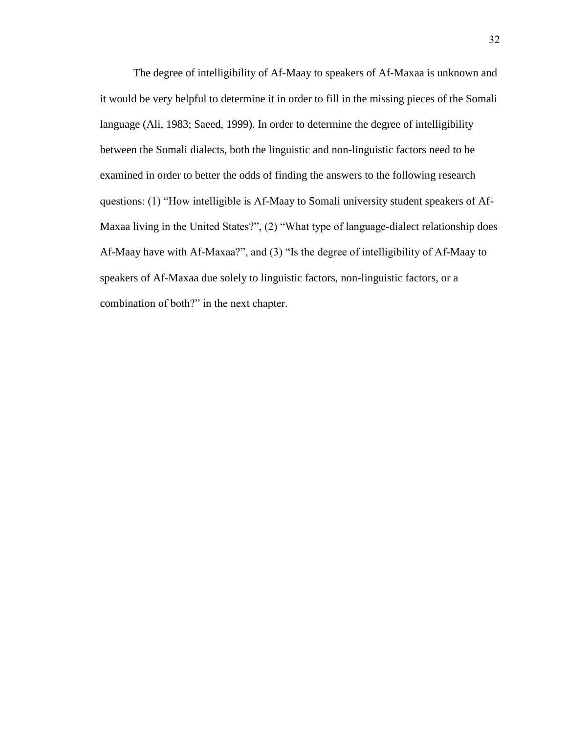The degree of intelligibility of Af-Maay to speakers of Af-Maxaa is unknown and it would be very helpful to determine it in order to fill in the missing pieces of the Somali language (Ali, 1983; Saeed, 1999). In order to determine the degree of intelligibility between the Somali dialects, both the linguistic and non-linguistic factors need to be examined in order to better the odds of finding the answers to the following research questions: (1) “How intelligible is Af-Maay to Somali university student speakers of Af-Maxaa living in the United States?”, (2) “What type of language-dialect relationship does Af-Maay have with Af-Maxaa?”, and (3) “Is the degree of intelligibility of Af-Maay to speakers of Af-Maxaa due solely to linguistic factors, non-linguistic factors, or a combination of both?” in the next chapter.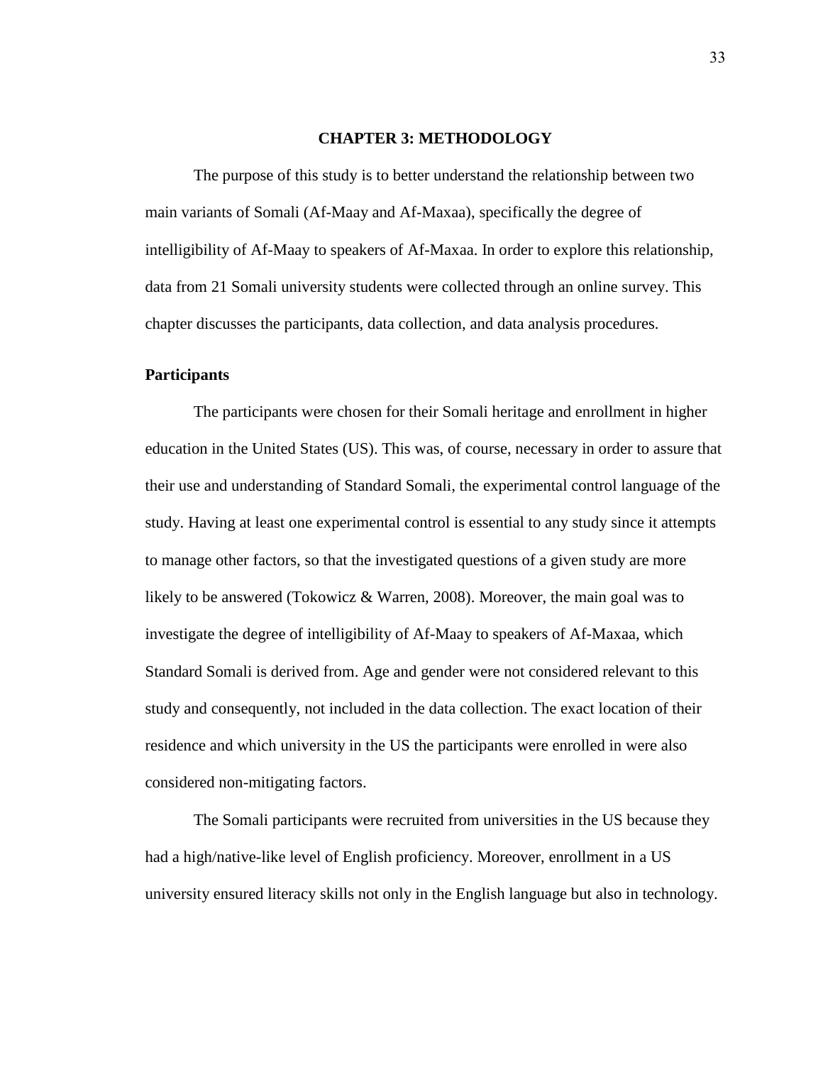# CHAPTER 3: METHODOLOGY

The purpose of this study is to better understand the relationship between two main variants of Somali (Af-Maay and Af-Maxaa), specifically the degree of intelligibility of Af-Maay to speakers of Af-Maxaa. In order to explore this relationship, data from 21 Somali university students were collected through an online survey. This chapter discusses the participants, data collection, and data analysis procedures.

## Participants

The participants were chosen for their Somali heritage and enrollment in higher education in the United States (US). This was, of course, necessary in order to assure that their use and understanding of Standard Somali, the experimental control language of the study. Having at least one experimental control is essential to any study since it attempts to manage other factors, so that the investigated questions of a given study are more likely to be answered (Tokowicz & Warren, 2008). Moreover, the main goal was to investigate the degree of intelligibility of Af-Maay to speakers of Af-Maxaa, which Standard Somali is derived from. Age and gender were not considered relevant to this study and consequently, not included in the data collection. The exact location of their residence and which university in the US the participants were enrolled in were also considered non-mitigating factors.

The Somali participants were recruited from universities in the US because they had a high/native-like level of English proficiency. Moreover, enrollment in a US university ensured literacy skills not only in the English language but also in technology.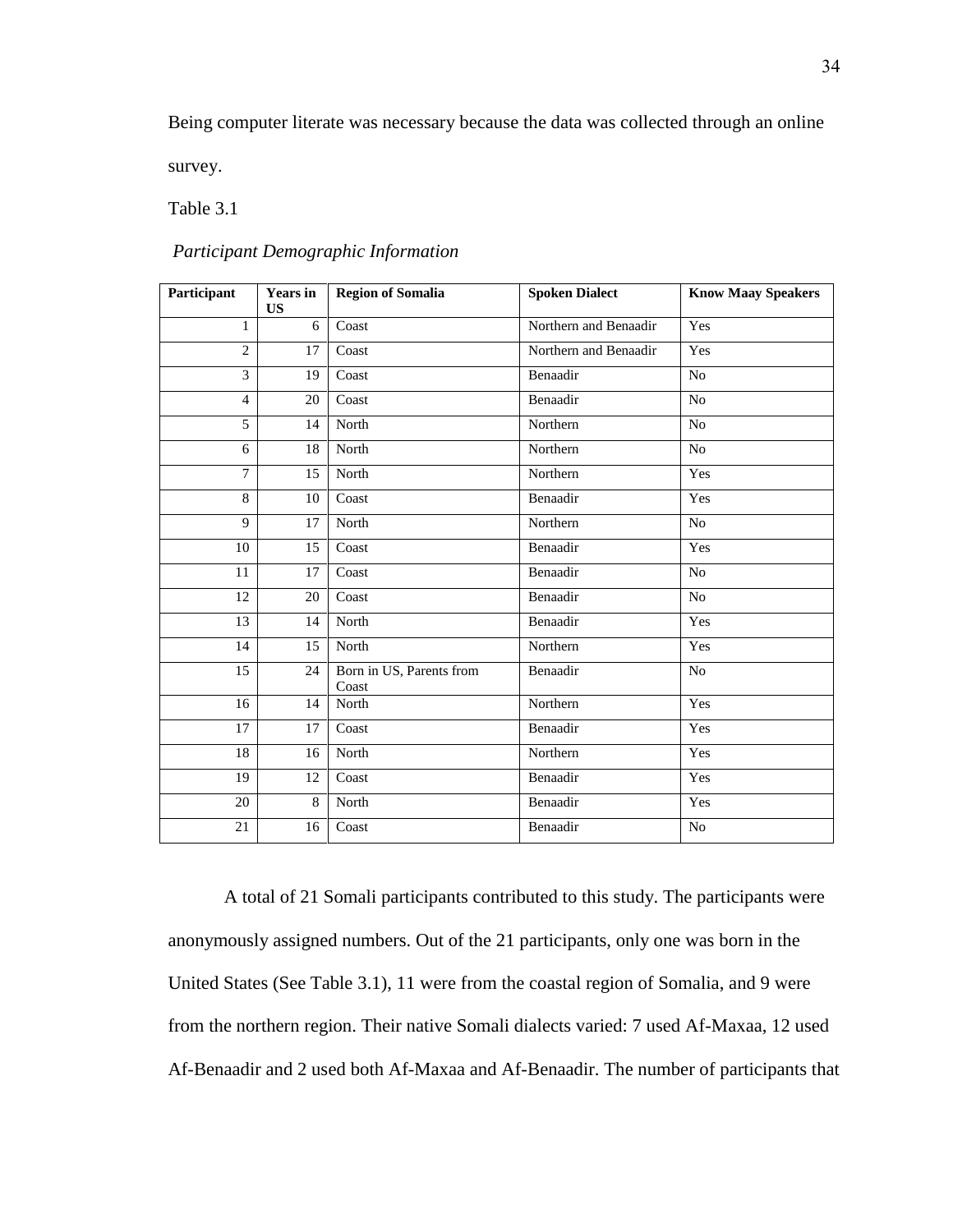Being computer literate was necessary because the data was collected through an online survey.

Table 3.1

*Participant Demographic Information*

| Participant | Years in US | Region of Somalia | Spoken Dialect | Know Maay Speakers |
|---|---|---|---|---|
| 1 | 6 | Coast | Northern and Benaadir | Yes |
| 2 | 17 | Coast | Northern and Benaadir | Yes |
| 3 | 19 | Coast | Benaadir | No |
| 4 | 20 | Coast | Benaadir | No |
| 5 | 14 | North | Northern | No |
| 6 | 18 | North | Northern | No |
| 7 | 15 | North | Northern | Yes |
| 8 | 10 | Coast | Benaadir | Yes |
| 9 | 17 | North | Northern | No |
| 10 | 15 | Coast | Benaadir | Yes |
| 11 | 17 | Coast | Benaadir | No |
| 12 | 20 | Coast | Benaadir | No |
| 13 | 14 | North | Benaadir | Yes |
| 14 | 15 | North | Northern | Yes |
| 15 | 24 | Born in US, Parents from Coast | Benaadir | No |
| 16 | 14 | North | Northern | Yes |
| 17 | 17 | Coast | Benaadir | Yes |
| 18 | 16 | North | Northern | Yes |
| 19 | 12 | Coast | Benaadir | Yes |
| 20 | 8 | North | Benaadir | Yes |
| 21 | 16 | Coast | Benaadir | No |

A total of 21 Somali participants contributed to this study. The participants were anonymously assigned numbers. Out of the 21 participants, only one was born in the United States (See Table 3.1), 11 were from the coastal region of Somalia, and 9 were from the northern region. Their native Somali dialects varied: 7 used Af-Maxaa, 12 used Af-Benaadir and 2 used both Af-Maxaa and Af-Benaadir. The number of participants that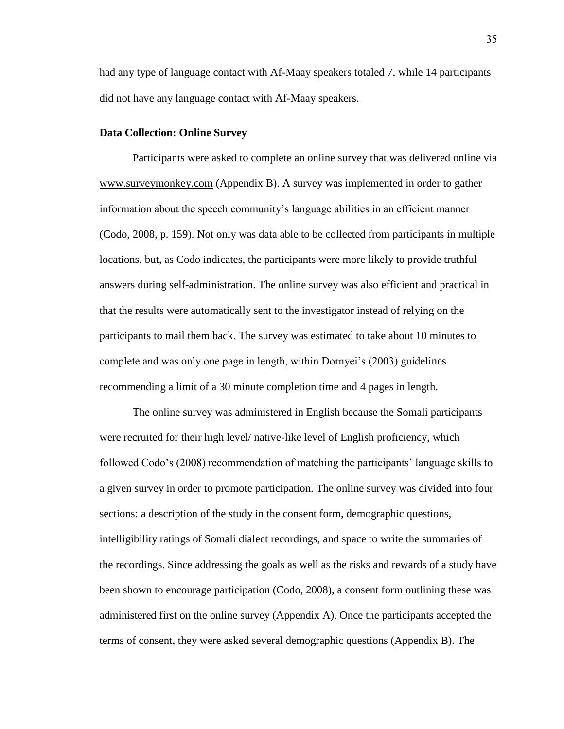had any type of language contact with Af-Maay speakers totaled 7, while 14 participants did not have any language contact with Af-Maay speakers.

### Data Collection: Online Survey

Participants were asked to complete an online survey that was delivered online via www.surveymonkey.com (Appendix B). A survey was implemented in order to gather information about the speech community's language abilities in an efficient manner (Codo, 2008, p. 159). Not only was data able to be collected from participants in multiple locations, but, as Codo indicates, the participants were more likely to provide truthful answers during self-administration. The online survey was also efficient and practical in that the results were automatically sent to the investigator instead of relying on the participants to mail them back. The survey was estimated to take about 10 minutes to complete and was only one page in length, within Dornyei's (2003) guidelines recommending a limit of a 30 minute completion time and 4 pages in length.

The online survey was administered in English because the Somali participants were recruited for their high level/ native-like level of English proficiency, which followed Codo's (2008) recommendation of matching the participants' language skills to a given survey in order to promote participation. The online survey was divided into four sections: a description of the study in the consent form, demographic questions, intelligibility ratings of Somali dialect recordings, and space to write the summaries of the recordings. Since addressing the goals as well as the risks and rewards of a study have been shown to encourage participation (Codo, 2008), a consent form outlining these was administered first on the online survey (Appendix A). Once the participants accepted the terms of consent, they were asked several demographic questions (Appendix B). The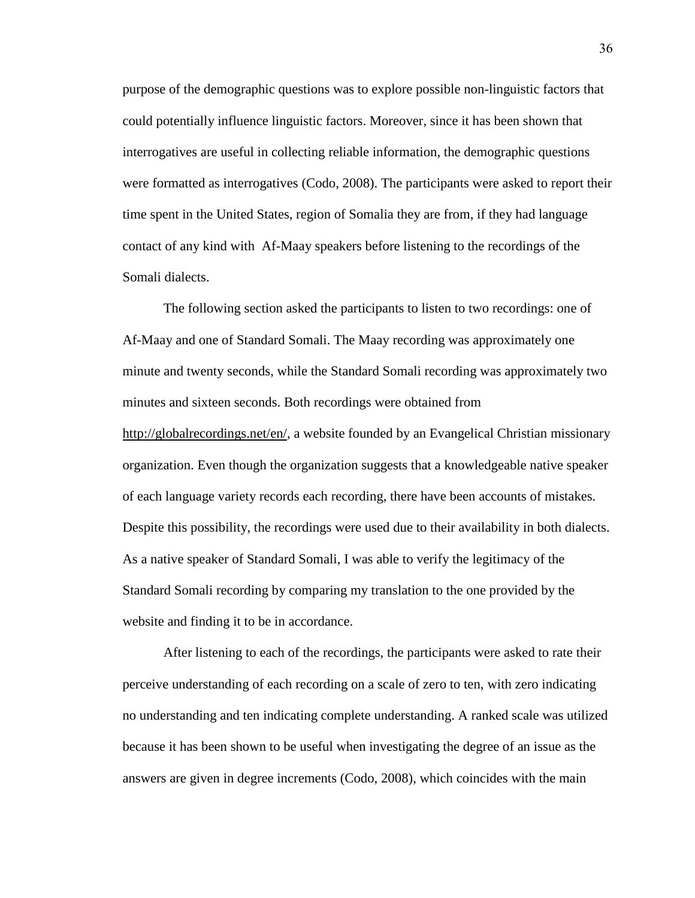purpose of the demographic questions was to explore possible non-linguistic factors that could potentially influence linguistic factors. Moreover, since it has been shown that interrogatives are useful in collecting reliable information, the demographic questions were formatted as interrogatives (Codo, 2008). The participants were asked to report their time spent in the United States, region of Somalia they are from, if they had language contact of any kind with  Af-Maay speakers before listening to the recordings of the Somali dialects.

The following section asked the participants to listen to two recordings: one of Af-Maay and one of Standard Somali. The Maay recording was approximately one minute and twenty seconds, while the Standard Somali recording was approximately two minutes and sixteen seconds. Both recordings were obtained from http://globalrecordings.net/en/, a website founded by an Evangelical Christian missionary organization. Even though the organization suggests that a knowledgeable native speaker of each language variety records each recording, there have been accounts of mistakes. Despite this possibility, the recordings were used due to their availability in both dialects. As a native speaker of Standard Somali, I was able to verify the legitimacy of the Standard Somali recording by comparing my translation to the one provided by the website and finding it to be in accordance.

After listening to each of the recordings, the participants were asked to rate their perceive understanding of each recording on a scale of zero to ten, with zero indicating no understanding and ten indicating complete understanding. A ranked scale was utilized because it has been shown to be useful when investigating the degree of an issue as the answers are given in degree increments (Codo, 2008), which coincides with the main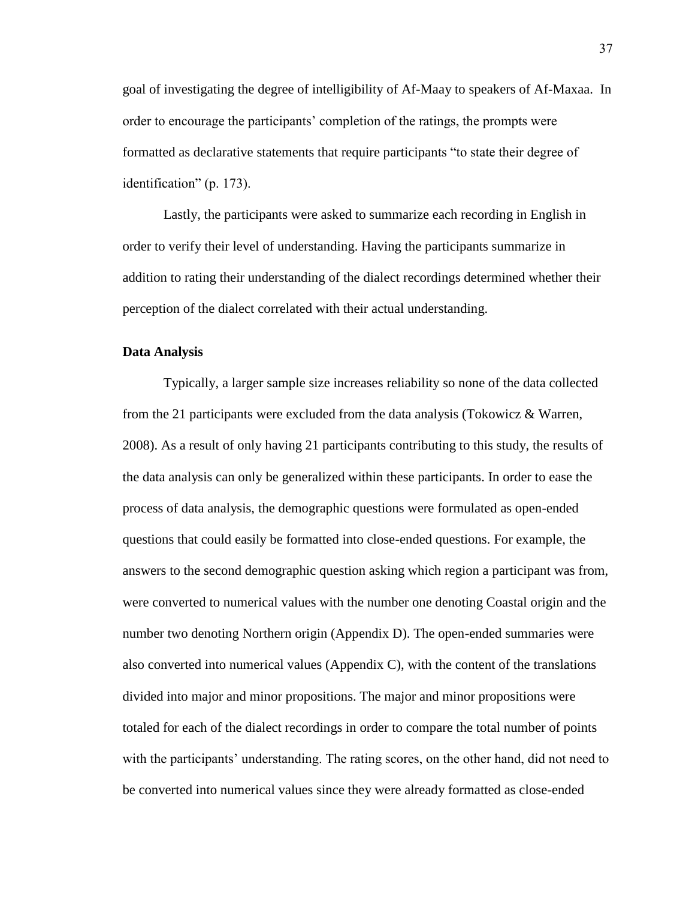goal of investigating the degree of intelligibility of Af-Maay to speakers of Af-Maxaa. In order to encourage the participants' completion of the ratings, the prompts were formatted as declarative statements that require participants "to state their degree of identification" (p. 173).

Lastly, the participants were asked to summarize each recording in English in order to verify their level of understanding. Having the participants summarize in addition to rating their understanding of the dialect recordings determined whether their perception of the dialect correlated with their actual understanding.

**Data Analysis**

Typically, a larger sample size increases reliability so none of the data collected from the 21 participants were excluded from the data analysis (Tokowicz & Warren, 2008). As a result of only having 21 participants contributing to this study, the results of the data analysis can only be generalized within these participants. In order to ease the process of data analysis, the demographic questions were formulated as open-ended questions that could easily be formatted into close-ended questions. For example, the answers to the second demographic question asking which region a participant was from, were converted to numerical values with the number one denoting Coastal origin and the number two denoting Northern origin (Appendix D). The open-ended summaries were also converted into numerical values (Appendix C), with the content of the translations divided into major and minor propositions. The major and minor propositions were totaled for each of the dialect recordings in order to compare the total number of points with the participants' understanding. The rating scores, on the other hand, did not need to be converted into numerical values since they were already formatted as close-ended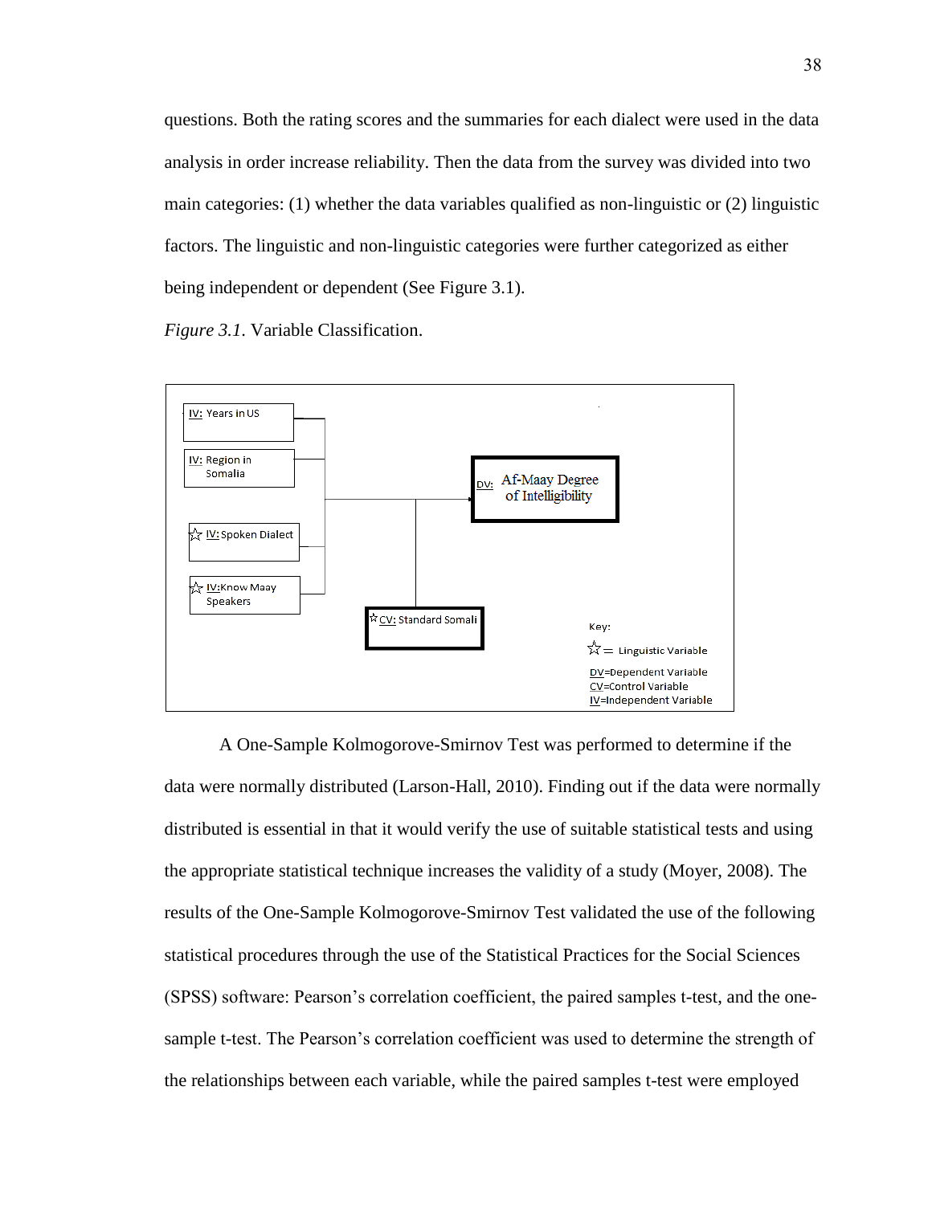questions. Both the rating scores and the summaries for each dialect were used in the data analysis in order increase reliability. Then the data from the survey was divided into two main categories: (1) whether the data variables qualified as non-linguistic or (2) linguistic factors. The linguistic and non-linguistic categories were further categorized as either being independent or dependent (See Figure 3.1).

*Figure 3.1.* Variable Classification.

IV: Years in US

IV: Region in Somalia

☆ IV: Spoken Dialect

☆ IV: Know Maay Speakers

DV: Af-Maay Degree of Intelligibility

☆ CV: Standard Somali

Key:

☆ = Linguistic Variable

DV=Dependent Variable

CV=Control Variable

IV=Independent Variable

A One-Sample Kolmogorove-Smirnov Test was performed to determine if the data were normally distributed (Larson-Hall, 2010). Finding out if the data were normally distributed is essential in that it would verify the use of suitable statistical tests and using the appropriate statistical technique increases the validity of a study (Moyer, 2008). The results of the One-Sample Kolmogorove-Smirnov Test validated the use of the following statistical procedures through the use of the Statistical Practices for the Social Sciences (SPSS) software: Pearson's correlation coefficient, the paired samples t-test, and the one-sample t-test. The Pearson's correlation coefficient was used to determine the strength of the relationships between each variable, while the paired samples t-test were employed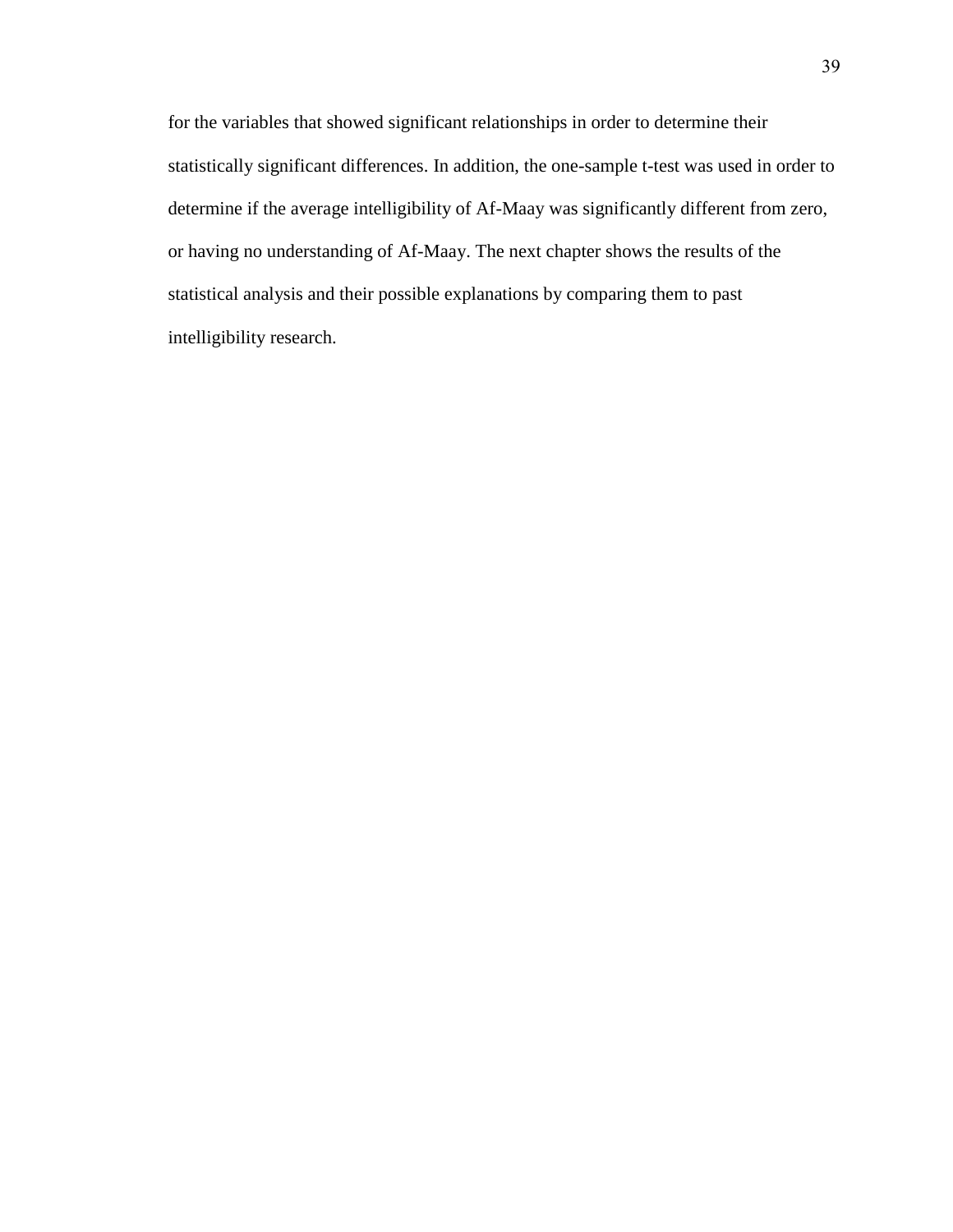for the variables that showed significant relationships in order to determine their statistically significant differences. In addition, the one-sample t-test was used in order to determine if the average intelligibility of Af-Maay was significantly different from zero, or having no understanding of Af-Maay. The next chapter shows the results of the statistical analysis and their possible explanations by comparing them to past intelligibility research.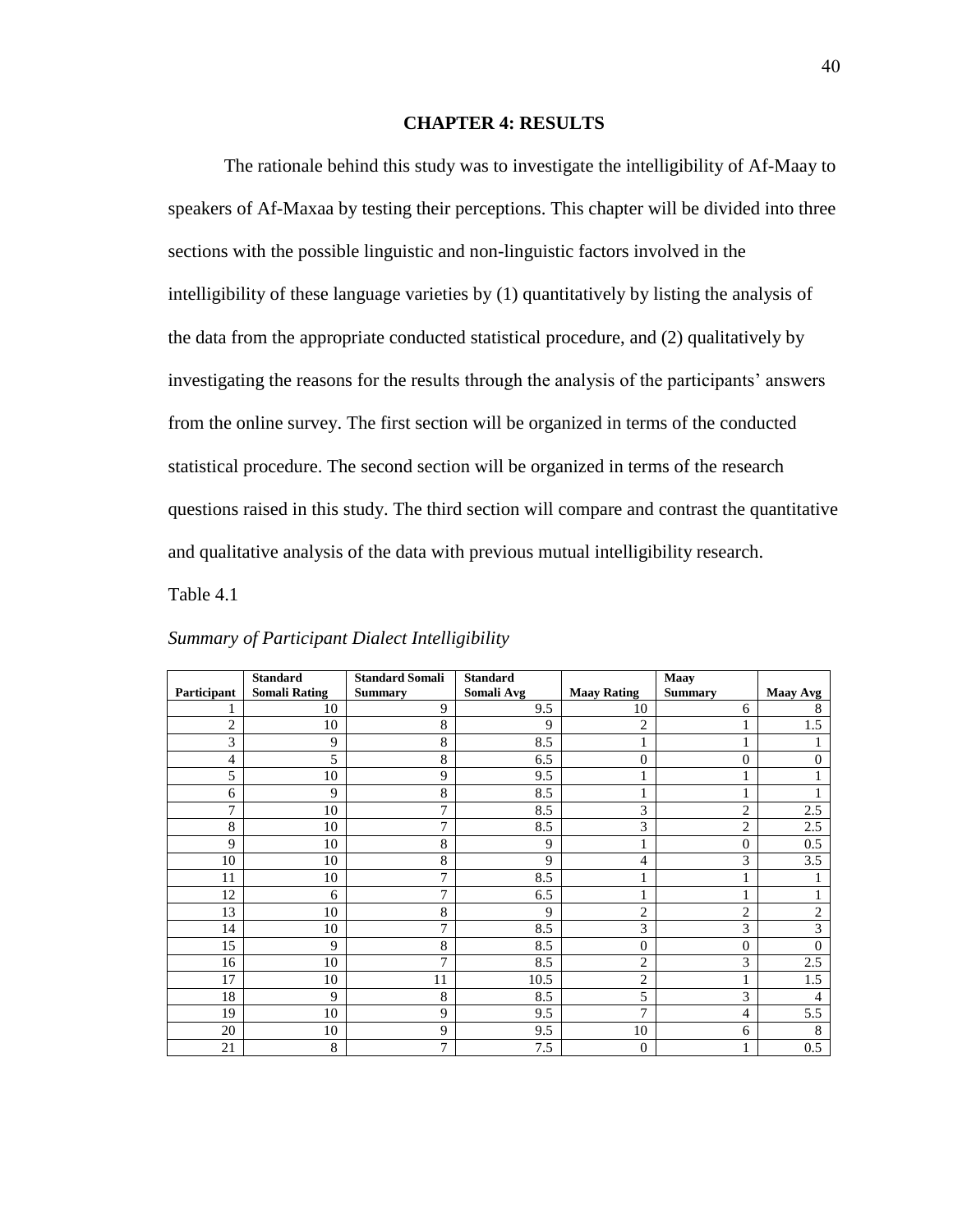# CHAPTER 4: RESULTS

The rationale behind this study was to investigate the intelligibility of Af-Maay to speakers of Af-Maxaa by testing their perceptions. This chapter will be divided into three sections with the possible linguistic and non-linguistic factors involved in the intelligibility of these language varieties by (1) quantitatively by listing the analysis of the data from the appropriate conducted statistical procedure, and (2) qualitatively by investigating the reasons for the results through the analysis of the participants' answers from the online survey. The first section will be organized in terms of the conducted statistical procedure. The second section will be organized in terms of the research questions raised in this study. The third section will compare and contrast the quantitative and qualitative analysis of the data with previous mutual intelligibility research.

Table 4.1

*Summary of Participant Dialect Intelligibility*

| Participant | Standard Somali Rating | Standard Somali Summary | Standard Somali Avg | Maay Rating | Maay Summary | Maay Avg |
|---|---|---|---|---|---|---|
| 1 | 10 | 9 | 9.5 | 10 | 6 | 8 |
| 2 | 10 | 8 | 9 | 2 | 1 | 1.5 |
| 3 | 9 | 8 | 8.5 | 1 | 1 | 1 |
| 4 | 5 | 8 | 6.5 | 0 | 0 | 0 |
| 5 | 10 | 9 | 9.5 | 1 | 1 | 1 |
| 6 | 9 | 8 | 8.5 | 1 | 1 | 1 |
| 7 | 10 | 7 | 8.5 | 3 | 2 | 2.5 |
| 8 | 10 | 7 | 8.5 | 3 | 2 | 2.5 |
| 9 | 10 | 8 | 9 | 1 | 0 | 0.5 |
| 10 | 10 | 8 | 9 | 4 | 3 | 3.5 |
| 11 | 10 | 7 | 8.5 | 1 | 1 | 1 |
| 12 | 6 | 7 | 6.5 | 1 | 1 | 1 |
| 13 | 10 | 8 | 9 | 2 | 2 | 2 |
| 14 | 10 | 7 | 8.5 | 3 | 3 | 3 |
| 15 | 9 | 8 | 8.5 | 0 | 0 | 0 |
| 16 | 10 | 7 | 8.5 | 2 | 3 | 2.5 |
| 17 | 10 | 11 | 10.5 | 2 | 1 | 1.5 |
| 18 | 9 | 8 | 8.5 | 5 | 3 | 4 |
| 19 | 10 | 9 | 9.5 | 7 | 4 | 5.5 |
| 20 | 10 | 9 | 9.5 | 10 | 6 | 8 |
| 21 | 8 | 7 | 7.5 | 0 | 1 | 0.5 |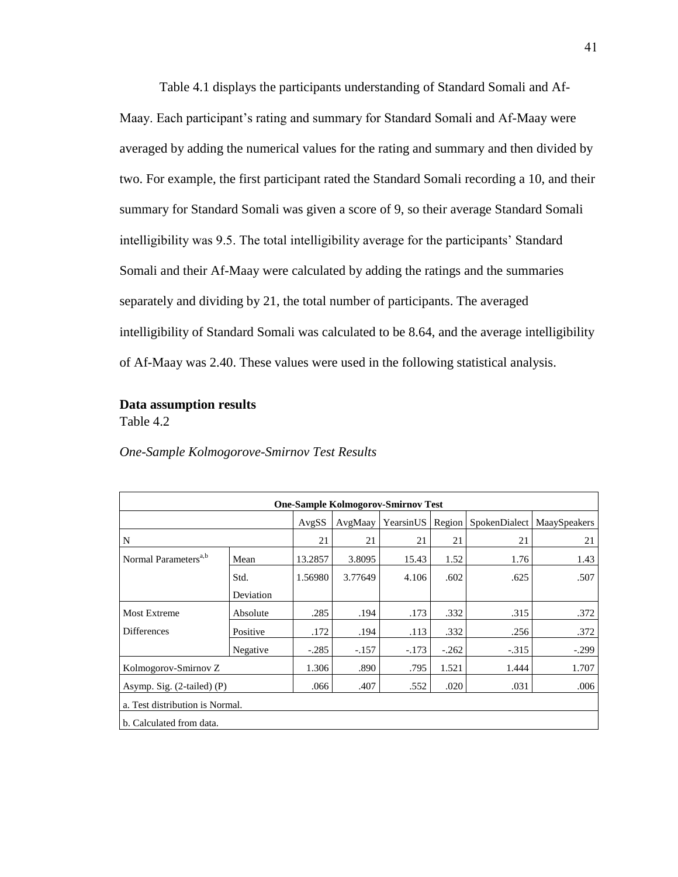Table 4.1 displays the participants understanding of Standard Somali and Af-Maay. Each participant's rating and summary for Standard Somali and Af-Maay were averaged by adding the numerical values for the rating and summary and then divided by two. For example, the first participant rated the Standard Somali recording a 10, and their summary for Standard Somali was given a score of 9, so their average Standard Somali intelligibility was 9.5. The total intelligibility average for the participants' Standard Somali and their Af-Maay were calculated by adding the ratings and the summaries separately and dividing by 21, the total number of participants. The averaged intelligibility of Standard Somali was calculated to be 8.64, and the average intelligibility of Af-Maay was 2.40. These values were used in the following statistical analysis.

**Data assumption results**

Table 4.2

*One-Sample Kolmogorove-Smirnov Test Results*

| **One-Sample Kolmogorov-Smirnov Test** | | | | | | | |
|---|---|---|---|---|---|---|---|
| | | AvgSS | AvgMaay | YearsinUS | Region | SpokenDialect | MaaySpeakers |
| N | | 21 | 21 | 21 | 21 | 21 | 21 |
| Normal Parameters[a,b] | Mean | 13.2857 | 3.8095 | 15.43 | 1.52 | 1.76 | 1.43 |
| | Std. Deviation | 1.56980 | 3.77649 | 4.106 | .602 | .625 | .507 |
| Most Extreme Differences | Absolute | .285 | .194 | .173 | .332 | .315 | .372 |
| | Positive | .172 | .194 | .113 | .332 | .256 | .372 |
| | Negative | -.285 | -.157 | -.173 | -.262 | -.315 | -.299 |
| Kolmogorov-Smirnov Z | | 1.306 | .890 | .795 | 1.521 | 1.444 | 1.707 |
| Asymp. Sig. (2-tailed) (P) | | .066 | .407 | .552 | .020 | .031 | .006 |
| a. Test distribution is Normal. | | | | | | | |
| b. Calculated from data. | | | | | | | |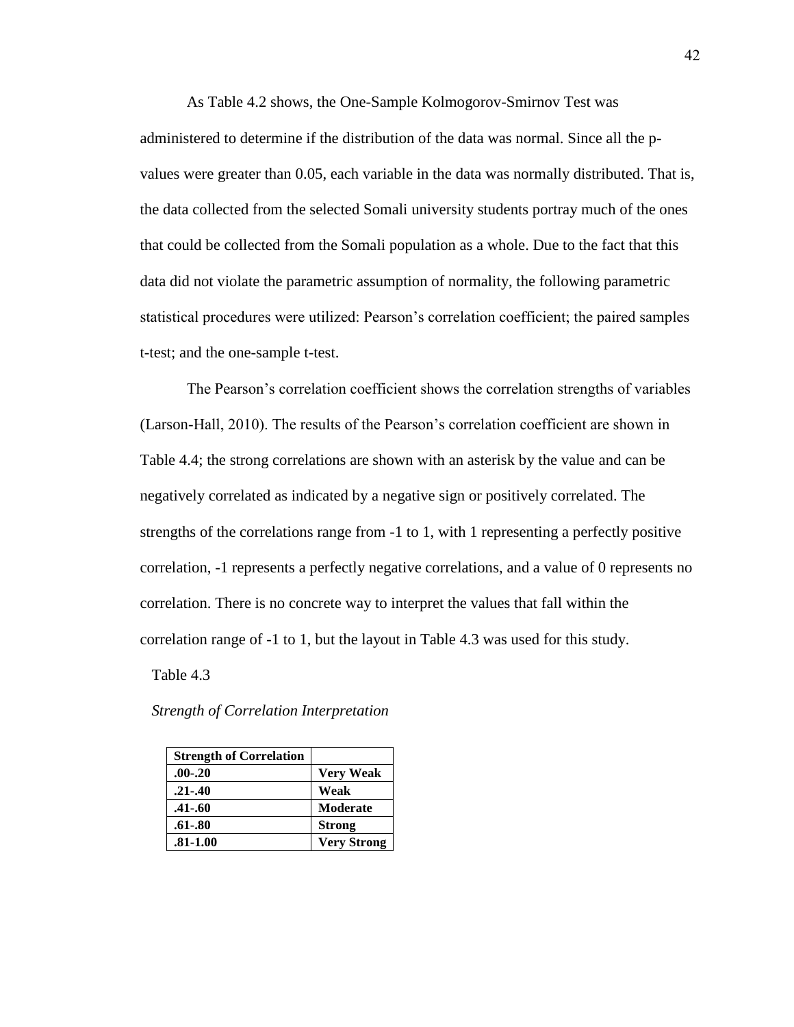As Table 4.2 shows, the One-Sample Kolmogorov-Smirnov Test was administered to determine if the distribution of the data was normal. Since all the p-values were greater than 0.05, each variable in the data was normally distributed. That is, the data collected from the selected Somali university students portray much of the ones that could be collected from the Somali population as a whole. Due to the fact that this data did not violate the parametric assumption of normality, the following parametric statistical procedures were utilized: Pearson's correlation coefficient; the paired samples t-test; and the one-sample t-test.

The Pearson's correlation coefficient shows the correlation strengths of variables (Larson-Hall, 2010). The results of the Pearson's correlation coefficient are shown in Table 4.4; the strong correlations are shown with an asterisk by the value and can be negatively correlated as indicated by a negative sign or positively correlated. The strengths of the correlations range from -1 to 1, with 1 representing a perfectly positive correlation, -1 represents a perfectly negative correlations, and a value of 0 represents no correlation. There is no concrete way to interpret the values that fall within the correlation range of -1 to 1, but the layout in Table 4.3 was used for this study.

Table 4.3

*Strength of Correlation Interpretation*

| **Strength of Correlation** | |
|---|---|
| **.00-.20** | **Very Weak** |
| **.21-.40** | **Weak** |
| **.41-.60** | **Moderate** |
| **.61-.80** | **Strong** |
| **.81-1.00** | **Very Strong** |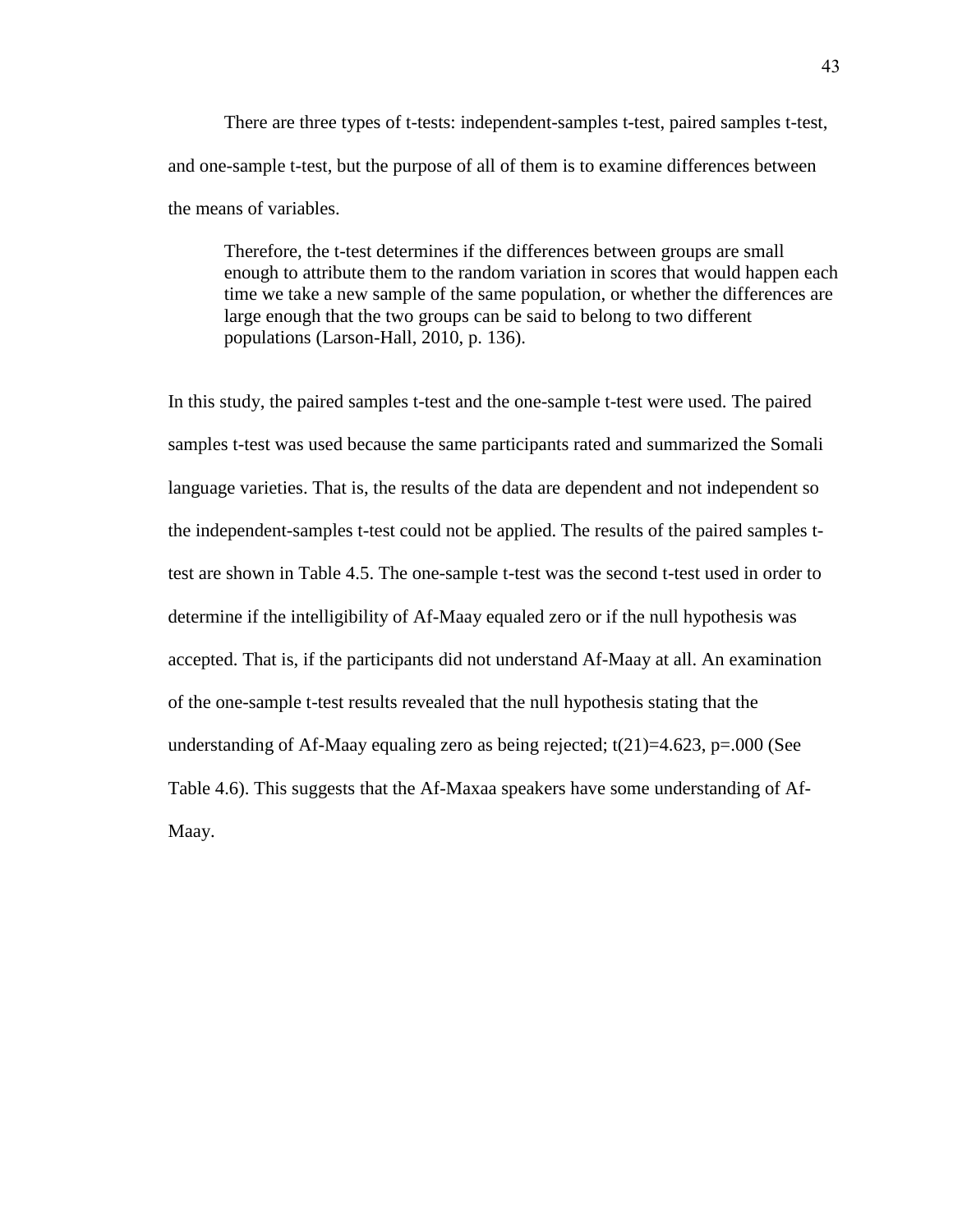There are three types of t-tests: independent-samples t-test, paired samples t-test, and one-sample t-test, but the purpose of all of them is to examine differences between the means of variables.

> Therefore, the t-test determines if the differences between groups are small enough to attribute them to the random variation in scores that would happen each time we take a new sample of the same population, or whether the differences are large enough that the two groups can be said to belong to two different populations (Larson-Hall, 2010, p. 136).

In this study, the paired samples t-test and the one-sample t-test were used. The paired samples t-test was used because the same participants rated and summarized the Somali language varieties. That is, the results of the data are dependent and not independent so the independent-samples t-test could not be applied. The results of the paired samples t-test are shown in Table 4.5. The one-sample t-test was the second t-test used in order to determine if the intelligibility of Af-Maay equaled zero or if the null hypothesis was accepted. That is, if the participants did not understand Af-Maay at all. An examination of the one-sample t-test results revealed that the null hypothesis stating that the understanding of Af-Maay equaling zero as being rejected; $t(21)=4.623$, $p=.000$ (See Table 4.6). This suggests that the Af-Maxaa speakers have some understanding of Af-Maay.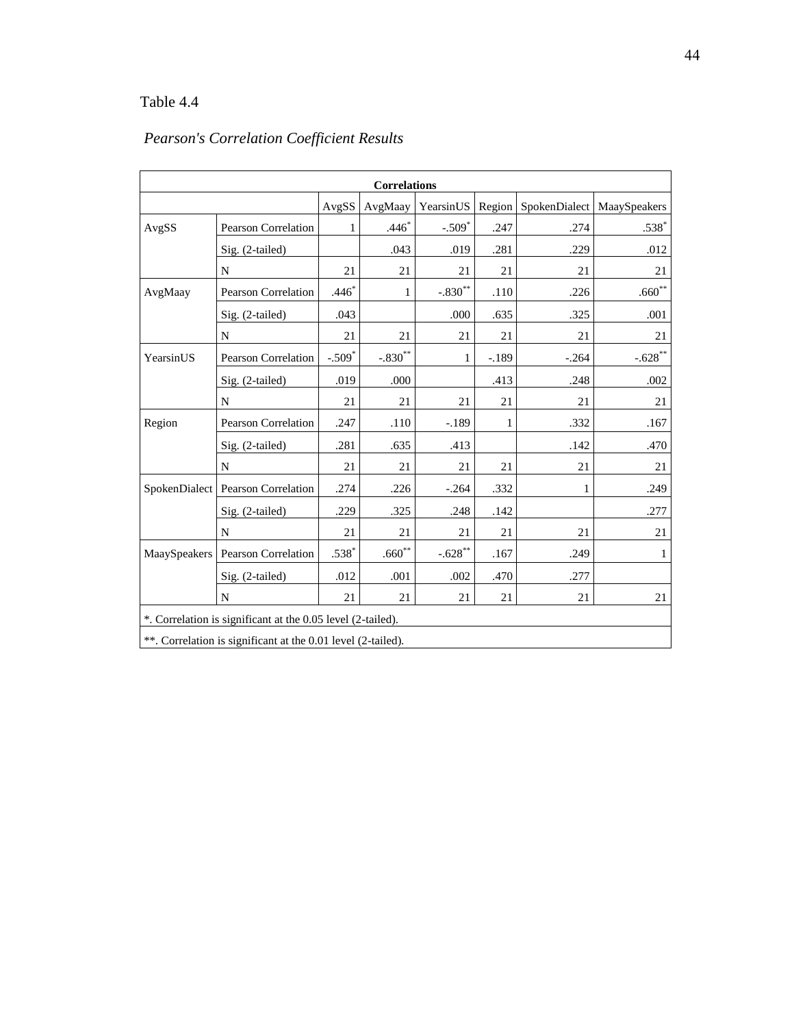Table 4.4

*Pearson's Correlation Coefficient Results*

| Correlations | | | | | | | |
|---|---|---|---|---|---|---|---|
| | | AvgSS | AvgMaay | YearsinUS | Region | SpokenDialect | MaaySpeakers |
| AvgSS | Pearson Correlation | 1 | .446* | -.509* | .247 | .274 | .538* |
| | Sig. (2-tailed) | | .043 | .019 | .281 | .229 | .012 |
| | N | 21 | 21 | 21 | 21 | 21 | 21 |
| AvgMaay | Pearson Correlation | .446* | 1 | -.830** | .110 | .226 | .660** |
| | Sig. (2-tailed) | .043 | | .000 | .635 | .325 | .001 |
| | N | 21 | 21 | 21 | 21 | 21 | 21 |
| YearsinUS | Pearson Correlation | -.509* | -.830** | 1 | -.189 | -.264 | -.628** |
| | Sig. (2-tailed) | .019 | .000 | | .413 | .248 | .002 |
| | N | 21 | 21 | 21 | 21 | 21 | 21 |
| Region | Pearson Correlation | .247 | .110 | -.189 | 1 | .332 | .167 |
| | Sig. (2-tailed) | .281 | .635 | .413 | | .142 | .470 |
| | N | 21 | 21 | 21 | 21 | 21 | 21 |
| SpokenDialect | Pearson Correlation | .274 | .226 | -.264 | .332 | 1 | .249 |
| | Sig. (2-tailed) | .229 | .325 | .248 | .142 | | .277 |
| | N | 21 | 21 | 21 | 21 | 21 | 21 |
| MaaySpeakers | Pearson Correlation | .538* | .660** | -.628** | .167 | .249 | 1 |
| | Sig. (2-tailed) | .012 | .001 | .002 | .470 | .277 | |
| | N | 21 | 21 | 21 | 21 | 21 | 21 |

*. Correlation is significant at the 0.05 level (2-tailed).

**. Correlation is significant at the 0.01 level (2-tailed).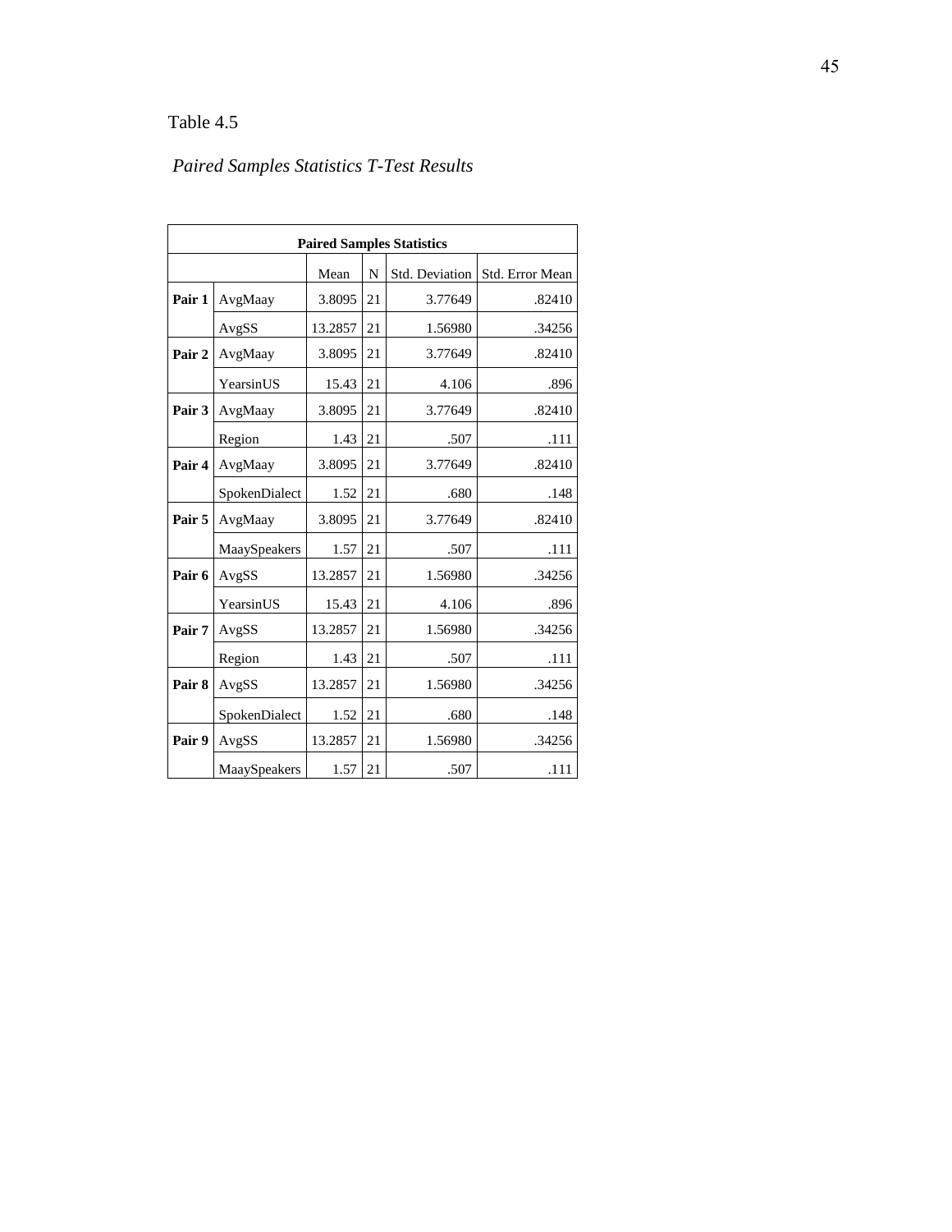Table 4.5

*Paired Samples Statistics T-Test Results*

| Paired Samples Statistics | | | | | |
|---|---|---|---|---|---|
| | | Mean | N | Std. Deviation | Std. Error Mean |
| **Pair 1** | AvgMaay | 3.8095 | 21 | 3.77649 | .82410 |
| | AvgSS | 13.2857 | 21 | 1.56980 | .34256 |
| **Pair 2** | AvgMaay | 3.8095 | 21 | 3.77649 | .82410 |
| | YearsinUS | 15.43 | 21 | 4.106 | .896 |
| **Pair 3** | AvgMaay | 3.8095 | 21 | 3.77649 | .82410 |
| | Region | 1.43 | 21 | .507 | .111 |
| **Pair 4** | AvgMaay | 3.8095 | 21 | 3.77649 | .82410 |
| | SpokenDialect | 1.52 | 21 | .680 | .148 |
| **Pair 5** | AvgMaay | 3.8095 | 21 | 3.77649 | .82410 |
| | MaaySpeakers | 1.57 | 21 | .507 | .111 |
| **Pair 6** | AvgSS | 13.2857 | 21 | 1.56980 | .34256 |
| | YearsinUS | 15.43 | 21 | 4.106 | .896 |
| **Pair 7** | AvgSS | 13.2857 | 21 | 1.56980 | .34256 |
| | Region | 1.43 | 21 | .507 | .111 |
| **Pair 8** | AvgSS | 13.2857 | 21 | 1.56980 | .34256 |
| | SpokenDialect | 1.52 | 21 | .680 | .148 |
| **Pair 9** | AvgSS | 13.2857 | 21 | 1.56980 | .34256 |
| | MaaySpeakers | 1.57 | 21 | .507 | .111 |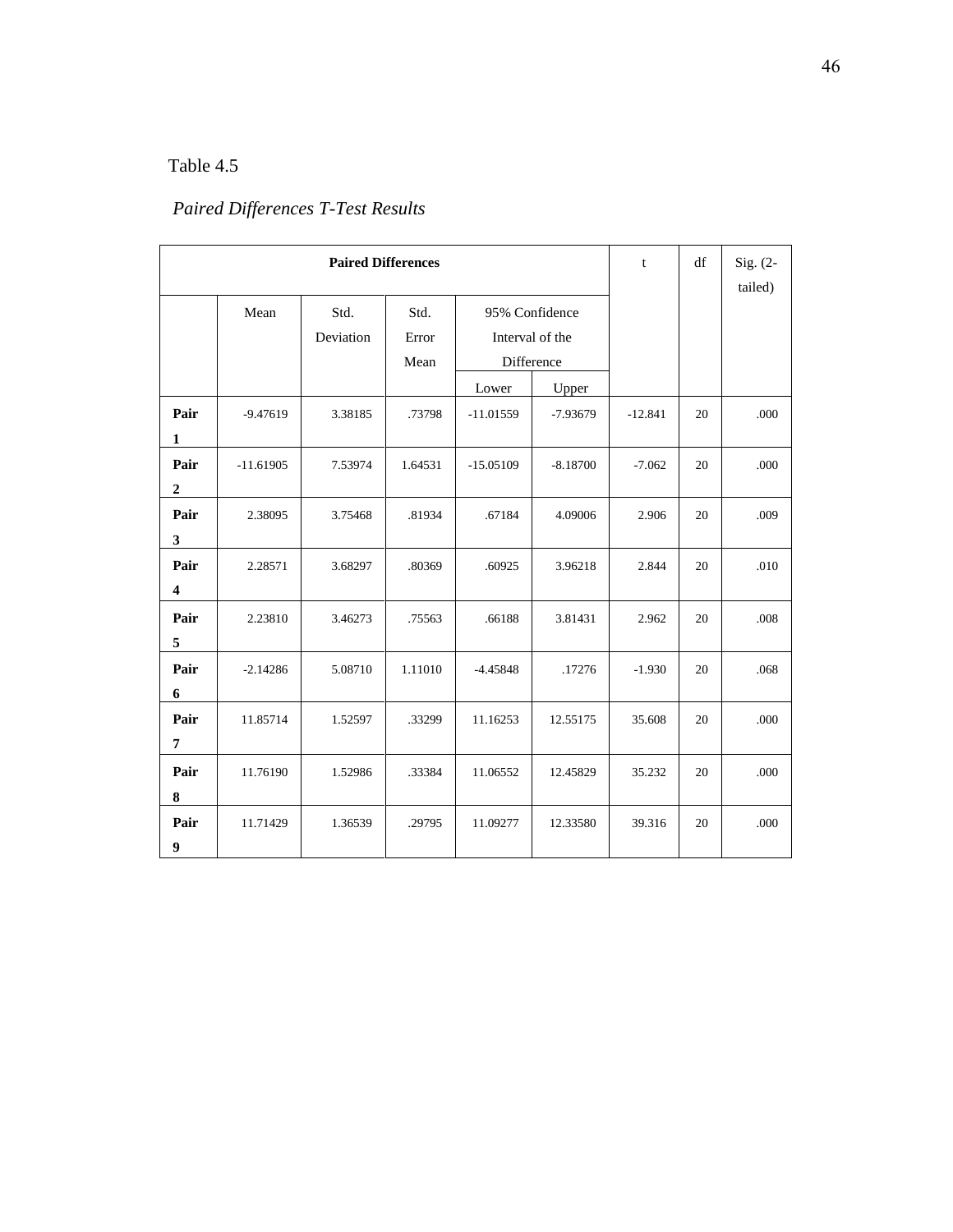Table 4.5

*Paired Differences T-Test Results*

| | Paired Differences | | | | | t | df | Sig. (2-tailed) |
|---|---|---|---|---|---|---|---|---|
| | Mean | Std. Deviation | Std. Error Mean | 95% Confidence Interval of the Difference | | | | |
| | | | | Lower | Upper | | | |
| **Pair 1** | -9.47619 | 3.38185 | .73798 | -11.01559 | -7.93679 | -12.841 | 20 | .000 |
| **Pair 2** | -11.61905 | 7.53974 | 1.64531 | -15.05109 | -8.18700 | -7.062 | 20 | .000 |
| **Pair 3** | 2.38095 | 3.75468 | .81934 | .67184 | 4.09006 | 2.906 | 20 | .009 |
| **Pair 4** | 2.28571 | 3.68297 | .80369 | .60925 | 3.96218 | 2.844 | 20 | .010 |
| **Pair 5** | 2.23810 | 3.46273 | .75563 | .66188 | 3.81431 | 2.962 | 20 | .008 |
| **Pair 6** | -2.14286 | 5.08710 | 1.11010 | -4.45848 | .17276 | -1.930 | 20 | .068 |
| **Pair 7** | 11.85714 | 1.52597 | .33299 | 11.16253 | 12.55175 | 35.608 | 20 | .000 |
| **Pair 8** | 11.76190 | 1.52986 | .33384 | 11.06552 | 12.45829 | 35.232 | 20 | .000 |
| **Pair 9** | 11.71429 | 1.36539 | .29795 | 11.09277 | 12.33580 | 39.316 | 20 | .000 |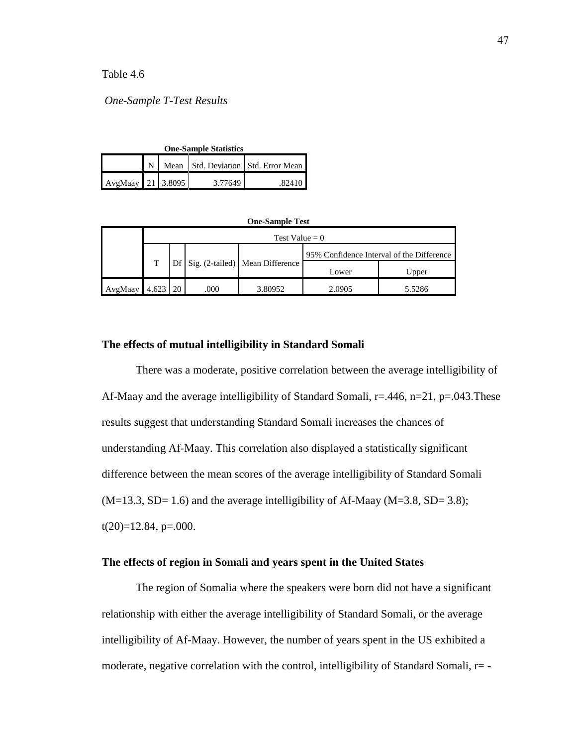Table 4.6

*One-Sample T-Test Results*

**One-Sample Statistics**

| | N | Mean | Std. Deviation | Std. Error Mean |
|---|---|---|---|---|
| AvgMaay | 21 | 3.8095 | 3.77649 | .82410 |

**One-Sample Test**

| | Test Value = 0 | | | | | |
|---|---|---|---|---|---|---|
| | T | Df | Sig. (2-tailed) | Mean Difference | 95% Confidence Interval of the Difference | |
| | | | | | Lower | Upper |
| AvgMaay | 4.623 | 20 | .000 | 3.80952 | 2.0905 | 5.5286 |

### The effects of mutual intelligibility in Standard Somali

There was a moderate, positive correlation between the average intelligibility of Af-Maay and the average intelligibility of Standard Somali, $r=.446$, $n=21$, $p=.043$.These results suggest that understanding Standard Somali increases the chances of understanding Af-Maay. This correlation also displayed a statistically significant difference between the mean scores of the average intelligibility of Standard Somali ($M=13.3$, $SD= 1.6$) and the average intelligibility of Af-Maay ($M=3.8$, $SD= 3.8$); $t(20)=12.84$, $p=.000$.

### The effects of region in Somali and years spent in the United States

The region of Somalia where the speakers were born did not have a significant relationship with either the average intelligibility of Standard Somali, or the average intelligibility of Af-Maay. However, the number of years spent in the US exhibited a moderate, negative correlation with the control, intelligibility of Standard Somali, r= -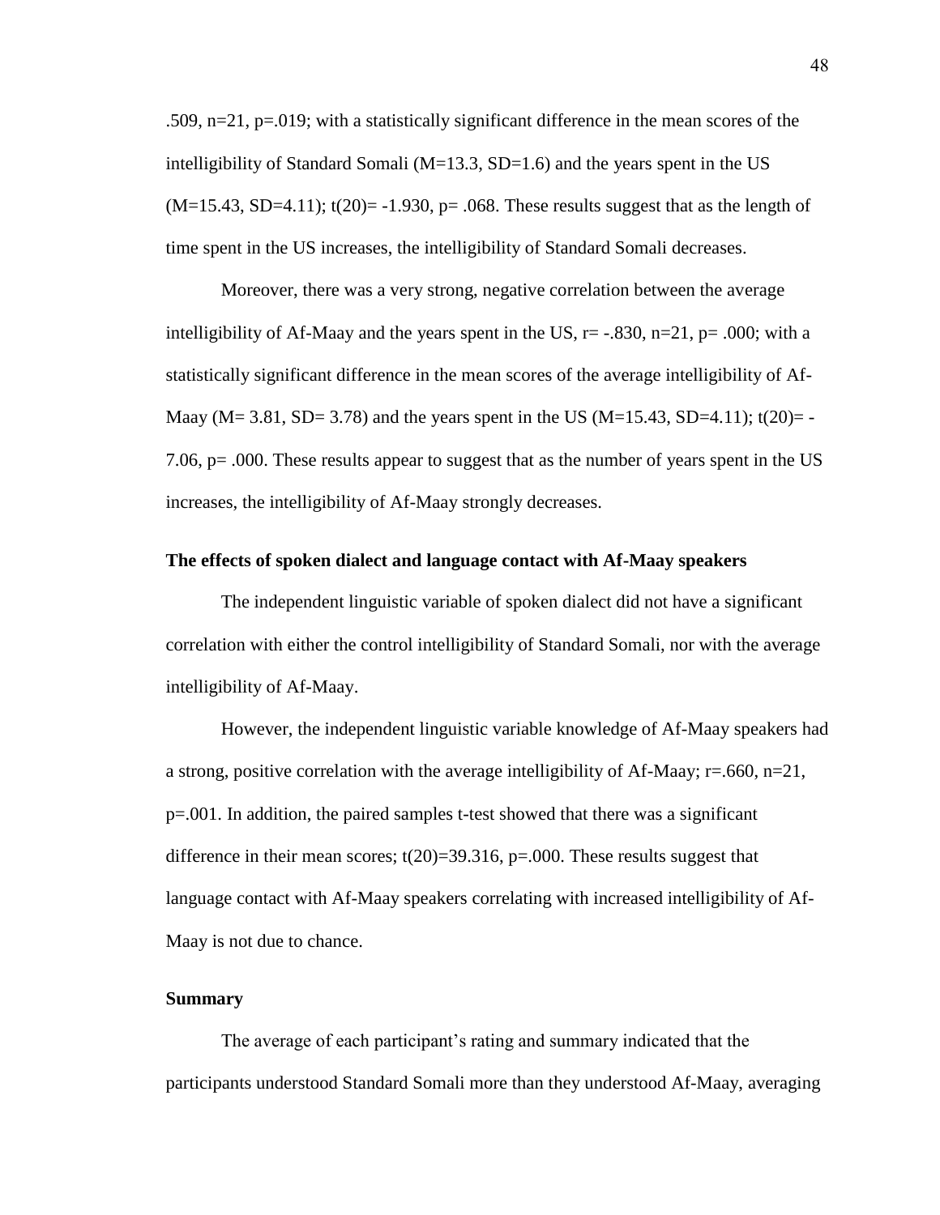.509, n=21, p=.019; with a statistically significant difference in the mean scores of the intelligibility of Standard Somali (M=13.3, SD=1.6) and the years spent in the US (M=15.43, SD=4.11); t(20)= -1.930, p= .068. These results suggest that as the length of time spent in the US increases, the intelligibility of Standard Somali decreases.

Moreover, there was a very strong, negative correlation between the average intelligibility of Af-Maay and the years spent in the US, r= -.830, n=21, p= .000; with a statistically significant difference in the mean scores of the average intelligibility of Af-Maay (M= 3.81, SD= 3.78) and the years spent in the US (M=15.43, SD=4.11); t(20)= -7.06, p= .000. These results appear to suggest that as the number of years spent in the US increases, the intelligibility of Af-Maay strongly decreases.

### The effects of spoken dialect and language contact with Af-Maay speakers

The independent linguistic variable of spoken dialect did not have a significant correlation with either the control intelligibility of Standard Somali, nor with the average intelligibility of Af-Maay.

However, the independent linguistic variable knowledge of Af-Maay speakers had a strong, positive correlation with the average intelligibility of Af-Maay; r=.660, n=21, p=.001. In addition, the paired samples t-test showed that there was a significant difference in their mean scores; t(20)=39.316, p=.000. These results suggest that language contact with Af-Maay speakers correlating with increased intelligibility of Af-Maay is not due to chance.

### Summary

The average of each participant's rating and summary indicated that the participants understood Standard Somali more than they understood Af-Maay, averaging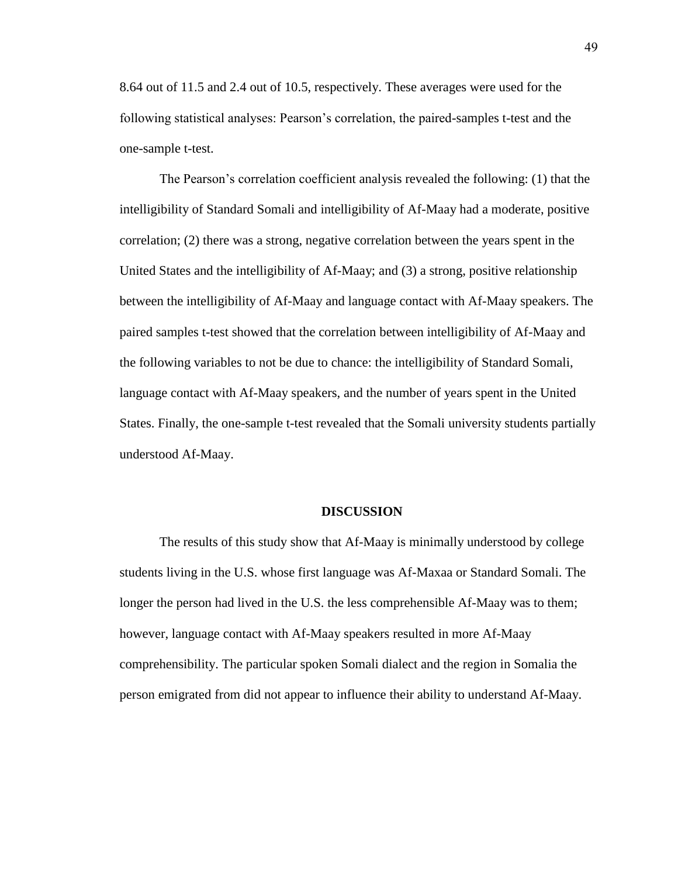8.64 out of 11.5 and 2.4 out of 10.5, respectively. These averages were used for the following statistical analyses: Pearson's correlation, the paired-samples t-test and the one-sample t-test.

The Pearson's correlation coefficient analysis revealed the following: (1) that the intelligibility of Standard Somali and intelligibility of Af-Maay had a moderate, positive correlation; (2) there was a strong, negative correlation between the years spent in the United States and the intelligibility of Af-Maay; and (3) a strong, positive relationship between the intelligibility of Af-Maay and language contact with Af-Maay speakers. The paired samples t-test showed that the correlation between intelligibility of Af-Maay and the following variables to not be due to chance: the intelligibility of Standard Somali, language contact with Af-Maay speakers, and the number of years spent in the United States. Finally, the one-sample t-test revealed that the Somali university students partially understood Af-Maay.

## DISCUSSION

The results of this study show that Af-Maay is minimally understood by college students living in the U.S. whose first language was Af-Maxaa or Standard Somali. The longer the person had lived in the U.S. the less comprehensible Af-Maay was to them; however, language contact with Af-Maay speakers resulted in more Af-Maay comprehensibility. The particular spoken Somali dialect and the region in Somalia the person emigrated from did not appear to influence their ability to understand Af-Maay.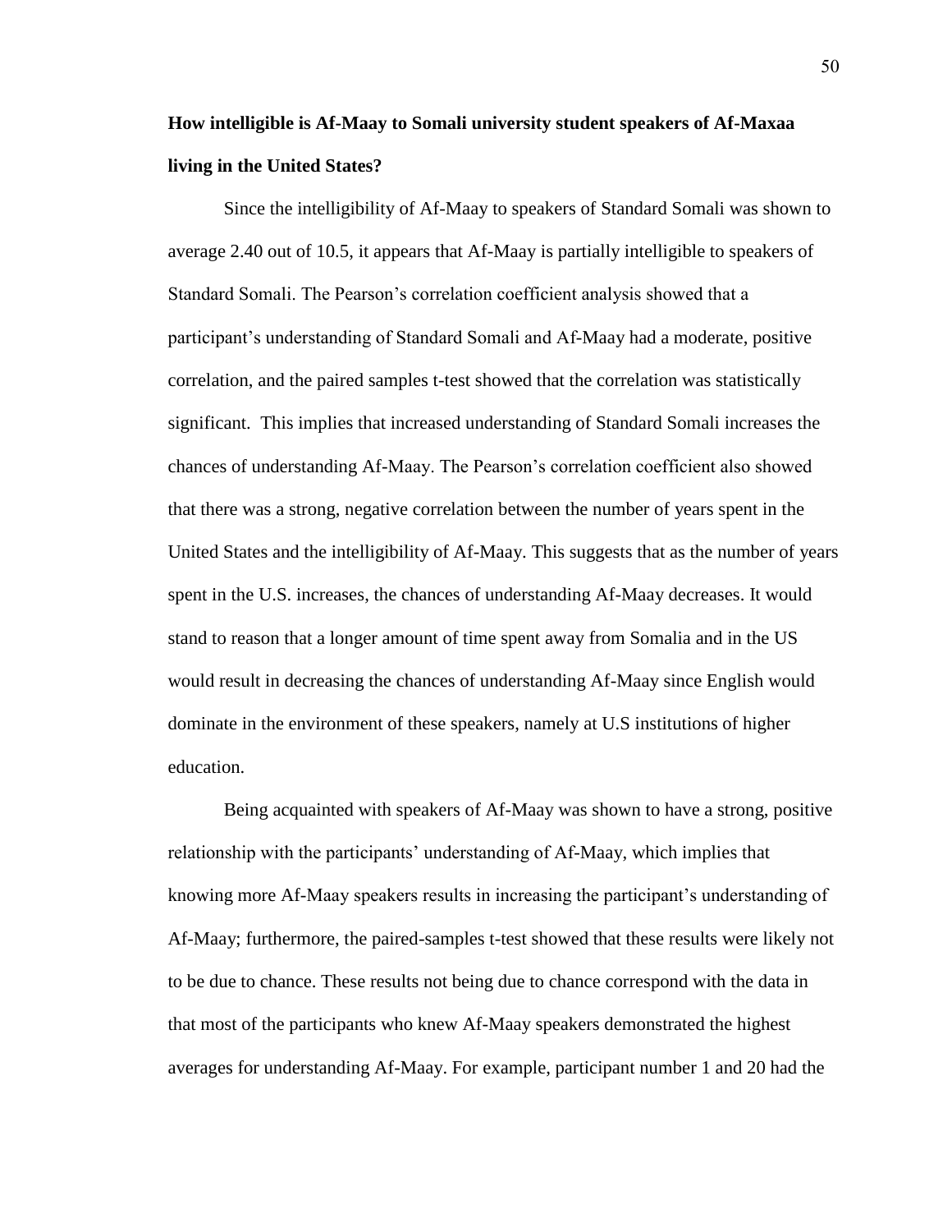**How intelligible is Af-Maay to Somali university student speakers of Af-Maxaa living in the United States?**

Since the intelligibility of Af-Maay to speakers of Standard Somali was shown to average 2.40 out of 10.5, it appears that Af-Maay is partially intelligible to speakers of Standard Somali. The Pearson's correlation coefficient analysis showed that a participant's understanding of Standard Somali and Af-Maay had a moderate, positive correlation, and the paired samples t-test showed that the correlation was statistically significant. This implies that increased understanding of Standard Somali increases the chances of understanding Af-Maay. The Pearson's correlation coefficient also showed that there was a strong, negative correlation between the number of years spent in the United States and the intelligibility of Af-Maay. This suggests that as the number of years spent in the U.S. increases, the chances of understanding Af-Maay decreases. It would stand to reason that a longer amount of time spent away from Somalia and in the US would result in decreasing the chances of understanding Af-Maay since English would dominate in the environment of these speakers, namely at U.S institutions of higher education.

Being acquainted with speakers of Af-Maay was shown to have a strong, positive relationship with the participants' understanding of Af-Maay, which implies that knowing more Af-Maay speakers results in increasing the participant's understanding of Af-Maay; furthermore, the paired-samples t-test showed that these results were likely not to be due to chance. These results not being due to chance correspond with the data in that most of the participants who knew Af-Maay speakers demonstrated the highest averages for understanding Af-Maay. For example, participant number 1 and 20 had the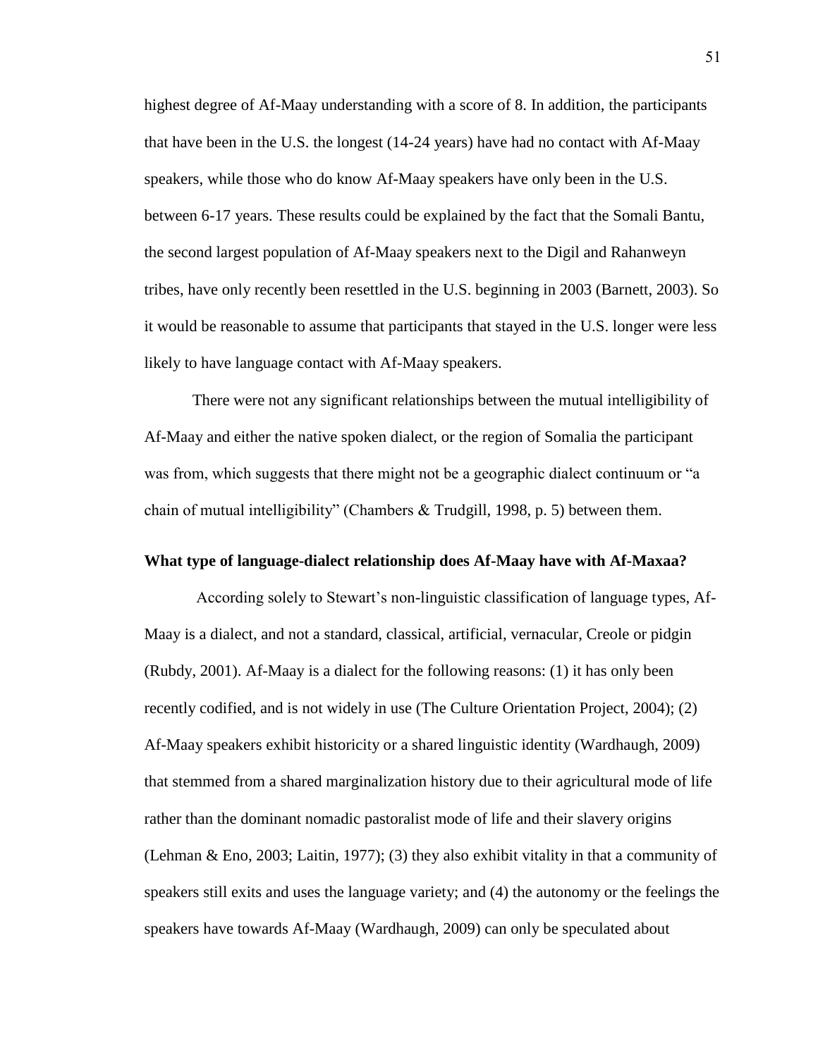highest degree of Af-Maay understanding with a score of 8. In addition, the participants that have been in the U.S. the longest (14-24 years) have had no contact with Af-Maay speakers, while those who do know Af-Maay speakers have only been in the U.S. between 6-17 years. These results could be explained by the fact that the Somali Bantu, the second largest population of Af-Maay speakers next to the Digil and Rahanweyn tribes, have only recently been resettled in the U.S. beginning in 2003 (Barnett, 2003). So it would be reasonable to assume that participants that stayed in the U.S. longer were less likely to have language contact with Af-Maay speakers.

There were not any significant relationships between the mutual intelligibility of Af-Maay and either the native spoken dialect, or the region of Somalia the participant was from, which suggests that there might not be a geographic dialect continuum or "a chain of mutual intelligibility" (Chambers & Trudgill, 1998, p. 5) between them.

**What type of language-dialect relationship does Af-Maay have with Af-Maxaa?**

According solely to Stewart's non-linguistic classification of language types, Af-Maay is a dialect, and not a standard, classical, artificial, vernacular, Creole or pidgin (Rubdy, 2001). Af-Maay is a dialect for the following reasons: (1) it has only been recently codified, and is not widely in use (The Culture Orientation Project, 2004); (2) Af-Maay speakers exhibit historicity or a shared linguistic identity (Wardhaugh, 2009) that stemmed from a shared marginalization history due to their agricultural mode of life rather than the dominant nomadic pastoralist mode of life and their slavery origins (Lehman & Eno, 2003; Laitin, 1977); (3) they also exhibit vitality in that a community of speakers still exits and uses the language variety; and (4) the autonomy or the feelings the speakers have towards Af-Maay (Wardhaugh, 2009) can only be speculated about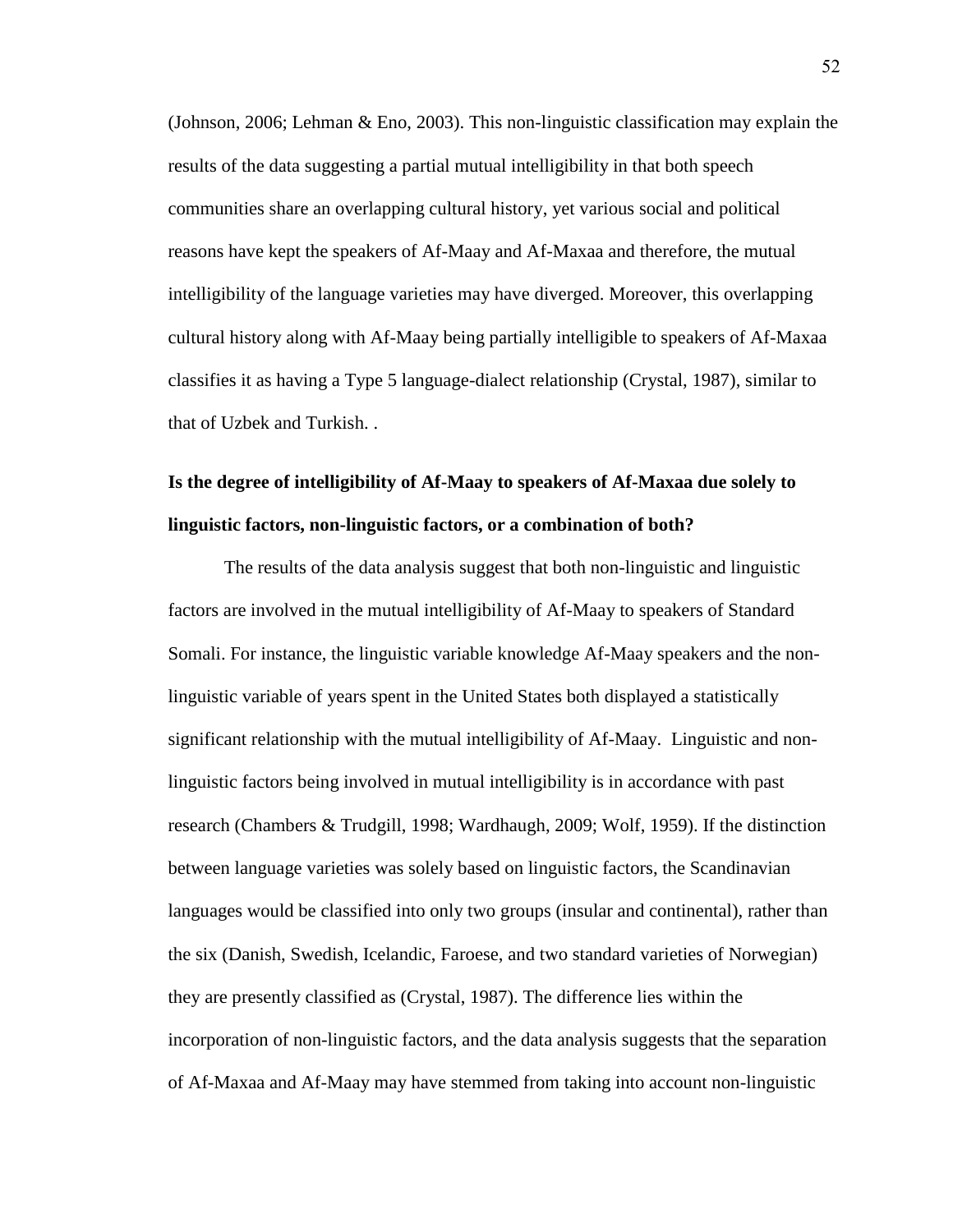(Johnson, 2006; Lehman & Eno, 2003). This non-linguistic classification may explain the results of the data suggesting a partial mutual intelligibility in that both speech communities share an overlapping cultural history, yet various social and political reasons have kept the speakers of Af-Maay and Af-Maxaa and therefore, the mutual intelligibility of the language varieties may have diverged. Moreover, this overlapping cultural history along with Af-Maay being partially intelligible to speakers of Af-Maxaa classifies it as having a Type 5 language-dialect relationship (Crystal, 1987), similar to that of Uzbek and Turkish. .

**Is the degree of intelligibility of Af-Maay to speakers of Af-Maxaa due solely to linguistic factors, non-linguistic factors, or a combination of both?**

The results of the data analysis suggest that both non-linguistic and linguistic factors are involved in the mutual intelligibility of Af-Maay to speakers of Standard Somali. For instance, the linguistic variable knowledge Af-Maay speakers and the non-linguistic variable of years spent in the United States both displayed a statistically significant relationship with the mutual intelligibility of Af-Maay. Linguistic and non-linguistic factors being involved in mutual intelligibility is in accordance with past research (Chambers & Trudgill, 1998; Wardhaugh, 2009; Wolf, 1959). If the distinction between language varieties was solely based on linguistic factors, the Scandinavian languages would be classified into only two groups (insular and continental), rather than the six (Danish, Swedish, Icelandic, Faroese, and two standard varieties of Norwegian) they are presently classified as (Crystal, 1987). The difference lies within the incorporation of non-linguistic factors, and the data analysis suggests that the separation of Af-Maxaa and Af-Maay may have stemmed from taking into account non-linguistic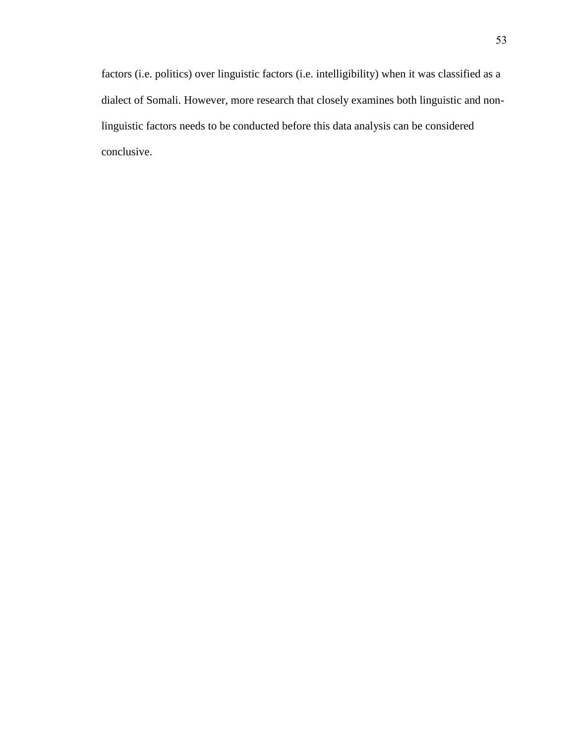factors (i.e. politics) over linguistic factors (i.e. intelligibility) when it was classified as a dialect of Somali. However, more research that closely examines both linguistic and non-linguistic factors needs to be conducted before this data analysis can be considered conclusive.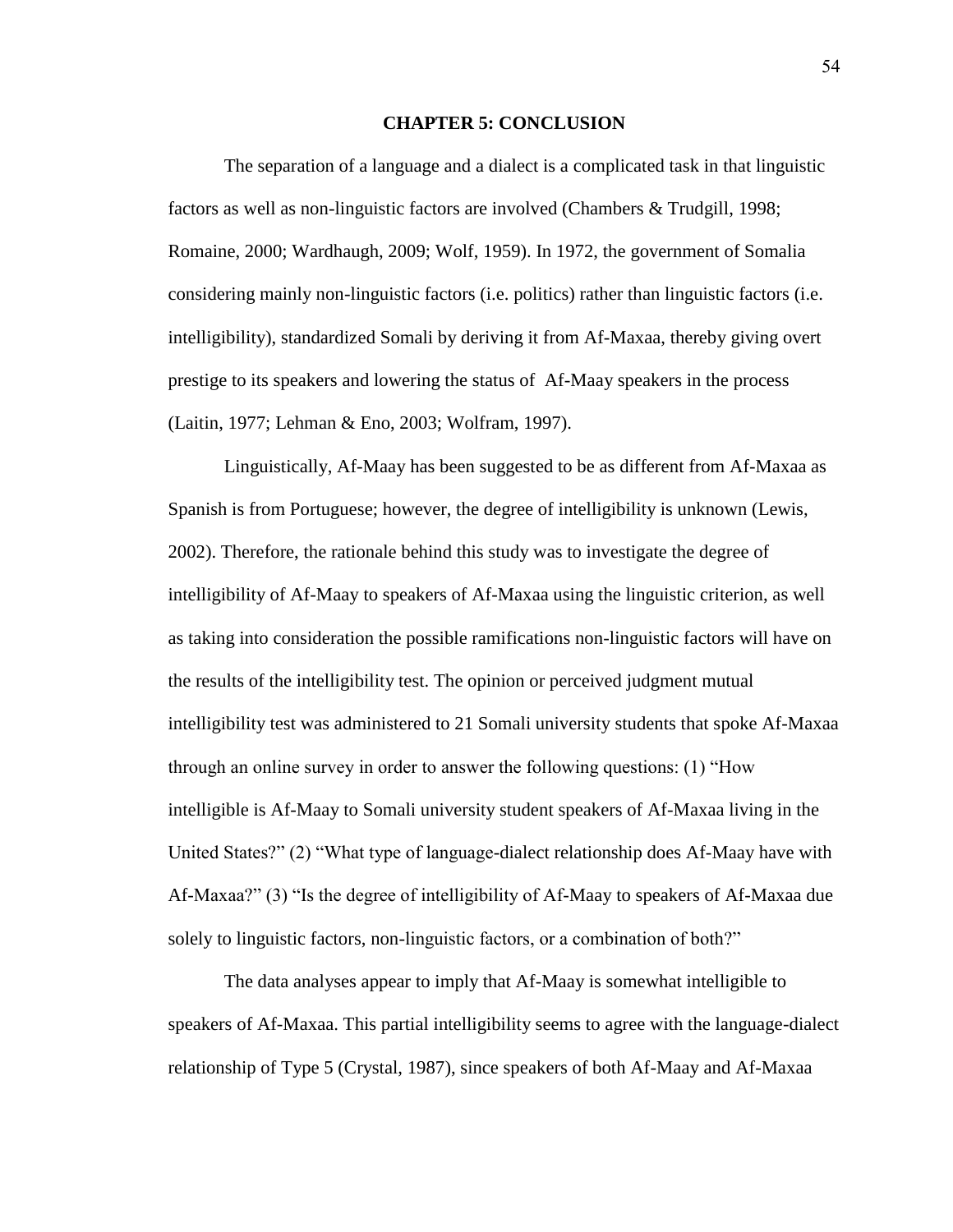# CHAPTER 5: CONCLUSION

The separation of a language and a dialect is a complicated task in that linguistic factors as well as non-linguistic factors are involved (Chambers & Trudgill, 1998; Romaine, 2000; Wardhaugh, 2009; Wolf, 1959). In 1972, the government of Somalia considering mainly non-linguistic factors (i.e. politics) rather than linguistic factors (i.e. intelligibility), standardized Somali by deriving it from Af-Maxaa, thereby giving overt prestige to its speakers and lowering the status of Af-Maay speakers in the process (Laitin, 1977; Lehman & Eno, 2003; Wolfram, 1997).

Linguistically, Af-Maay has been suggested to be as different from Af-Maxaa as Spanish is from Portuguese; however, the degree of intelligibility is unknown (Lewis, 2002). Therefore, the rationale behind this study was to investigate the degree of intelligibility of Af-Maay to speakers of Af-Maxaa using the linguistic criterion, as well as taking into consideration the possible ramifications non-linguistic factors will have on the results of the intelligibility test. The opinion or perceived judgment mutual intelligibility test was administered to 21 Somali university students that spoke Af-Maxaa through an online survey in order to answer the following questions: (1) "How intelligible is Af-Maay to Somali university student speakers of Af-Maxaa living in the United States?" (2) "What type of language-dialect relationship does Af-Maay have with Af-Maxaa?" (3) "Is the degree of intelligibility of Af-Maay to speakers of Af-Maxaa due solely to linguistic factors, non-linguistic factors, or a combination of both?"

The data analyses appear to imply that Af-Maay is somewhat intelligible to speakers of Af-Maxaa. This partial intelligibility seems to agree with the language-dialect relationship of Type 5 (Crystal, 1987), since speakers of both Af-Maay and Af-Maxaa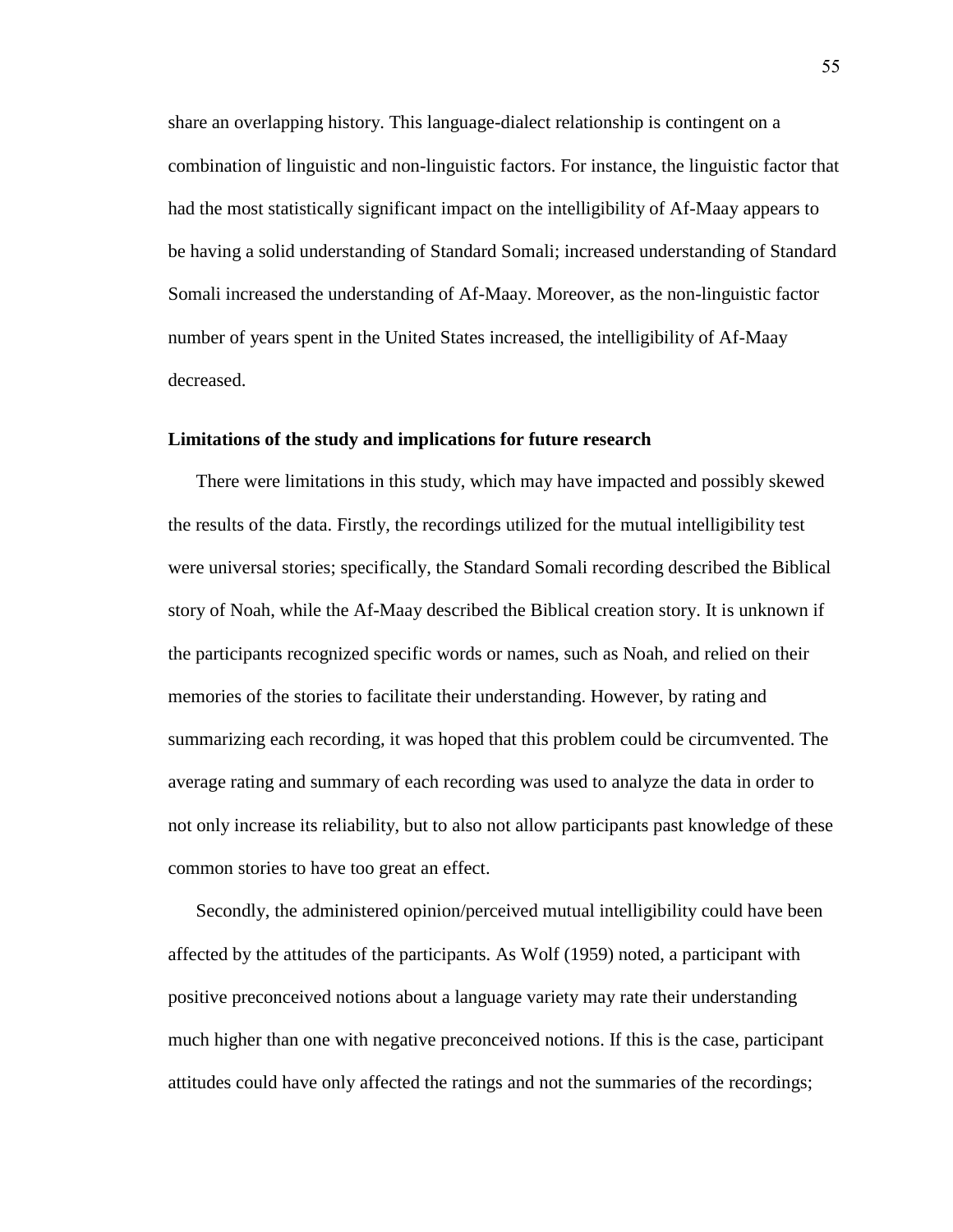share an overlapping history. This language-dialect relationship is contingent on a combination of linguistic and non-linguistic factors. For instance, the linguistic factor that had the most statistically significant impact on the intelligibility of Af-Maay appears to be having a solid understanding of Standard Somali; increased understanding of Standard Somali increased the understanding of Af-Maay. Moreover, as the non-linguistic factor number of years spent in the United States increased, the intelligibility of Af-Maay decreased.

**Limitations of the study and implications for future research**

There were limitations in this study, which may have impacted and possibly skewed the results of the data. Firstly, the recordings utilized for the mutual intelligibility test were universal stories; specifically, the Standard Somali recording described the Biblical story of Noah, while the Af-Maay described the Biblical creation story. It is unknown if the participants recognized specific words or names, such as Noah, and relied on their memories of the stories to facilitate their understanding. However, by rating and summarizing each recording, it was hoped that this problem could be circumvented. The average rating and summary of each recording was used to analyze the data in order to not only increase its reliability, but to also not allow participants past knowledge of these common stories to have too great an effect.

Secondly, the administered opinion/perceived mutual intelligibility could have been affected by the attitudes of the participants. As Wolf (1959) noted, a participant with positive preconceived notions about a language variety may rate their understanding much higher than one with negative preconceived notions. If this is the case, participant attitudes could have only affected the ratings and not the summaries of the recordings;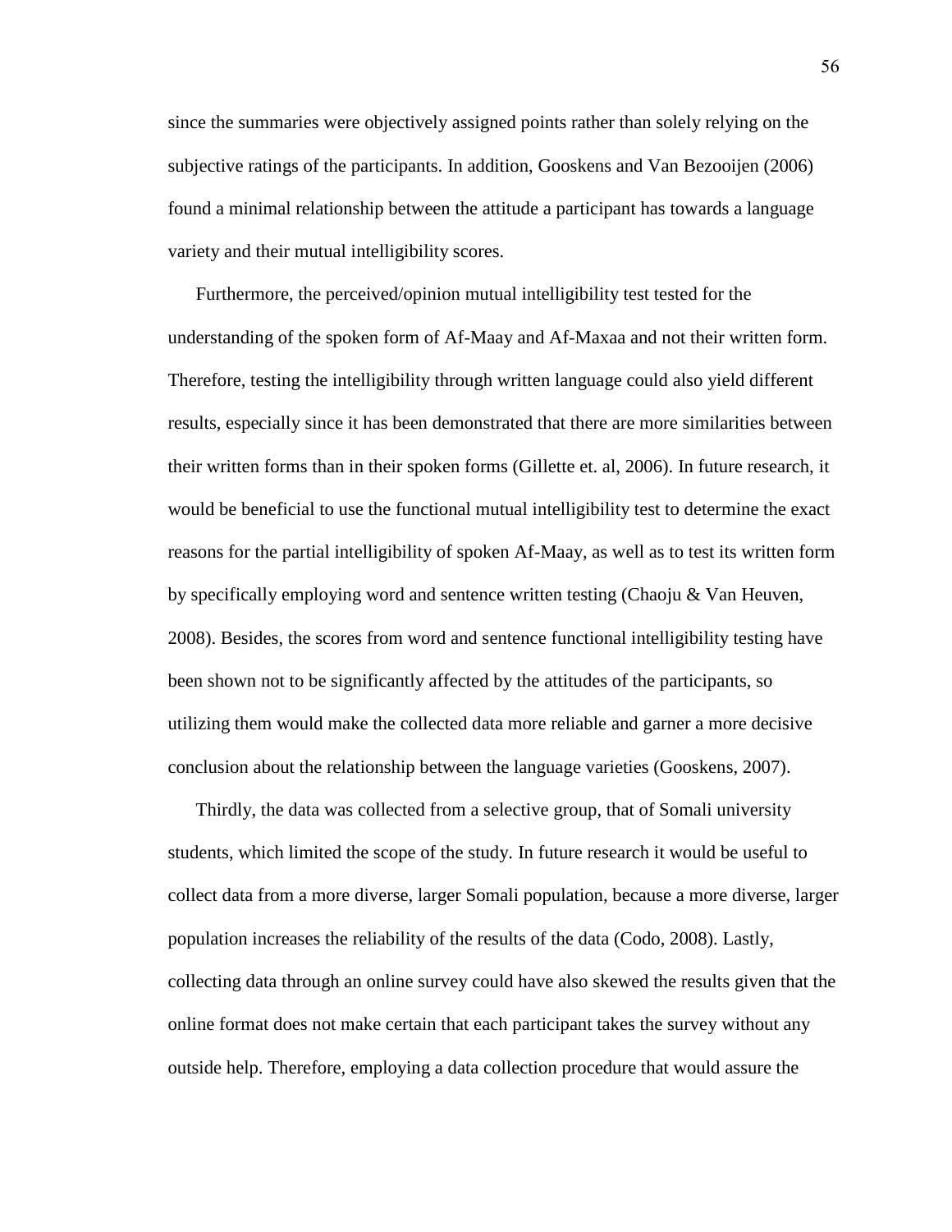since the summaries were objectively assigned points rather than solely relying on the subjective ratings of the participants. In addition, Gooskens and Van Bezooijen (2006) found a minimal relationship between the attitude a participant has towards a language variety and their mutual intelligibility scores.

Furthermore, the perceived/opinion mutual intelligibility test tested for the understanding of the spoken form of Af-Maay and Af-Maxaa and not their written form. Therefore, testing the intelligibility through written language could also yield different results, especially since it has been demonstrated that there are more similarities between their written forms than in their spoken forms (Gillette et. al, 2006). In future research, it would be beneficial to use the functional mutual intelligibility test to determine the exact reasons for the partial intelligibility of spoken Af-Maay, as well as to test its written form by specifically employing word and sentence written testing (Chaoju & Van Heuven, 2008). Besides, the scores from word and sentence functional intelligibility testing have been shown not to be significantly affected by the attitudes of the participants, so utilizing them would make the collected data more reliable and garner a more decisive conclusion about the relationship between the language varieties (Gooskens, 2007).

Thirdly, the data was collected from a selective group, that of Somali university students, which limited the scope of the study. In future research it would be useful to collect data from a more diverse, larger Somali population, because a more diverse, larger population increases the reliability of the results of the data (Codo, 2008). Lastly, collecting data through an online survey could have also skewed the results given that the online format does not make certain that each participant takes the survey without any outside help. Therefore, employing a data collection procedure that would assure the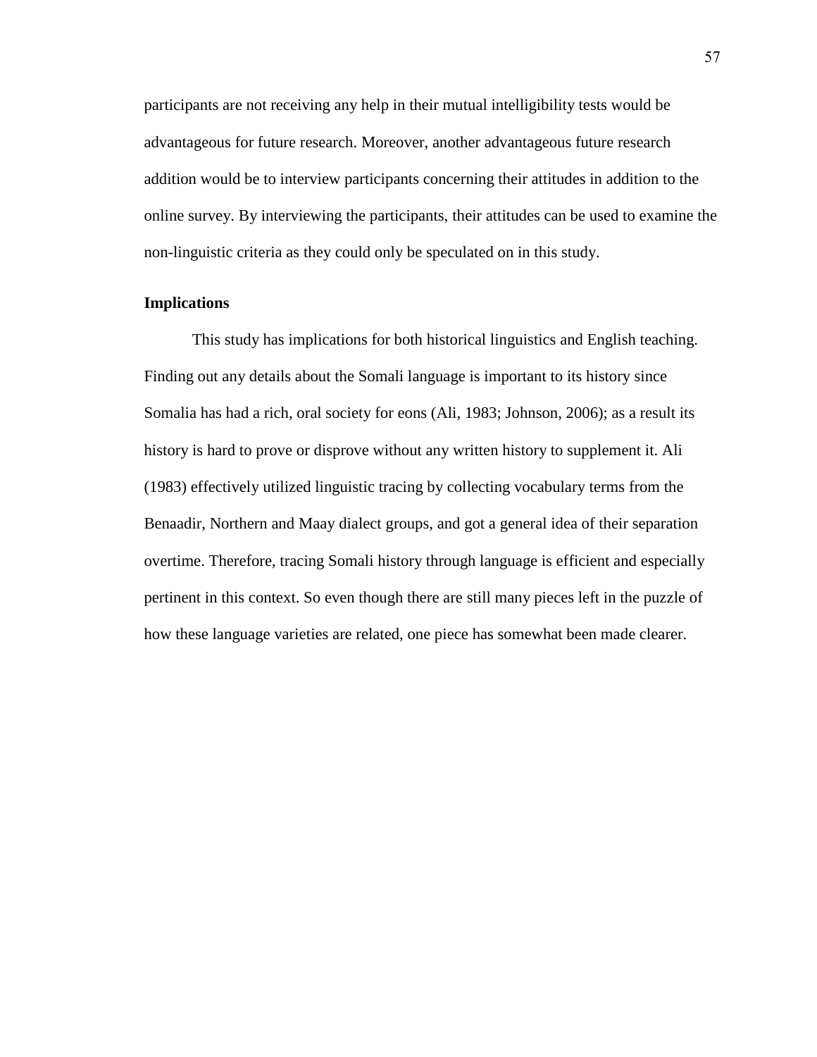participants are not receiving any help in their mutual intelligibility tests would be advantageous for future research. Moreover, another advantageous future research addition would be to interview participants concerning their attitudes in addition to the online survey. By interviewing the participants, their attitudes can be used to examine the non-linguistic criteria as they could only be speculated on in this study.

**Implications**

This study has implications for both historical linguistics and English teaching. Finding out any details about the Somali language is important to its history since Somalia has had a rich, oral society for eons (Ali, 1983; Johnson, 2006); as a result its history is hard to prove or disprove without any written history to supplement it. Ali (1983) effectively utilized linguistic tracing by collecting vocabulary terms from the Benaadir, Northern and Maay dialect groups, and got a general idea of their separation overtime. Therefore, tracing Somali history through language is efficient and especially pertinent in this context. So even though there are still many pieces left in the puzzle of how these language varieties are related, one piece has somewhat been made clearer.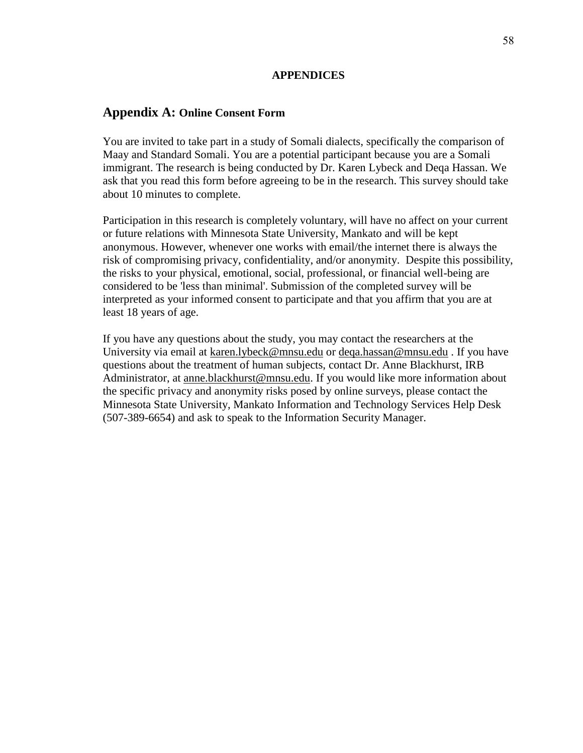# APPENDICES

## Appendix A: Online Consent Form

You are invited to take part in a study of Somali dialects, specifically the comparison of Maay and Standard Somali. You are a potential participant because you are a Somali immigrant. The research is being conducted by Dr. Karen Lybeck and Deqa Hassan. We ask that you read this form before agreeing to be in the research. This survey should take about 10 minutes to complete.

Participation in this research is completely voluntary, will have no affect on your current or future relations with Minnesota State University, Mankato and will be kept anonymous. However, whenever one works with email/the internet there is always the risk of compromising privacy, confidentiality, and/or anonymity. Despite this possibility, the risks to your physical, emotional, social, professional, or financial well-being are considered to be 'less than minimal'. Submission of the completed survey will be interpreted as your informed consent to participate and that you affirm that you are at least 18 years of age.

If you have any questions about the study, you may contact the researchers at the University via email at karen.lybeck@mnsu.edu or deqa.hassan@mnsu.edu . If you have questions about the treatment of human subjects, contact Dr. Anne Blackhurst, IRB Administrator, at anne.blackhurst@mnsu.edu. If you would like more information about the specific privacy and anonymity risks posed by online surveys, please contact the Minnesota State University, Mankato Information and Technology Services Help Desk (507-389-6654) and ask to speak to the Information Security Manager.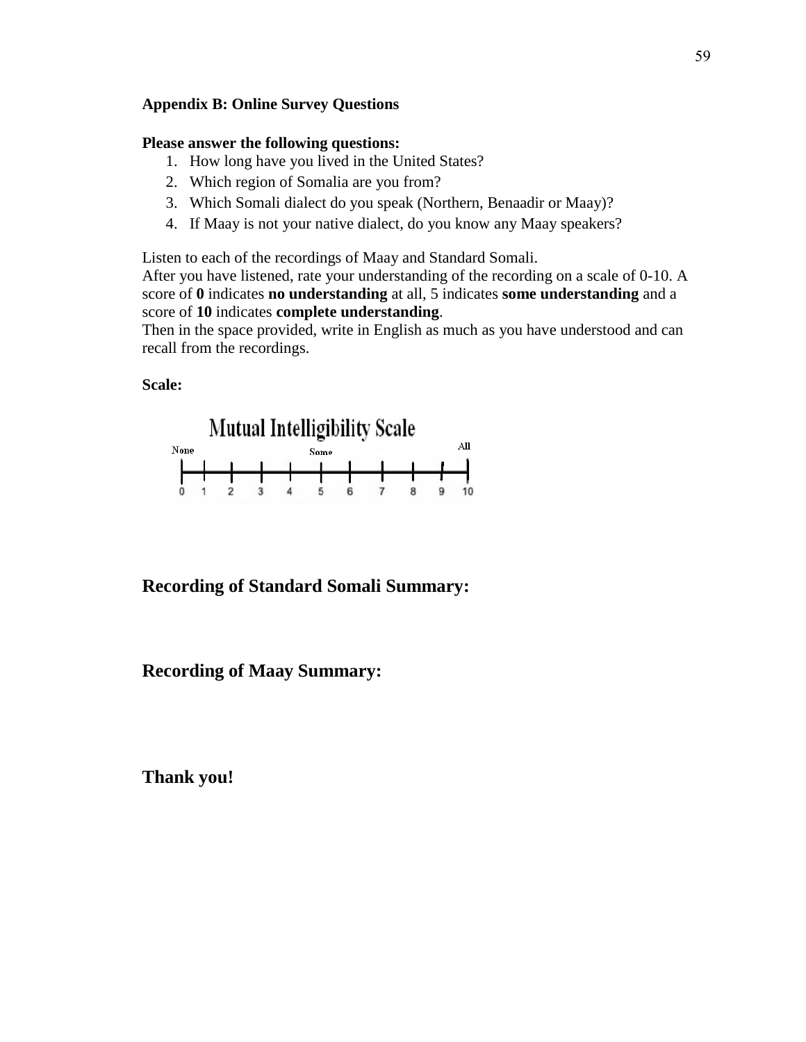**Appendix B: Online Survey Questions**

**Please answer the following questions:**

1. How long have you lived in the United States?
2. Which region of Somalia are you from?
3. Which Somali dialect do you speak (Northern, Benaadir or Maay)?
4. If Maay is not your native dialect, do you know any Maay speakers?

Listen to each of the recordings of Maay and Standard Somali.
After you have listened, rate your understanding of the recording on a scale of 0-10. A score of **0** indicates **no understanding** at all, 5 indicates **some understanding** and a score of **10** indicates **complete understanding**.
Then in the space provided, write in English as much as you have understood and can recall from the recordings.

**Scale:**

Mutual Intelligibility Scale

None — Some — All

0 1 2 3 4 5 6 7 8 9 10

**Recording of Standard Somali Summary:**

**Recording of Maay Summary:**

**Thank you!**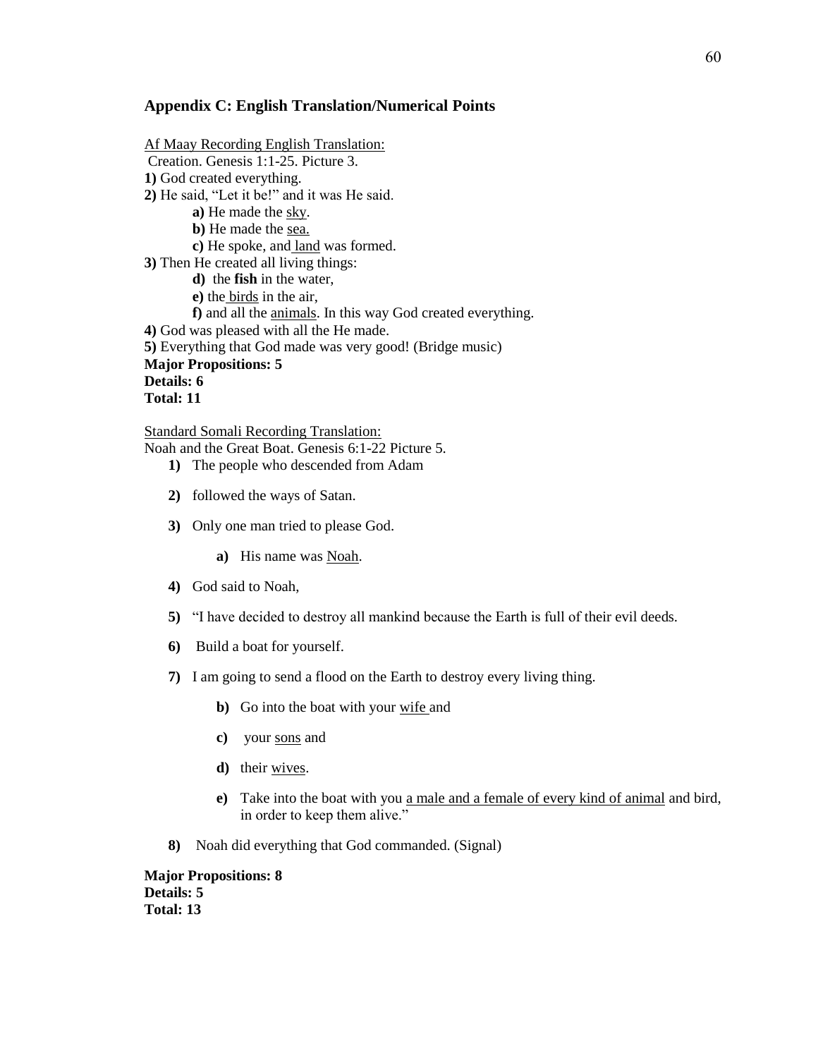## Appendix C: English Translation/Numerical Points

<u>Af Maay Recording English Translation:</u>

Creation. Genesis 1:1-25. Picture 3.

**1)** God created everything.

**2)** He said, "Let it be!" and it was He said.

- **a)** He made the <u>sky</u>.
- **b)** He made the <u>sea.</u>
- **c)** He spoke, and <u>land</u> was formed.

**3)** Then He created all living things:

- **d)** the **fish** in the water,
- **e)** the <u>birds</u> in the air,
- **f)** and all the <u>animals</u>. In this way God created everything.

**4)** God was pleased with all the He made.

**5)** Everything that God made was very good! (Bridge music)

**Major Propositions: 5**
**Details: 6**
**Total: 11**

<u>Standard Somali Recording Translation:</u>

Noah and the Great Boat. Genesis 6:1-22 Picture 5.

**1)** The people who descended from Adam

**2)** followed the ways of Satan.

**3)** Only one man tried to please God.

- **a)** His name was <u>Noah</u>.

**4)** God said to Noah,

**5)** "I have decided to destroy all mankind because the Earth is full of their evil deeds.

**6)** Build a boat for yourself.

**7)** I am going to send a flood on the Earth to destroy every living thing.

- **b)** Go into the boat with your <u>wife</u> and
- **c)** your <u>sons</u> and
- **d)** their <u>wives</u>.
- **e)** Take into the boat with you <u>a male and a female of every kind of animal</u> and bird, in order to keep them alive."

**8)** Noah did everything that God commanded. (Signal)

**Major Propositions: 8**
**Details: 5**
**Total: 13**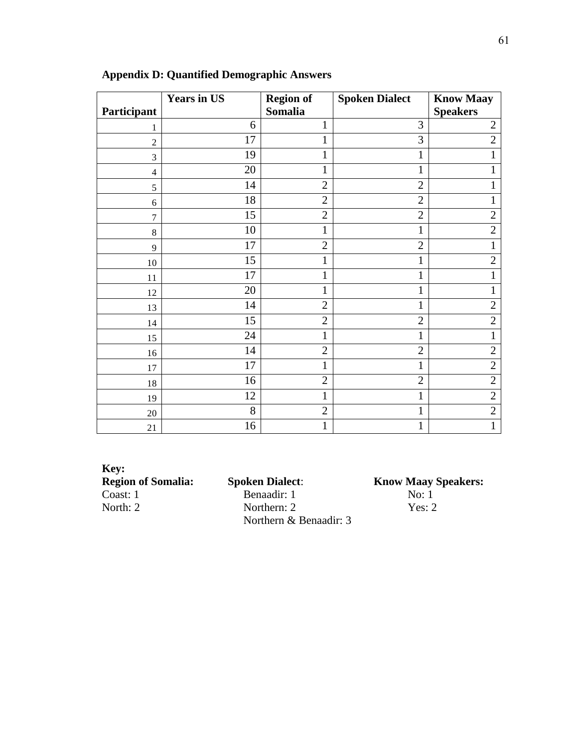**Appendix D: Quantified Demographic Answers**

| Participant | Years in US | Region of Somalia | Spoken Dialect | Know Maay Speakers |
|---|---|---|---|---|
| 1 | 6 | 1 | 3 | 2 |
| 2 | 17 | 1 | 3 | 2 |
| 3 | 19 | 1 | 1 | 1 |
| 4 | 20 | 1 | 1 | 1 |
| 5 | 14 | 2 | 2 | 1 |
| 6 | 18 | 2 | 2 | 1 |
| 7 | 15 | 2 | 2 | 2 |
| 8 | 10 | 1 | 1 | 2 |
| 9 | 17 | 2 | 2 | 1 |
| 10 | 15 | 1 | 1 | 2 |
| 11 | 17 | 1 | 1 | 1 |
| 12 | 20 | 1 | 1 | 1 |
| 13 | 14 | 2 | 1 | 2 |
| 14 | 15 | 2 | 2 | 2 |
| 15 | 24 | 1 | 1 | 1 |
| 16 | 14 | 2 | 2 | 2 |
| 17 | 17 | 1 | 1 | 2 |
| 18 | 16 | 2 | 2 | 2 |
| 19 | 12 | 1 | 1 | 2 |
| 20 | 8 | 2 | 1 | 2 |
| 21 | 16 | 1 | 1 | 1 |

**Key:**

**Region of Somalia:**
Coast: 1
North: 2

**Spoken Dialect**:
Benaadir: 1
Northern: 2
Northern & Benaadir: 3

**Know Maay Speakers:**
No: 1
Yes: 2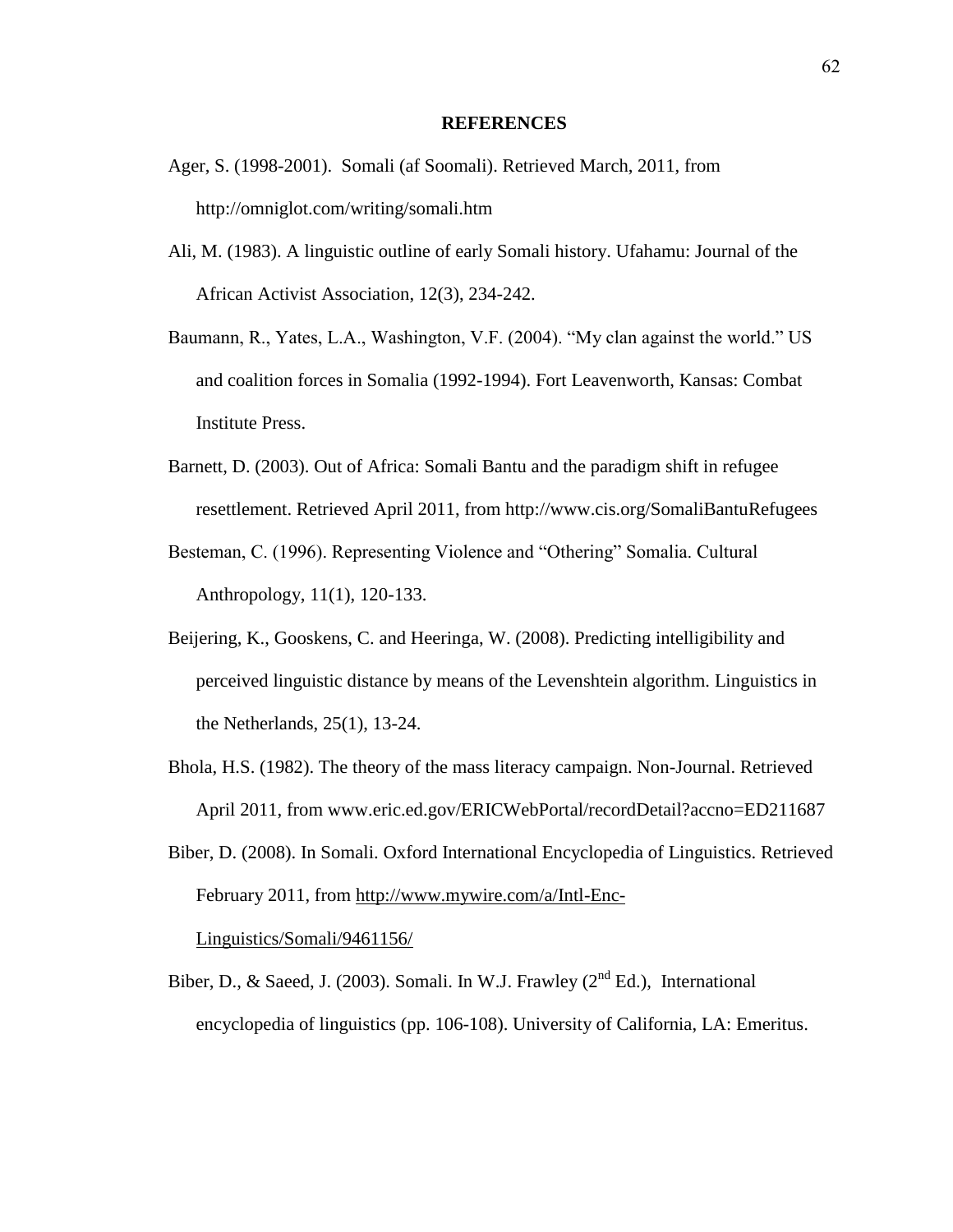## REFERENCES

Ager, S. (1998-2001). Somali (af Soomali). Retrieved March, 2011, from http://omniglot.com/writing/somali.htm

Ali, M. (1983). A linguistic outline of early Somali history. Ufahamu: Journal of the African Activist Association, 12(3), 234-242.

Baumann, R., Yates, L.A., Washington, V.F. (2004). "My clan against the world." US and coalition forces in Somalia (1992-1994). Fort Leavenworth, Kansas: Combat Institute Press.

Barnett, D. (2003). Out of Africa: Somali Bantu and the paradigm shift in refugee resettlement. Retrieved April 2011, from http://www.cis.org/SomaliBantuRefugees

Besteman, C. (1996). Representing Violence and "Othering" Somalia. Cultural Anthropology, 11(1), 120-133.

Beijering, K., Gooskens, C. and Heeringa, W. (2008). Predicting intelligibility and perceived linguistic distance by means of the Levenshtein algorithm. Linguistics in the Netherlands, 25(1), 13-24.

Bhola, H.S. (1982). The theory of the mass literacy campaign. Non-Journal. Retrieved April 2011, from www.eric.ed.gov/ERICWebPortal/recordDetail?accno=ED211687

Biber, D. (2008). In Somali. Oxford International Encyclopedia of Linguistics. Retrieved February 2011, from http://www.mywire.com/a/Intl-Enc-Linguistics/Somali/9461156/

Biber, D., & Saeed, J. (2003). Somali. In W.J. Frawley (2nd Ed.), International encyclopedia of linguistics (pp. 106-108). University of California, LA: Emeritus.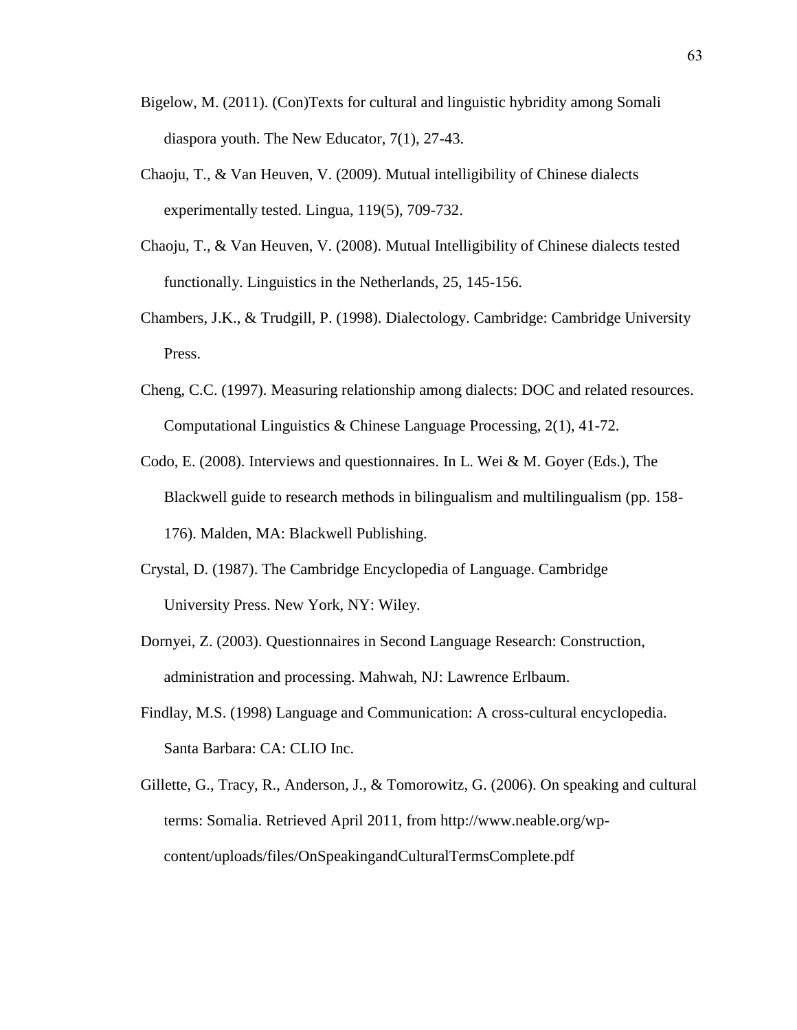Bigelow, M. (2011). (Con)Texts for cultural and linguistic hybridity among Somali diaspora youth. The New Educator, 7(1), 27-43.

Chaoju, T., & Van Heuven, V. (2009). Mutual intelligibility of Chinese dialects experimentally tested. Lingua, 119(5), 709-732.

Chaoju, T., & Van Heuven, V. (2008). Mutual Intelligibility of Chinese dialects tested functionally. Linguistics in the Netherlands, 25, 145-156.

Chambers, J.K., & Trudgill, P. (1998). Dialectology. Cambridge: Cambridge University Press.

Cheng, C.C. (1997). Measuring relationship among dialects: DOC and related resources. Computational Linguistics & Chinese Language Processing, 2(1), 41-72.

Codo, E. (2008). Interviews and questionnaires. In L. Wei & M. Goyer (Eds.), The Blackwell guide to research methods in bilingualism and multilingualism (pp. 158-176). Malden, MA: Blackwell Publishing.

Crystal, D. (1987). The Cambridge Encyclopedia of Language. Cambridge University Press. New York, NY: Wiley.

Dornyei, Z. (2003). Questionnaires in Second Language Research: Construction, administration and processing. Mahwah, NJ: Lawrence Erlbaum.

Findlay, M.S. (1998) Language and Communication: A cross-cultural encyclopedia. Santa Barbara: CA: CLIO Inc.

Gillette, G., Tracy, R., Anderson, J., & Tomorowitz, G. (2006). On speaking and cultural terms: Somalia. Retrieved April 2011, from http://www.neable.org/wp-content/uploads/files/OnSpeakingandCulturalTermsComplete.pdf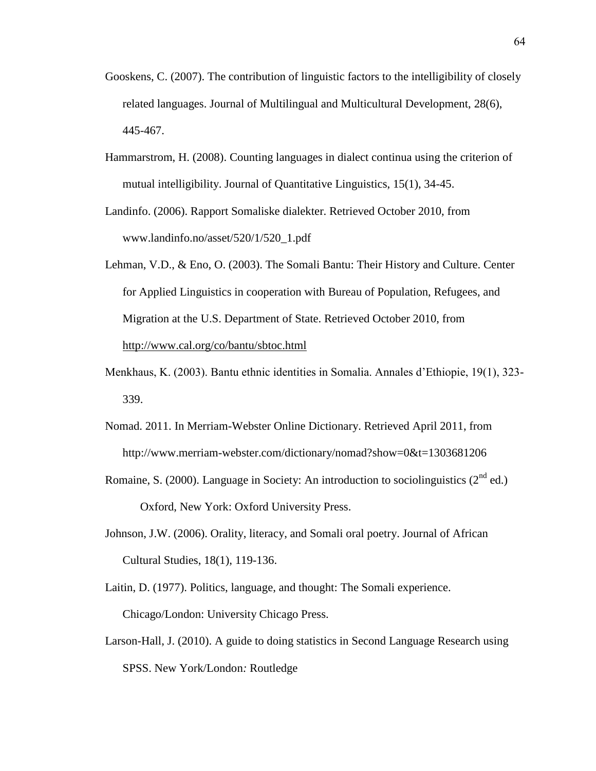Gooskens, C. (2007). The contribution of linguistic factors to the intelligibility of closely related languages. Journal of Multilingual and Multicultural Development, 28(6), 445-467.

Hammarstrom, H. (2008). Counting languages in dialect continua using the criterion of mutual intelligibility. Journal of Quantitative Linguistics, 15(1), 34-45.

Landinfo. (2006). Rapport Somaliske dialekter. Retrieved October 2010, from www.landinfo.no/asset/520/1/520_1.pdf

Lehman, V.D., & Eno, O. (2003). The Somali Bantu: Their History and Culture. Center for Applied Linguistics in cooperation with Bureau of Population, Refugees, and Migration at the U.S. Department of State. Retrieved October 2010, from http://www.cal.org/co/bantu/sbtoc.html

Menkhaus, K. (2003). Bantu ethnic identities in Somalia. Annales d'Ethiopie, 19(1), 323-339.

Nomad. 2011. In Merriam-Webster Online Dictionary. Retrieved April 2011, from http://www.merriam-webster.com/dictionary/nomad?show=0&t=1303681206

Romaine, S. (2000). Language in Society: An introduction to sociolinguistics (2nd ed.) Oxford, New York: Oxford University Press.

Johnson, J.W. (2006). Orality, literacy, and Somali oral poetry. Journal of African Cultural Studies, 18(1), 119-136.

Laitin, D. (1977). Politics, language, and thought: The Somali experience. Chicago/London: University Chicago Press.

Larson-Hall, J. (2010). A guide to doing statistics in Second Language Research using SPSS. New York/London*:* Routledge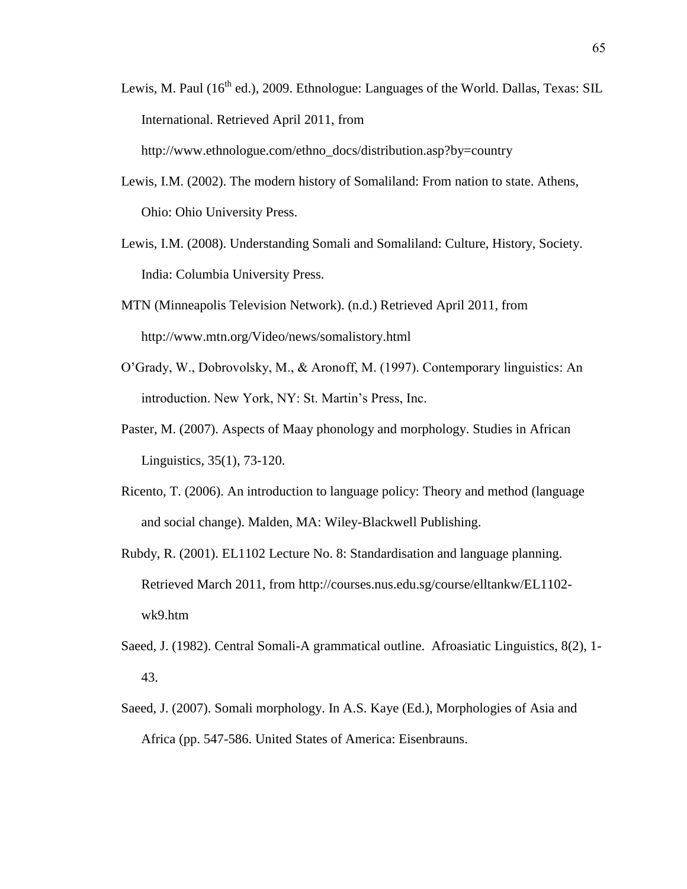Lewis, M. Paul (16th ed.), 2009. Ethnologue: Languages of the World. Dallas, Texas: SIL International. Retrieved April 2011, from http://www.ethnologue.com/ethno_docs/distribution.asp?by=country

Lewis, I.M. (2002). The modern history of Somaliland: From nation to state. Athens, Ohio: Ohio University Press.

Lewis, I.M. (2008). Understanding Somali and Somaliland: Culture, History, Society. India: Columbia University Press.

MTN (Minneapolis Television Network). (n.d.) Retrieved April 2011, from http://www.mtn.org/Video/news/somalistory.html

O'Grady, W., Dobrovolsky, M., & Aronoff, M. (1997). Contemporary linguistics: An introduction. New York, NY: St. Martin's Press, Inc.

Paster, M. (2007). Aspects of Maay phonology and morphology. Studies in African Linguistics, 35(1), 73-120.

Ricento, T. (2006). An introduction to language policy: Theory and method (language and social change). Malden, MA: Wiley-Blackwell Publishing.

Rubdy, R. (2001). EL1102 Lecture No. 8: Standardisation and language planning. Retrieved March 2011, from http://courses.nus.edu.sg/course/elltankw/EL1102-wk9.htm

Saeed, J. (1982). Central Somali-A grammatical outline. Afroasiatic Linguistics, 8(2), 1-43.

Saeed, J. (2007). Somali morphology. In A.S. Kaye (Ed.), Morphologies of Asia and Africa (pp. 547-586. United States of America: Eisenbrauns.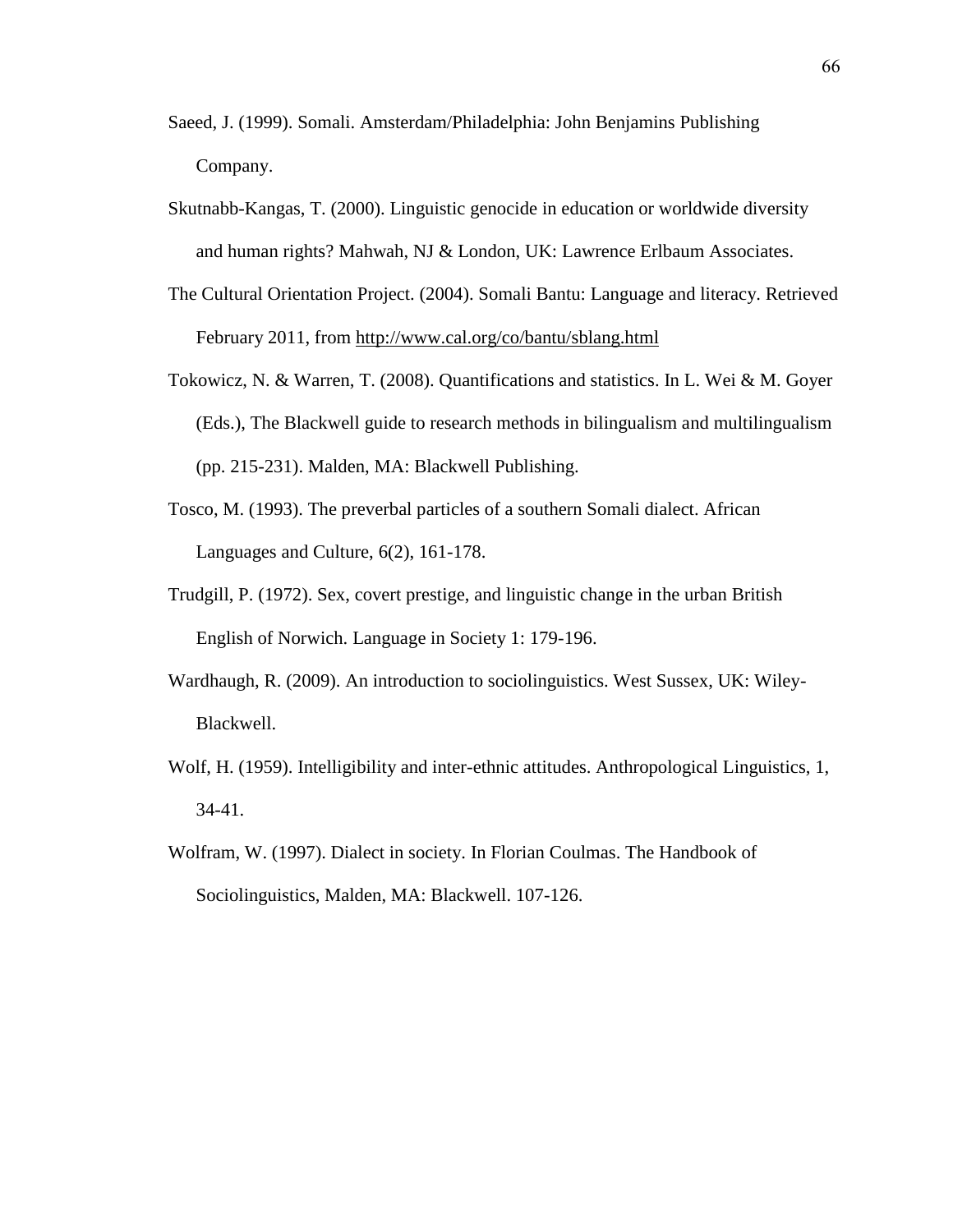Saeed, J. (1999). Somali. Amsterdam/Philadelphia: John Benjamins Publishing Company.

Skutnabb-Kangas, T. (2000). Linguistic genocide in education or worldwide diversity and human rights? Mahwah, NJ & London, UK: Lawrence Erlbaum Associates.

The Cultural Orientation Project. (2004). Somali Bantu: Language and literacy. Retrieved February 2011, from http://www.cal.org/co/bantu/sblang.html

Tokowicz, N. & Warren, T. (2008). Quantifications and statistics. In L. Wei & M. Goyer (Eds.), The Blackwell guide to research methods in bilingualism and multilingualism (pp. 215-231). Malden, MA: Blackwell Publishing.

Tosco, M. (1993). The preverbal particles of a southern Somali dialect. African Languages and Culture, 6(2), 161-178.

Trudgill, P. (1972). Sex, covert prestige, and linguistic change in the urban British English of Norwich. Language in Society 1: 179-196.

Wardhaugh, R. (2009). An introduction to sociolinguistics. West Sussex, UK: Wiley-Blackwell.

Wolf, H. (1959). Intelligibility and inter-ethnic attitudes. Anthropological Linguistics, 1, 34-41.

Wolfram, W. (1997). Dialect in society. In Florian Coulmas. The Handbook of Sociolinguistics, Malden, MA: Blackwell. 107-126.